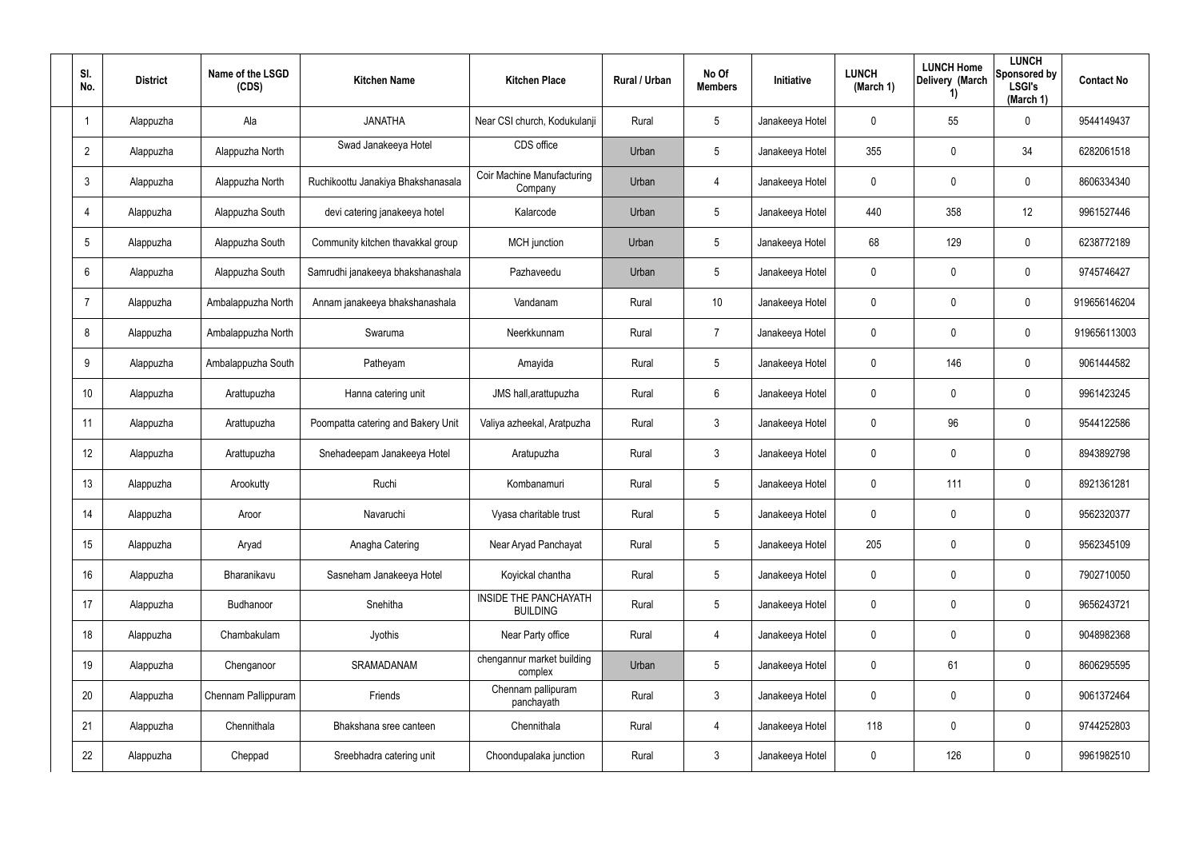| Sl. No. | District | Name of the LSGD (CDS) | Kitchen Name | Kitchen Place | Rural / Urban | No Of Members | Initiative | LUNCH (March 1) | LUNCH Home Delivery (March 1) | LUNCH Sponsored by LSGI's (March 1) | Contact No |
|---|---|---|---|---|---|---|---|---|---|---|---|
| 1 | Alappuzha | Ala | JANATHA | Near CSI church, Kodukulanji | Rural | 5 | Janakeeya Hotel | 0 | 55 | 0 | 9544149437 |
| 2 | Alappuzha | Alappuzha North | Swad Janakeeya Hotel | CDS office | Urban | 5 | Janakeeya Hotel | 355 | 0 | 34 | 6282061518 |
| 3 | Alappuzha | Alappuzha North | Ruchikoottu Janakiya Bhakshanasala | Coir Machine Manufacturing Company | Urban | 4 | Janakeeya Hotel | 0 | 0 | 0 | 8606334340 |
| 4 | Alappuzha | Alappuzha South | devi catering janakeeya hotel | Kalarcode | Urban | 5 | Janakeeya Hotel | 440 | 358 | 12 | 9961527446 |
| 5 | Alappuzha | Alappuzha South | Community kitchen thavakkal group | MCH junction | Urban | 5 | Janakeeya Hotel | 68 | 129 | 0 | 6238772189 |
| 6 | Alappuzha | Alappuzha South | Samrudhi janakeeya bhakshanashala | Pazhaveedu | Urban | 5 | Janakeeya Hotel | 0 | 0 | 0 | 9745746427 |
| 7 | Alappuzha | Ambalappuzha North | Annam janakeeya bhakshanashala | Vandanam | Rural | 10 | Janakeeya Hotel | 0 | 0 | 0 | 919656146204 |
| 8 | Alappuzha | Ambalappuzha North | Swaruma | Neerkkunnam | Rural | 7 | Janakeeya Hotel | 0 | 0 | 0 | 919656113003 |
| 9 | Alappuzha | Ambalappuzha South | Patheyam | Amayida | Rural | 5 | Janakeeya Hotel | 0 | 146 | 0 | 9061444582 |
| 10 | Alappuzha | Arattupuzha | Hanna catering unit | JMS hall,arattupuzha | Rural | 6 | Janakeeya Hotel | 0 | 0 | 0 | 9961423245 |
| 11 | Alappuzha | Arattupuzha | Poompatta catering and Bakery Unit | Valiya azheekal, Aratpuzha | Rural | 3 | Janakeeya Hotel | 0 | 96 | 0 | 9544122586 |
| 12 | Alappuzha | Arattupuzha | Snehadeepam Janakeeya Hotel | Aratupuzha | Rural | 3 | Janakeeya Hotel | 0 | 0 | 0 | 8943892798 |
| 13 | Alappuzha | Arookutty | Ruchi | Kombanamuri | Rural | 5 | Janakeeya Hotel | 0 | 111 | 0 | 8921361281 |
| 14 | Alappuzha | Aroor | Navaruchi | Vyasa charitable trust | Rural | 5 | Janakeeya Hotel | 0 | 0 | 0 | 9562320377 |
| 15 | Alappuzha | Aryad | Anagha Catering | Near Aryad Panchayat | Rural | 5 | Janakeeya Hotel | 205 | 0 | 0 | 9562345109 |
| 16 | Alappuzha | Bharanikavu | Sasneham Janakeeya Hotel | Koyickal chantha | Rural | 5 | Janakeeya Hotel | 0 | 0 | 0 | 7902710050 |
| 17 | Alappuzha | Budhanoor | Snehitha | INSIDE THE PANCHAYATH BUILDING | Rural | 5 | Janakeeya Hotel | 0 | 0 | 0 | 9656243721 |
| 18 | Alappuzha | Chambakulam | Jyothis | Near Party office | Rural | 4 | Janakeeya Hotel | 0 | 0 | 0 | 9048982368 |
| 19 | Alappuzha | Chenganoor | SRAMADANAM | chengannur market building complex | Urban | 5 | Janakeeya Hotel | 0 | 61 | 0 | 8606295595 |
| 20 | Alappuzha | Chennam Pallippuram | Friends | Chennam pallipuram panchayath | Rural | 3 | Janakeeya Hotel | 0 | 0 | 0 | 9061372464 |
| 21 | Alappuzha | Chennithala | Bhakshana sree canteen | Chennithala | Rural | 4 | Janakeeya Hotel | 118 | 0 | 0 | 9744252803 |
| 22 | Alappuzha | Cheppad | Sreebhadra catering unit | Choondupalaka junction | Rural | 3 | Janakeeya Hotel | 0 | 126 | 0 | 9961982510 |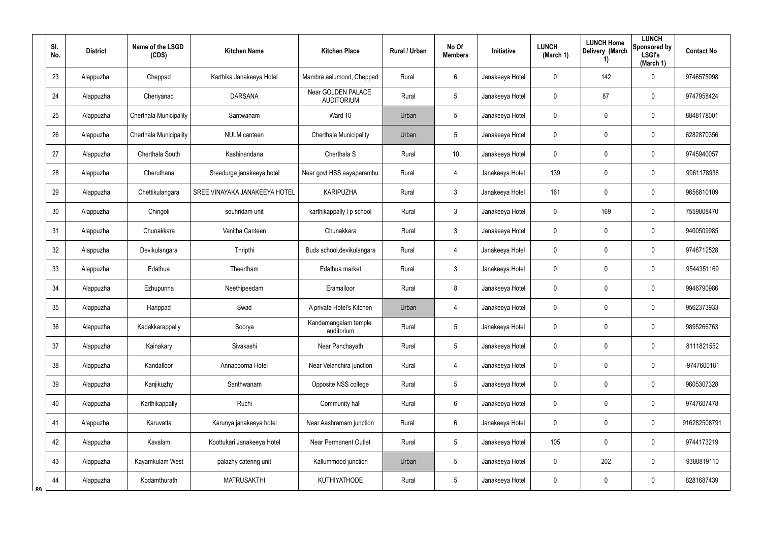| Sl. No. | District | Name of the LSGD (CDS) | Kitchen Name | Kitchen Place | Rural / Urban | No Of Members | Initiative | LUNCH (March 1) | LUNCH Home Delivery (March 1) | LUNCH Sponsored by LSGI's (March 1) | Contact No |
|---|---|---|---|---|---|---|---|---|---|---|---|
| 23 | Alappuzha | Cheppad | Karthika Janakeeya Hotel | Mambra aalumood, Cheppad | Rural | 6 | Janakeeya Hotel | 0 | 142 | 0 | 9746575998 |
| 24 | Alappuzha | Cheriyanad | DARSANA | Near GOLDEN PALACE AUDITORIUM | Rural | 5 | Janakeeya Hotel | 0 | 87 | 0 | 9747958424 |
| 25 | Alappuzha | Cherthala Municipality | Santwanam | Ward 10 | Urban | 5 | Janakeeya Hotel | 0 | 0 | 0 | 8848178001 |
| 26 | Alappuzha | Cherthala Municipality | NULM canteen | Cherthala Municipality | Urban | 5 | Janakeeya Hotel | 0 | 0 | 0 | 6282870356 |
| 27 | Alappuzha | Cherthala South | Kashinandana | Cherthala S | Rural | 10 | Janakeeya Hotel | 0 | 0 | 0 | 9745940057 |
| 28 | Alappuzha | Cheruthana | Sreedurga janakeeya hotel | Near govt HSS aayaparambu | Rural | 4 | Janakeeya Hotel | 139 | 0 | 0 | 9961178936 |
| 29 | Alappuzha | Chettikulangara | SREE VINAYAKA JANAKEEYA HOTEL | KARIPUZHA | Rural | 3 | Janakeeya Hotel | 161 | 0 | 0 | 9656810109 |
| 30 | Alappuzha | Chingoli | souhridam unit | karthikappally l p school | Rural | 3 | Janakeeya Hotel | 0 | 169 | 0 | 7559808470 |
| 31 | Alappuzha | Chunakkara | Vanitha Canteen | Chunakkara | Rural | 3 | Janakeeya Hotel | 0 | 0 | 0 | 9400509985 |
| 32 | Alappuzha | Devikulangara | Thripthi | Buds school,devikulangara | Rural | 4 | Janakeeya Hotel | 0 | 0 | 0 | 9746712528 |
| 33 | Alappuzha | Edathua | Theertham | Edathua market | Rural | 3 | Janakeeya Hotel | 0 | 0 | 0 | 9544351169 |
| 34 | Alappuzha | Ezhupunna | Neethipeedam | Eramalloor | Rural | 8 | Janakeeya Hotel | 0 | 0 | 0 | 9946790986 |
| 35 | Alappuzha | Harippad | Swad | A private Hotel's Kitchen | Urban | 4 | Janakeeya Hotel | 0 | 0 | 0 | 9562373933 |
| 36 | Alappuzha | Kadakkarappally | Soorya | Kandamangalam temple auditorium | Rural | 5 | Janakeeya Hotel | 0 | 0 | 0 | 9895266763 |
| 37 | Alappuzha | Kainakary | Sivakashi | Near Panchayath | Rural | 5 | Janakeeya Hotel | 0 | 0 | 0 | 8111821552 |
| 38 | Alappuzha | Kandalloor | Annapoorna Hotel | Near Velanchira junction | Rural | 4 | Janakeeya Hotel | 0 | 0 | 0 | -9747600181 |
| 39 | Alappuzha | Kanjikuzhy | Santhwanam | Opposite NSS college | Rural | 5 | Janakeeya Hotel | 0 | 0 | 0 | 9605307328 |
| 40 | Alappuzha | Karthikappally | Ruchi | Community hall | Rural | 6 | Janakeeya Hotel | 0 | 0 | 0 | 9747607478 |
| 41 | Alappuzha | Karuvatta | Karunya janakeeya hotel | Near Aashramam junction | Rural | 6 | Janakeeya Hotel | 0 | 0 | 0 | 916282508791 |
| 42 | Alappuzha | Kavalam | Koottukari Janakeeya Hotel | Near Permanent Outlet | Rural | 5 | Janakeeya Hotel | 105 | 0 | 0 | 9744173219 |
| 43 | Alappuzha | Kayamkulam West | palazhy catering unit | Kallummood junction | Urban | 5 | Janakeeya Hotel | 0 | 202 | 0 | 9388819110 |
| 44 | Alappuzha | Kodamthurath | MATRUSAKTHI | KUTHIYATHODE | Rural | 5 | Janakeeya Hotel | 0 | 0 | 0 | 8281687439 |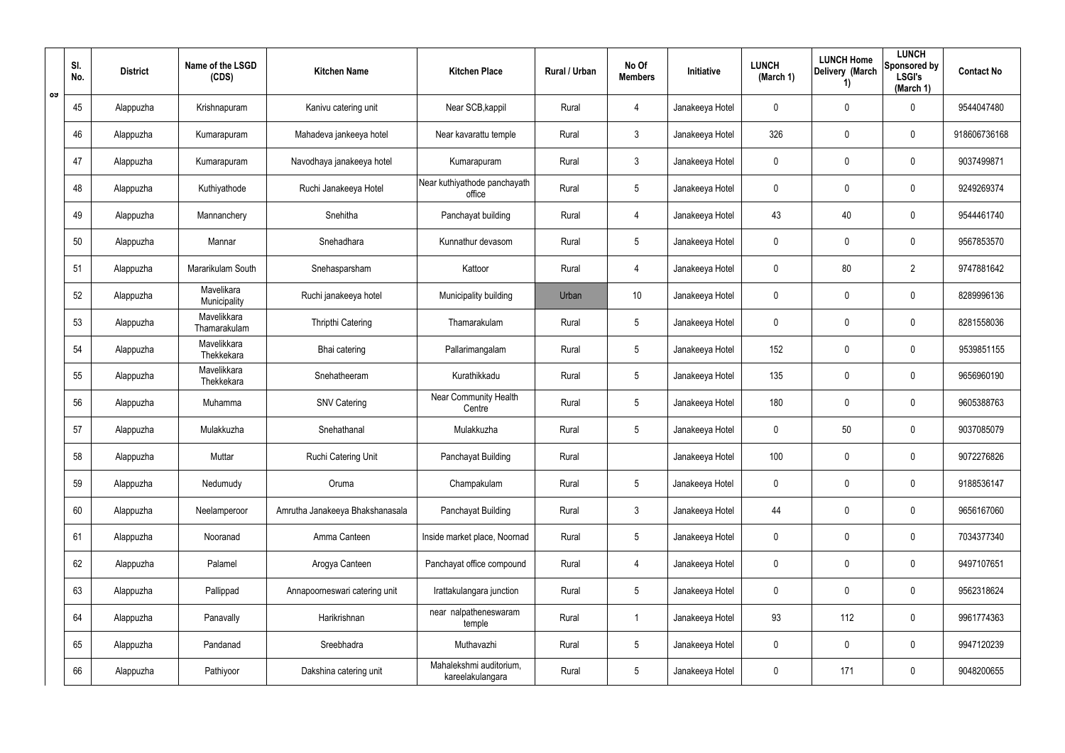| Sl. No. | District | Name of the LSGD (CDS) | Kitchen Name | Kitchen Place | Rural / Urban | No Of Members | Initiative | LUNCH (March 1) | LUNCH Home Delivery (March 1) | LUNCH Sponsored by LSGI's (March 1) | Contact No |
|---|---|---|---|---|---|---|---|---|---|---|---|
| 45 | Alappuzha | Krishnapuram | Kanivu catering unit | Near SCB,kappil | Rural | 4 | Janakeeya Hotel | 0 | 0 | 0 | 9544047480 |
| 46 | Alappuzha | Kumarapuram | Mahadeva jankeeya hotel | Near kavarattu temple | Rural | 3 | Janakeeya Hotel | 326 | 0 | 0 | 918606736168 |
| 47 | Alappuzha | Kumarapuram | Navodhaya janakeeya hotel | Kumarapuram | Rural | 3 | Janakeeya Hotel | 0 | 0 | 0 | 9037499871 |
| 48 | Alappuzha | Kuthiyathode | Ruchi Janakeeya Hotel | Near kuthiyathode panchayath office | Rural | 5 | Janakeeya Hotel | 0 | 0 | 0 | 9249269374 |
| 49 | Alappuzha | Mannanchery | Snehitha | Panchayat building | Rural | 4 | Janakeeya Hotel | 43 | 40 | 0 | 9544461740 |
| 50 | Alappuzha | Mannar | Snehadhara | Kunnathur devasom | Rural | 5 | Janakeeya Hotel | 0 | 0 | 0 | 9567853570 |
| 51 | Alappuzha | Mararikulam South | Snehasparsham | Kattoor | Rural | 4 | Janakeeya Hotel | 0 | 80 | 2 | 9747881642 |
| 52 | Alappuzha | Mavelikara Municipality | Ruchi janakeeya hotel | Municipality building | Urban | 10 | Janakeeya Hotel | 0 | 0 | 0 | 8289996136 |
| 53 | Alappuzha | Mavelikkara Thamarakulam | Thripthi Catering | Thamarakulam | Rural | 5 | Janakeeya Hotel | 0 | 0 | 0 | 8281558036 |
| 54 | Alappuzha | Mavelikkara Thekkekara | Bhai catering | Pallarimangalam | Rural | 5 | Janakeeya Hotel | 152 | 0 | 0 | 9539851155 |
| 55 | Alappuzha | Mavelikkara Thekkekara | Snehatheeram | Kurathikkadu | Rural | 5 | Janakeeya Hotel | 135 | 0 | 0 | 9656960190 |
| 56 | Alappuzha | Muhamma | SNV Catering | Near Community Health Centre | Rural | 5 | Janakeeya Hotel | 180 | 0 | 0 | 9605388763 |
| 57 | Alappuzha | Mulakkuzha | Snehathanal | Mulakkuzha | Rural | 5 | Janakeeya Hotel | 0 | 50 | 0 | 9037085079 |
| 58 | Alappuzha | Muttar | Ruchi Catering Unit | Panchayat Building | Rural | | Janakeeya Hotel | 100 | 0 | 0 | 9072276826 |
| 59 | Alappuzha | Nedumudy | Oruma | Champakulam | Rural | 5 | Janakeeya Hotel | 0 | 0 | 0 | 9188536147 |
| 60 | Alappuzha | Neelamperoor | Amrutha Janakeeya Bhakshanasala | Panchayat Building | Rural | 3 | Janakeeya Hotel | 44 | 0 | 0 | 9656167060 |
| 61 | Alappuzha | Nooranad | Amma Canteen | Inside market place, Noornad | Rural | 5 | Janakeeya Hotel | 0 | 0 | 0 | 7034377340 |
| 62 | Alappuzha | Palamel | Arogya Canteen | Panchayat office compound | Rural | 4 | Janakeeya Hotel | 0 | 0 | 0 | 9497107651 |
| 63 | Alappuzha | Pallippad | Annapoorneswari catering unit | Irattakulangara junction | Rural | 5 | Janakeeya Hotel | 0 | 0 | 0 | 9562318624 |
| 64 | Alappuzha | Panavally | Harikrishnan | near nalpatheneswaram temple | Rural | 1 | Janakeeya Hotel | 93 | 112 | 0 | 9961774363 |
| 65 | Alappuzha | Pandanad | Sreebhadra | Muthavazhi | Rural | 5 | Janakeeya Hotel | 0 | 0 | 0 | 9947120239 |
| 66 | Alappuzha | Pathiyoor | Dakshina catering unit | Mahalekshmi auditorium, kareelakulangara | Rural | 5 | Janakeeya Hotel | 0 | 171 | 0 | 9048200655 |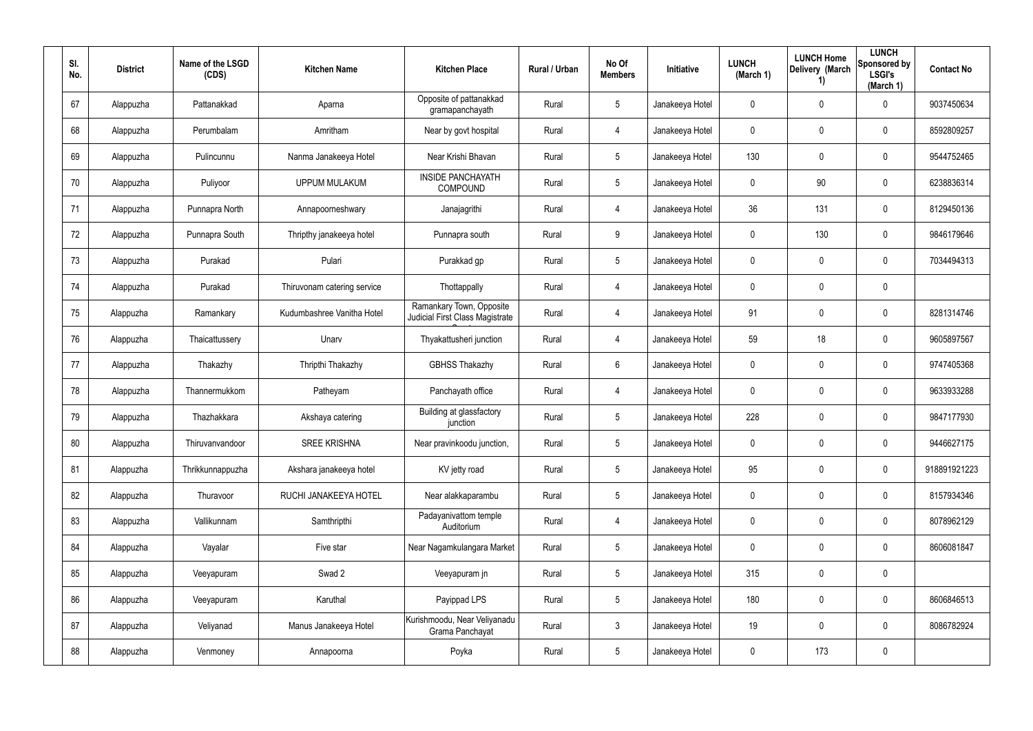| Sl. No. | District | Name of the LSGD (CDS) | Kitchen Name | Kitchen Place | Rural / Urban | No Of Members | Initiative | LUNCH (March 1) | LUNCH Home Delivery (March 1) | LUNCH Sponsored by LSGI's (March 1) | Contact No |
|---|---|---|---|---|---|---|---|---|---|---|---|
| 67 | Alappuzha | Pattanakkad | Aparna | Opposite of pattanakkad gramapanchayath | Rural | 5 | Janakeeya Hotel | 0 | 0 | 0 | 9037450634 |
| 68 | Alappuzha | Perumbalam | Amritham | Near by govt hospital | Rural | 4 | Janakeeya Hotel | 0 | 0 | 0 | 8592809257 |
| 69 | Alappuzha | Pulincunnu | Nanma Janakeeya Hotel | Near Krishi Bhavan | Rural | 5 | Janakeeya Hotel | 130 | 0 | 0 | 9544752465 |
| 70 | Alappuzha | Puliyoor | UPPUM MULAKUM | INSIDE PANCHAYATH COMPOUND | Rural | 5 | Janakeeya Hotel | 0 | 90 | 0 | 6238836314 |
| 71 | Alappuzha | Punnapra North | Annapoorneshwary | Janajagrithi | Rural | 4 | Janakeeya Hotel | 36 | 131 | 0 | 8129450136 |
| 72 | Alappuzha | Punnapra South | Thripthy janakeeya hotel | Punnapra south | Rural | 9 | Janakeeya Hotel | 0 | 130 | 0 | 9846179646 |
| 73 | Alappuzha | Purakad | Pulari | Purakkad gp | Rural | 5 | Janakeeya Hotel | 0 | 0 | 0 | 7034494313 |
| 74 | Alappuzha | Purakad | Thiruvonam catering service | Thottappally | Rural | 4 | Janakeeya Hotel | 0 | 0 | 0 | |
| 75 | Alappuzha | Ramankary | Kudumbashree Vanitha Hotel | Ramankary Town, Opposite Judicial First Class Magistrate Court | Rural | 4 | Janakeeya Hotel | 91 | 0 | 0 | 8281314746 |
| 76 | Alappuzha | Thaicattussery | Unarv | Thyakattusheri junction | Rural | 4 | Janakeeya Hotel | 59 | 18 | 0 | 9605897567 |
| 77 | Alappuzha | Thakazhy | Thripthi Thakazhy | GBHSS Thakazhy | Rural | 6 | Janakeeya Hotel | 0 | 0 | 0 | 9747405368 |
| 78 | Alappuzha | Thannermukkom | Patheyam | Panchayath office | Rural | 4 | Janakeeya Hotel | 0 | 0 | 0 | 9633933288 |
| 79 | Alappuzha | Thazhakkara | Akshaya catering | Building at glassfactory junction | Rural | 5 | Janakeeya Hotel | 228 | 0 | 0 | 9847177930 |
| 80 | Alappuzha | Thiruvanvandoor | SREE KRISHNA | Near pravinkoodu junction, | Rural | 5 | Janakeeya Hotel | 0 | 0 | 0 | 9446627175 |
| 81 | Alappuzha | Thrikkunnappuzha | Akshara janakeeya hotel | KV jetty road | Rural | 5 | Janakeeya Hotel | 95 | 0 | 0 | 918891921223 |
| 82 | Alappuzha | Thuravoor | RUCHI JANAKEEYA HOTEL | Near alakkaparambu | Rural | 5 | Janakeeya Hotel | 0 | 0 | 0 | 8157934346 |
| 83 | Alappuzha | Vallikunnam | Samthripthi | Padayanivattom temple Auditorium | Rural | 4 | Janakeeya Hotel | 0 | 0 | 0 | 8078962129 |
| 84 | Alappuzha | Vayalar | Five star | Near Nagamkulangara Market | Rural | 5 | Janakeeya Hotel | 0 | 0 | 0 | 8606081847 |
| 85 | Alappuzha | Veeyapuram | Swad 2 | Veeyapuram jn | Rural | 5 | Janakeeya Hotel | 315 | 0 | 0 | |
| 86 | Alappuzha | Veeyapuram | Karuthal | Payippad LPS | Rural | 5 | Janakeeya Hotel | 180 | 0 | 0 | 8606846513 |
| 87 | Alappuzha | Veliyanad | Manus Janakeeya Hotel | Kurishmoodu, Near Veliyanadu Grama Panchayat | Rural | 3 | Janakeeya Hotel | 19 | 0 | 0 | 8086782924 |
| 88 | Alappuzha | Venmoney | Annapoorna | Poyka | Rural | 5 | Janakeeya Hotel | 0 | 173 | 0 | |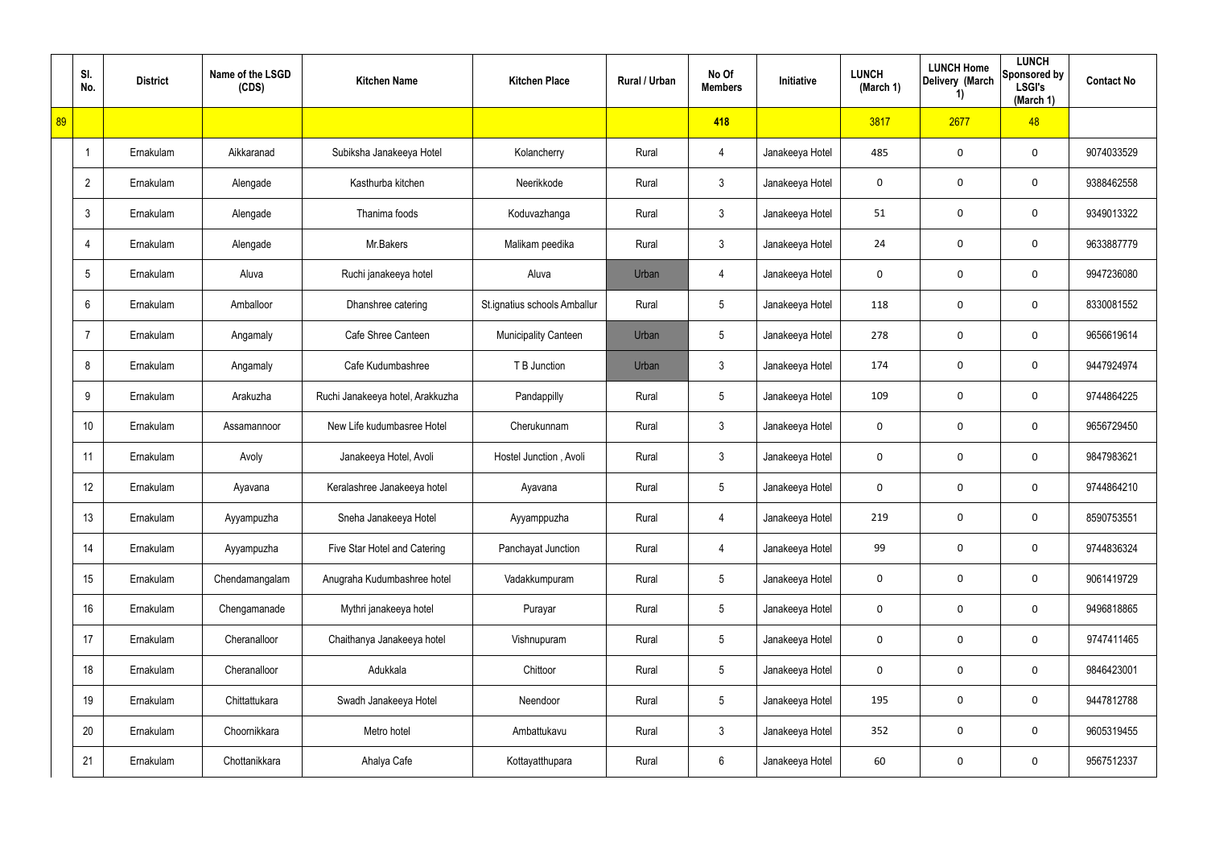| | Sl. No. | District | Name of the LSGD (CDS) | Kitchen Name | Kitchen Place | Rural / Urban | No Of Members | Initiative | LUNCH (March 1) | LUNCH Home Delivery (March 1) | LUNCH Sponsored by LSGI's (March 1) | Contact No |
|---|---|---|---|---|---|---|---|---|---|---|---|---|
| 89 | | | | | | | 418 | | 3817 | 2677 | 48 | |
| | 1 | Ernakulam | Aikkaranad | Subiksha Janakeeya Hotel | Kolancherry | Rural | 4 | Janakeeya Hotel | 485 | 0 | 0 | 9074033529 |
| | 2 | Ernakulam | Alengade | Kasthurba kitchen | Neerikkode | Rural | 3 | Janakeeya Hotel | 0 | 0 | 0 | 9388462558 |
| | 3 | Ernakulam | Alengade | Thanima foods | Koduvazhanga | Rural | 3 | Janakeeya Hotel | 51 | 0 | 0 | 9349013322 |
| | 4 | Ernakulam | Alengade | Mr.Bakers | Malikam peedika | Rural | 3 | Janakeeya Hotel | 24 | 0 | 0 | 9633887779 |
| | 5 | Ernakulam | Aluva | Ruchi janakeeya hotel | Aluva | Urban | 4 | Janakeeya Hotel | 0 | 0 | 0 | 9947236080 |
| | 6 | Ernakulam | Amballoor | Dhanshree catering | St.ignatius schools Amballur | Rural | 5 | Janakeeya Hotel | 118 | 0 | 0 | 8330081552 |
| | 7 | Ernakulam | Angamaly | Cafe Shree Canteen | Municipality Canteen | Urban | 5 | Janakeeya Hotel | 278 | 0 | 0 | 9656619614 |
| | 8 | Ernakulam | Angamaly | Cafe Kudumbashree | T B Junction | Urban | 3 | Janakeeya Hotel | 174 | 0 | 0 | 9447924974 |
| | 9 | Ernakulam | Arakuzha | Ruchi Janakeeya hotel, Arakkuzha | Pandappilly | Rural | 5 | Janakeeya Hotel | 109 | 0 | 0 | 9744864225 |
| | 10 | Ernakulam | Assamannoor | New Life kudumbasree Hotel | Cherukunnam | Rural | 3 | Janakeeya Hotel | 0 | 0 | 0 | 9656729450 |
| | 11 | Ernakulam | Avoly | Janakeeya Hotel, Avoli | Hostel Junction , Avoli | Rural | 3 | Janakeeya Hotel | 0 | 0 | 0 | 9847983621 |
| | 12 | Ernakulam | Ayavana | Keralashree Janakeeya hotel | Ayavana | Rural | 5 | Janakeeya Hotel | 0 | 0 | 0 | 9744864210 |
| | 13 | Ernakulam | Ayyampuzha | Sneha Janakeeya Hotel | Ayyamppuzha | Rural | 4 | Janakeeya Hotel | 219 | 0 | 0 | 8590753551 |
| | 14 | Ernakulam | Ayyampuzha | Five Star Hotel and Catering | Panchayat Junction | Rural | 4 | Janakeeya Hotel | 99 | 0 | 0 | 9744836324 |
| | 15 | Ernakulam | Chendamangalam | Anugraha Kudumbashree hotel | Vadakkumpuram | Rural | 5 | Janakeeya Hotel | 0 | 0 | 0 | 9061419729 |
| | 16 | Ernakulam | Chengamanade | Mythri janakeeya hotel | Purayar | Rural | 5 | Janakeeya Hotel | 0 | 0 | 0 | 9496818865 |
| | 17 | Ernakulam | Cheranalloor | Chaithanya Janakeeya hotel | Vishnupuram | Rural | 5 | Janakeeya Hotel | 0 | 0 | 0 | 9747411465 |
| | 18 | Ernakulam | Cheranalloor | Adukkala | Chittoor | Rural | 5 | Janakeeya Hotel | 0 | 0 | 0 | 9846423001 |
| | 19 | Ernakulam | Chittattukara | Swadh Janakeeya Hotel | Neendoor | Rural | 5 | Janakeeya Hotel | 195 | 0 | 0 | 9447812788 |
| | 20 | Ernakulam | Choornikkara | Metro hotel | Ambattukavu | Rural | 3 | Janakeeya Hotel | 352 | 0 | 0 | 9605319455 |
| | 21 | Ernakulam | Chottanikkara | Ahalya Cafe | Kottayatthupara | Rural | 6 | Janakeeya Hotel | 60 | 0 | 0 | 9567512337 |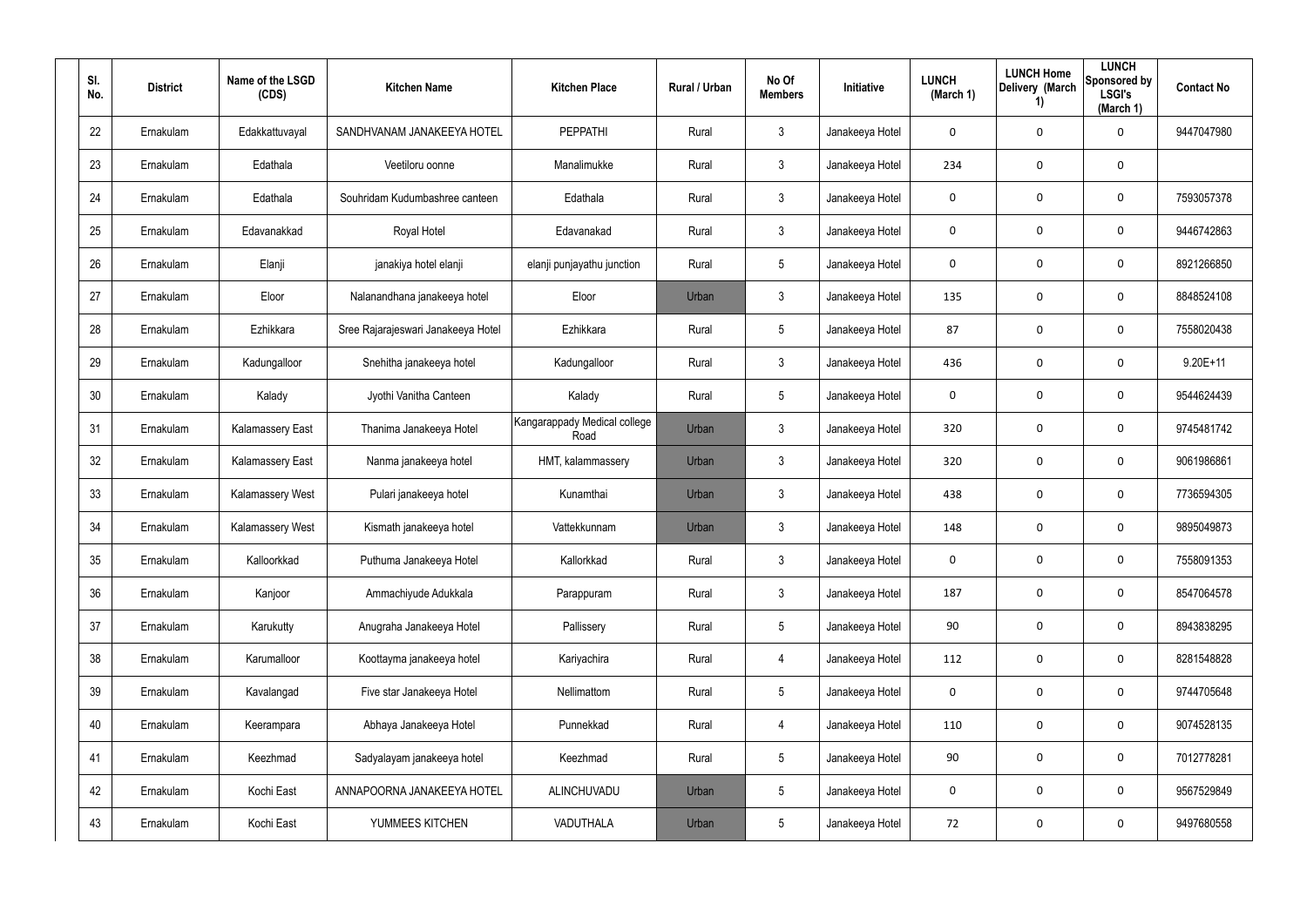| Sl. No. | District | Name of the LSGD (CDS) | Kitchen Name | Kitchen Place | Rural / Urban | No Of Members | Initiative | LUNCH (March 1) | LUNCH Home Delivery (March 1) | LUNCH Sponsored by LSGI's (March 1) | Contact No |
|---|---|---|---|---|---|---|---|---|---|---|---|
| 22 | Ernakulam | Edakkattuvayal | SANDHVANAM JANAKEEYA HOTEL | PEPPATHI | Rural | 3 | Janakeeya Hotel | 0 | 0 | 0 | 9447047980 |
| 23 | Ernakulam | Edathala | Veetiloru oonne | Manalimukke | Rural | 3 | Janakeeya Hotel | 234 | 0 | 0 | |
| 24 | Ernakulam | Edathala | Souhridam Kudumbashree canteen | Edathala | Rural | 3 | Janakeeya Hotel | 0 | 0 | 0 | 7593057378 |
| 25 | Ernakulam | Edavanakkad | Royal Hotel | Edavanakad | Rural | 3 | Janakeeya Hotel | 0 | 0 | 0 | 9446742863 |
| 26 | Ernakulam | Elanji | janakiya hotel elanji | elanji punjayathu junction | Rural | 5 | Janakeeya Hotel | 0 | 0 | 0 | 8921266850 |
| 27 | Ernakulam | Eloor | Nalanandhana janakeeya hotel | Eloor | Urban | 3 | Janakeeya Hotel | 135 | 0 | 0 | 8848524108 |
| 28 | Ernakulam | Ezhikkara | Sree Rajarajeswari Janakeeya Hotel | Ezhikkara | Rural | 5 | Janakeeya Hotel | 87 | 0 | 0 | 7558020438 |
| 29 | Ernakulam | Kadungalloor | Snehitha janakeeya hotel | Kadungalloor | Rural | 3 | Janakeeya Hotel | 436 | 0 | 0 | 9.20E+11 |
| 30 | Ernakulam | Kalady | Jyothi Vanitha Canteen | Kalady | Rural | 5 | Janakeeya Hotel | 0 | 0 | 0 | 9544624439 |
| 31 | Ernakulam | Kalamassery East | Thanima Janakeeya Hotel | Kangarappady Medical college Road | Urban | 3 | Janakeeya Hotel | 320 | 0 | 0 | 9745481742 |
| 32 | Ernakulam | Kalamassery East | Nanma janakeeya hotel | HMT, kalammassery | Urban | 3 | Janakeeya Hotel | 320 | 0 | 0 | 9061986861 |
| 33 | Ernakulam | Kalamassery West | Pulari janakeeya hotel | Kunamthai | Urban | 3 | Janakeeya Hotel | 438 | 0 | 0 | 7736594305 |
| 34 | Ernakulam | Kalamassery West | Kismath janakeeya hotel | Vattekkunnam | Urban | 3 | Janakeeya Hotel | 148 | 0 | 0 | 9895049873 |
| 35 | Ernakulam | Kalloorkkad | Puthuma Janakeeya Hotel | Kallorkkad | Rural | 3 | Janakeeya Hotel | 0 | 0 | 0 | 7558091353 |
| 36 | Ernakulam | Kanjoor | Ammachiyude Adukkala | Parappuram | Rural | 3 | Janakeeya Hotel | 187 | 0 | 0 | 8547064578 |
| 37 | Ernakulam | Karukutty | Anugraha Janakeeya Hotel | Pallissery | Rural | 5 | Janakeeya Hotel | 90 | 0 | 0 | 8943838295 |
| 38 | Ernakulam | Karumalloor | Koottayma janakeeya hotel | Kariyachira | Rural | 4 | Janakeeya Hotel | 112 | 0 | 0 | 8281548828 |
| 39 | Ernakulam | Kavalangad | Five star Janakeeya Hotel | Nellimattom | Rural | 5 | Janakeeya Hotel | 0 | 0 | 0 | 9744705648 |
| 40 | Ernakulam | Keerampara | Abhaya Janakeeya Hotel | Punnekkad | Rural | 4 | Janakeeya Hotel | 110 | 0 | 0 | 9074528135 |
| 41 | Ernakulam | Keezhmad | Sadyalayam janakeeya hotel | Keezhmad | Rural | 5 | Janakeeya Hotel | 90 | 0 | 0 | 7012778281 |
| 42 | Ernakulam | Kochi East | ANNAPOORNA JANAKEEYA HOTEL | ALINCHUVADU | Urban | 5 | Janakeeya Hotel | 0 | 0 | 0 | 9567529849 |
| 43 | Ernakulam | Kochi East | YUMMEES KITCHEN | VADUTHALA | Urban | 5 | Janakeeya Hotel | 72 | 0 | 0 | 9497680558 |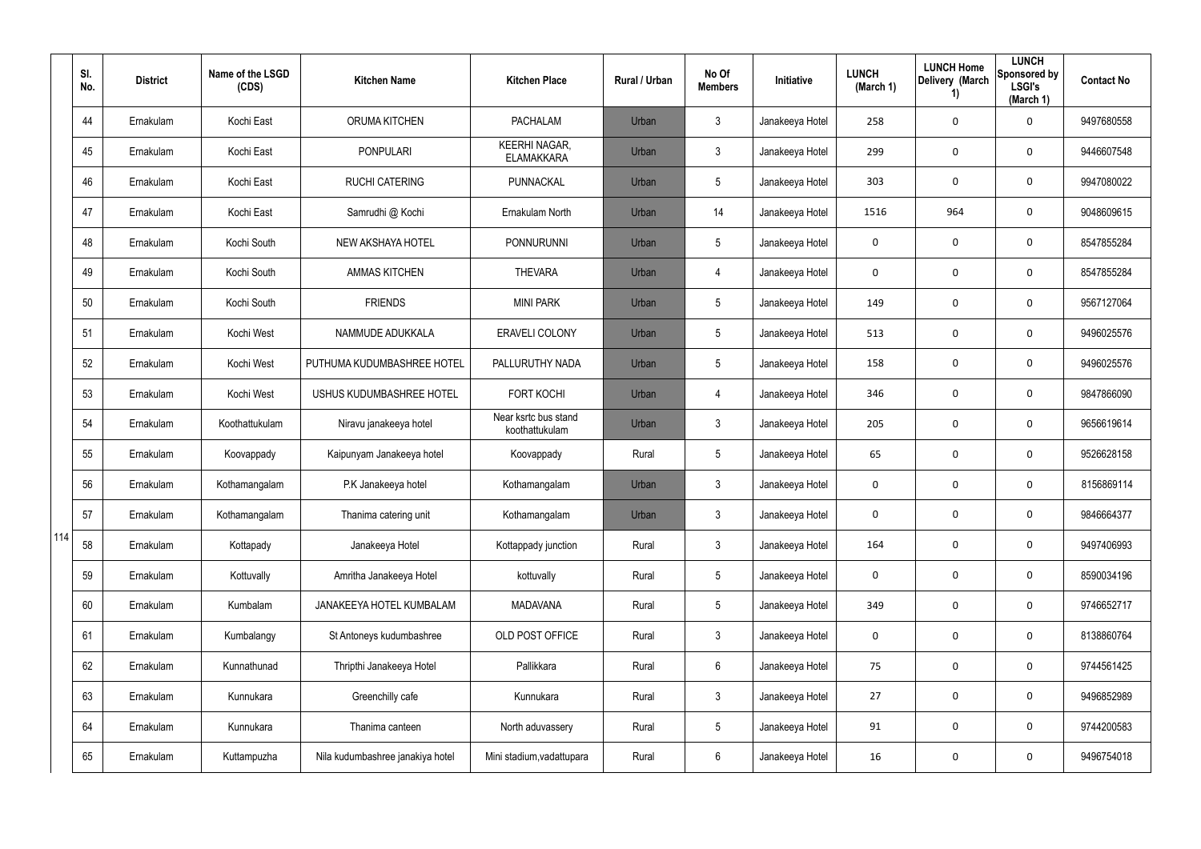| | Sl. No. | District | Name of the LSGD (CDS) | Kitchen Name | Kitchen Place | Rural / Urban | No Of Members | Initiative | LUNCH (March 1) | LUNCH Home Delivery (March 1) | LUNCH Sponsored by LSGI's (March 1) | Contact No |
|---|---|---|---|---|---|---|---|---|---|---|---|---|
| 114 | 44 | Ernakulam | Kochi East | ORUMA KITCHEN | PACHALAM | Urban | 3 | Janakeeya Hotel | 258 | 0 | 0 | 9497680558 |
| | 45 | Ernakulam | Kochi East | PONPULARI | KEERHI NAGAR, ELAMAKKARA | Urban | 3 | Janakeeya Hotel | 299 | 0 | 0 | 9446607548 |
| | 46 | Ernakulam | Kochi East | RUCHI CATERING | PUNNACKAL | Urban | 5 | Janakeeya Hotel | 303 | 0 | 0 | 9947080022 |
| | 47 | Ernakulam | Kochi East | Samrudhi @ Kochi | Ernakulam North | Urban | 14 | Janakeeya Hotel | 1516 | 964 | 0 | 9048609615 |
| | 48 | Ernakulam | Kochi South | NEW AKSHAYA HOTEL | PONNURUNNI | Urban | 5 | Janakeeya Hotel | 0 | 0 | 0 | 8547855284 |
| | 49 | Ernakulam | Kochi South | AMMAS KITCHEN | THEVARA | Urban | 4 | Janakeeya Hotel | 0 | 0 | 0 | 8547855284 |
| | 50 | Ernakulam | Kochi South | FRIENDS | MINI PARK | Urban | 5 | Janakeeya Hotel | 149 | 0 | 0 | 9567127064 |
| | 51 | Ernakulam | Kochi West | NAMMUDE ADUKKALA | ERAVELI COLONY | Urban | 5 | Janakeeya Hotel | 513 | 0 | 0 | 9496025576 |
| | 52 | Ernakulam | Kochi West | PUTHUMA KUDUMBASHREE HOTEL | PALLURUTHY NADA | Urban | 5 | Janakeeya Hotel | 158 | 0 | 0 | 9496025576 |
| | 53 | Ernakulam | Kochi West | USHUS KUDUMBASHREE HOTEL | FORT KOCHI | Urban | 4 | Janakeeya Hotel | 346 | 0 | 0 | 9847866090 |
| | 54 | Ernakulam | Koothattukulam | Niravu janakeeya hotel | Near ksrtc bus stand koothattukulam | Urban | 3 | Janakeeya Hotel | 205 | 0 | 0 | 9656619614 |
| | 55 | Ernakulam | Koovappady | Kaipunyam Janakeeya hotel | Koovappady | Rural | 5 | Janakeeya Hotel | 65 | 0 | 0 | 9526628158 |
| | 56 | Ernakulam | Kothamangalam | P.K Janakeeya hotel | Kothamangalam | Urban | 3 | Janakeeya Hotel | 0 | 0 | 0 | 8156869114 |
| | 57 | Ernakulam | Kothamangalam | Thanima catering unit | Kothamangalam | Urban | 3 | Janakeeya Hotel | 0 | 0 | 0 | 9846664377 |
| | 58 | Ernakulam | Kottapady | Janakeeya Hotel | Kottappady junction | Rural | 3 | Janakeeya Hotel | 164 | 0 | 0 | 9497406993 |
| | 59 | Ernakulam | Kottuvally | Amritha Janakeeya Hotel | kottuvally | Rural | 5 | Janakeeya Hotel | 0 | 0 | 0 | 8590034196 |
| | 60 | Ernakulam | Kumbalam | JANAKEEYA HOTEL KUMBALAM | MADAVANA | Rural | 5 | Janakeeya Hotel | 349 | 0 | 0 | 9746652717 |
| | 61 | Ernakulam | Kumbalangy | St Antoneys kudumbashree | OLD POST OFFICE | Rural | 3 | Janakeeya Hotel | 0 | 0 | 0 | 8138860764 |
| | 62 | Ernakulam | Kunnathunad | Thripthi Janakeeya Hotel | Pallikkara | Rural | 6 | Janakeeya Hotel | 75 | 0 | 0 | 9744561425 |
| | 63 | Ernakulam | Kunnukara | Greenchilly cafe | Kunnukara | Rural | 3 | Janakeeya Hotel | 27 | 0 | 0 | 9496852989 |
| | 64 | Ernakulam | Kunnukara | Thanima canteen | North aduvassery | Rural | 5 | Janakeeya Hotel | 91 | 0 | 0 | 9744200583 |
| | 65 | Ernakulam | Kuttampuzha | Nila kudumbashree janakiya hotel | Mini stadium,vadattupara | Rural | 6 | Janakeeya Hotel | 16 | 0 | 0 | 9496754018 |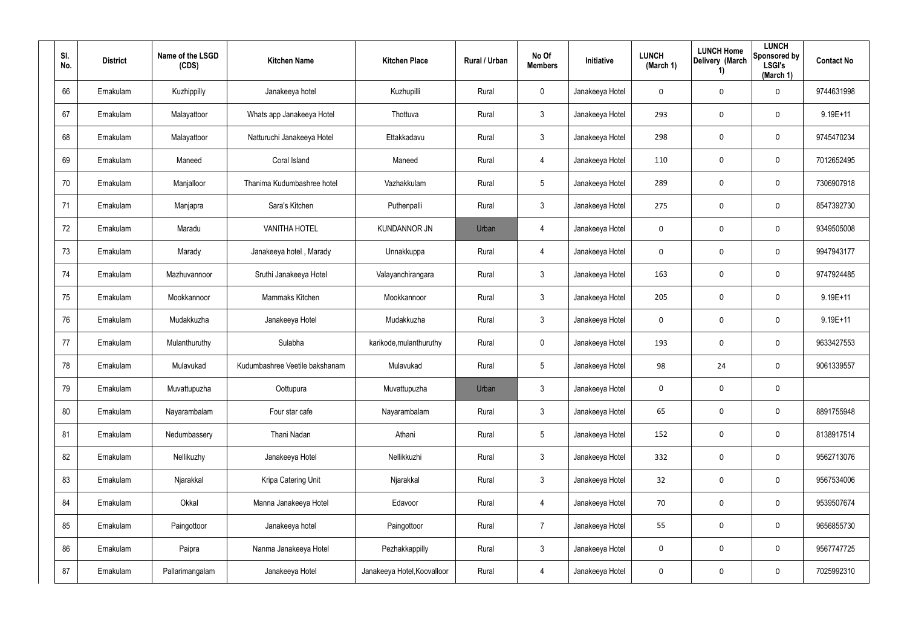| Sl. No. | District | Name of the LSGD (CDS) | Kitchen Name | Kitchen Place | Rural / Urban | No Of Members | Initiative | LUNCH (March 1) | LUNCH Home Delivery (March 1) | LUNCH Sponsored by LSGI's (March 1) | Contact No |
|---|---|---|---|---|---|---|---|---|---|---|---|
| 66 | Ernakulam | Kuzhippilly | Janakeeya hotel | Kuzhupilli | Rural | 0 | Janakeeya Hotel | 0 | 0 | 0 | 9744631998 |
| 67 | Ernakulam | Malayattoor | Whats app Janakeeya Hotel | Thottuva | Rural | 3 | Janakeeya Hotel | 293 | 0 | 0 | 9.19E+11 |
| 68 | Ernakulam | Malayattoor | Natturuchi Janakeeya Hotel | Ettakkadavu | Rural | 3 | Janakeeya Hotel | 298 | 0 | 0 | 9745470234 |
| 69 | Ernakulam | Maneed | Coral Island | Maneed | Rural | 4 | Janakeeya Hotel | 110 | 0 | 0 | 7012652495 |
| 70 | Ernakulam | Manjalloor | Thanima Kudumbashree hotel | Vazhakkulam | Rural | 5 | Janakeeya Hotel | 289 | 0 | 0 | 7306907918 |
| 71 | Ernakulam | Manjapra | Sara's Kitchen | Puthenpalli | Rural | 3 | Janakeeya Hotel | 275 | 0 | 0 | 8547392730 |
| 72 | Ernakulam | Maradu | VANITHA HOTEL | KUNDANNOR JN | Urban | 4 | Janakeeya Hotel | 0 | 0 | 0 | 9349505008 |
| 73 | Ernakulam | Marady | Janakeeya hotel , Marady | Unnakkuppa | Rural | 4 | Janakeeya Hotel | 0 | 0 | 0 | 9947943177 |
| 74 | Ernakulam | Mazhuvannoor | Sruthi Janakeeya Hotel | Valayanchirangara | Rural | 3 | Janakeeya Hotel | 163 | 0 | 0 | 9747924485 |
| 75 | Ernakulam | Mookkannoor | Mammaks Kitchen | Mookkannoor | Rural | 3 | Janakeeya Hotel | 205 | 0 | 0 | 9.19E+11 |
| 76 | Ernakulam | Mudakkuzha | Janakeeya Hotel | Mudakkuzha | Rural | 3 | Janakeeya Hotel | 0 | 0 | 0 | 9.19E+11 |
| 77 | Ernakulam | Mulanthuruthy | Sulabha | karikode,mulanthuruthy | Rural | 0 | Janakeeya Hotel | 193 | 0 | 0 | 9633427553 |
| 78 | Ernakulam | Mulavukad | Kudumbashree Veetile bakshanam | Mulavukad | Rural | 5 | Janakeeya Hotel | 98 | 24 | 0 | 9061339557 |
| 79 | Ernakulam | Muvattupuzha | Oottupura | Muvattupuzha | Urban | 3 | Janakeeya Hotel | 0 | 0 | 0 | |
| 80 | Ernakulam | Nayarambalam | Four star cafe | Nayarambalam | Rural | 3 | Janakeeya Hotel | 65 | 0 | 0 | 8891755948 |
| 81 | Ernakulam | Nedumbassery | Thani Nadan | Athani | Rural | 5 | Janakeeya Hotel | 152 | 0 | 0 | 8138917514 |
| 82 | Ernakulam | Nellikuzhy | Janakeeya Hotel | Nellikkuzhi | Rural | 3 | Janakeeya Hotel | 332 | 0 | 0 | 9562713076 |
| 83 | Ernakulam | Njarakkal | Kripa Catering Unit | Njarakkal | Rural | 3 | Janakeeya Hotel | 32 | 0 | 0 | 9567534006 |
| 84 | Ernakulam | Okkal | Manna Janakeeya Hotel | Edavoor | Rural | 4 | Janakeeya Hotel | 70 | 0 | 0 | 9539507674 |
| 85 | Ernakulam | Paingottoor | Janakeeya hotel | Paingottoor | Rural | 7 | Janakeeya Hotel | 55 | 0 | 0 | 9656855730 |
| 86 | Ernakulam | Paipra | Nanma Janakeeya Hotel | Pezhakkappilly | Rural | 3 | Janakeeya Hotel | 0 | 0 | 0 | 9567747725 |
| 87 | Ernakulam | Pallarimangalam | Janakeeya Hotel | Janakeeya Hotel,Koovalloor | Rural | 4 | Janakeeya Hotel | 0 | 0 | 0 | 7025992310 |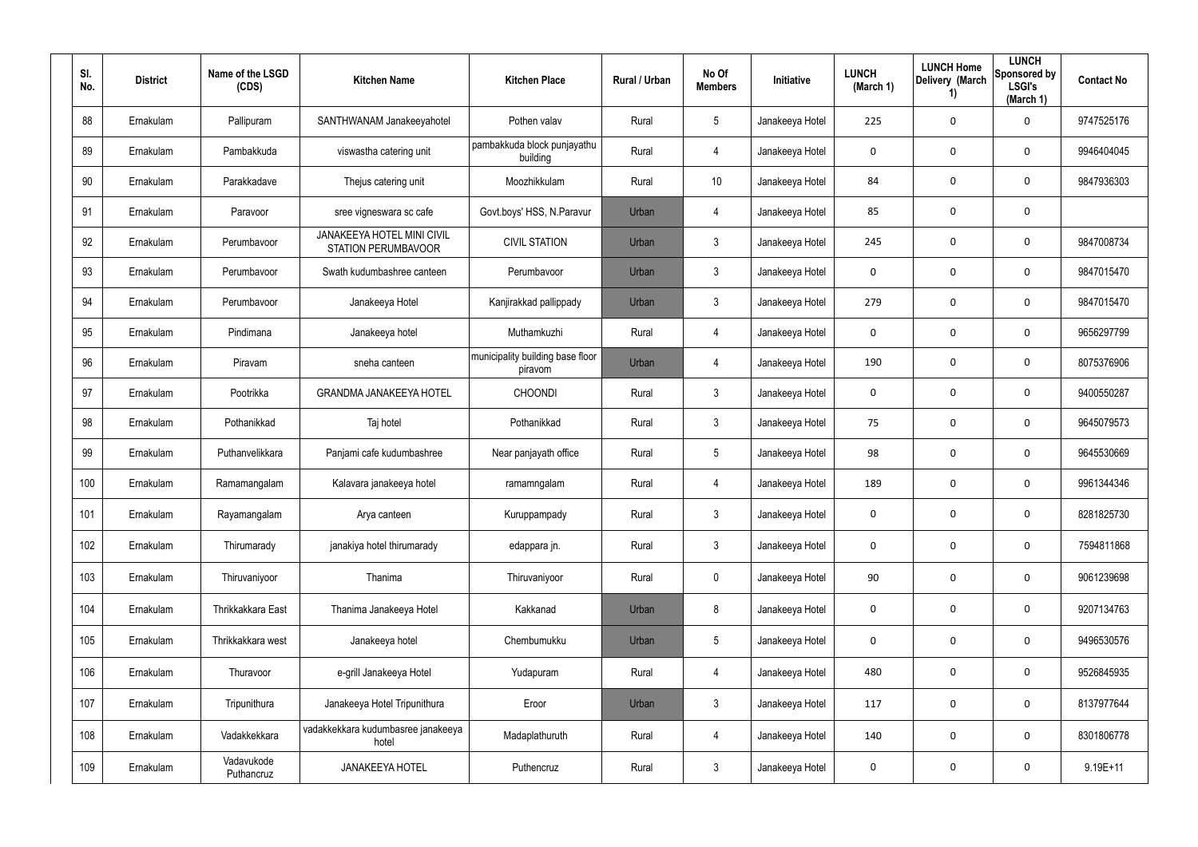| Sl. No. | District | Name of the LSGD (CDS) | Kitchen Name | Kitchen Place | Rural / Urban | No Of Members | Initiative | LUNCH (March 1) | LUNCH Home Delivery (March 1) | LUNCH Sponsored by LSGI's (March 1) | Contact No |
|---|---|---|---|---|---|---|---|---|---|---|---|
| 88 | Ernakulam | Pallipuram | SANTHWANAM Janakeeyahotel | Pothen valav | Rural | 5 | Janakeeya Hotel | 225 | 0 | 0 | 9747525176 |
| 89 | Ernakulam | Pambakkuda | viswastha catering unit | pambakkuda block punjayathu building | Rural | 4 | Janakeeya Hotel | 0 | 0 | 0 | 9946404045 |
| 90 | Ernakulam | Parakkadave | Thejus catering unit | Moozhikkulam | Rural | 10 | Janakeeya Hotel | 84 | 0 | 0 | 9847936303 |
| 91 | Ernakulam | Paravoor | sree vigneswara sc cafe | Govt.boys' HSS, N.Paravur | Urban | 4 | Janakeeya Hotel | 85 | 0 | 0 | |
| 92 | Ernakulam | Perumbavoor | JANAKEEYA HOTEL MINI CIVIL STATION PERUMBAVOOR | CIVIL STATION | Urban | 3 | Janakeeya Hotel | 245 | 0 | 0 | 9847008734 |
| 93 | Ernakulam | Perumbavoor | Swath kudumbashree canteen | Perumbavoor | Urban | 3 | Janakeeya Hotel | 0 | 0 | 0 | 9847015470 |
| 94 | Ernakulam | Perumbavoor | Janakeeya Hotel | Kanjirakkad pallippady | Urban | 3 | Janakeeya Hotel | 279 | 0 | 0 | 9847015470 |
| 95 | Ernakulam | Pindimana | Janakeeya hotel | Muthamkuzhi | Rural | 4 | Janakeeya Hotel | 0 | 0 | 0 | 9656297799 |
| 96 | Ernakulam | Piravam | sneha canteen | municipality building base floor piravom | Urban | 4 | Janakeeya Hotel | 190 | 0 | 0 | 8075376906 |
| 97 | Ernakulam | Pootrikka | GRANDMA JANAKEEYA HOTEL | CHOONDI | Rural | 3 | Janakeeya Hotel | 0 | 0 | 0 | 9400550287 |
| 98 | Ernakulam | Pothanikkad | Taj hotel | Pothanikkad | Rural | 3 | Janakeeya Hotel | 75 | 0 | 0 | 9645079573 |
| 99 | Ernakulam | Puthanvelikkara | Panjami cafe kudumbashree | Near panjayath office | Rural | 5 | Janakeeya Hotel | 98 | 0 | 0 | 9645530669 |
| 100 | Ernakulam | Ramamangalam | Kalavara janakeeya hotel | ramamngalam | Rural | 4 | Janakeeya Hotel | 189 | 0 | 0 | 9961344346 |
| 101 | Ernakulam | Rayamangalam | Arya canteen | Kuruppampady | Rural | 3 | Janakeeya Hotel | 0 | 0 | 0 | 8281825730 |
| 102 | Ernakulam | Thirumarady | janakiya hotel thirumarady | edappara jn. | Rural | 3 | Janakeeya Hotel | 0 | 0 | 0 | 7594811868 |
| 103 | Ernakulam | Thiruvaniyoor | Thanima | Thiruvaniyoor | Rural | 0 | Janakeeya Hotel | 90 | 0 | 0 | 9061239698 |
| 104 | Ernakulam | Thrikkakkara East | Thanima Janakeeya Hotel | Kakkanad | Urban | 8 | Janakeeya Hotel | 0 | 0 | 0 | 9207134763 |
| 105 | Ernakulam | Thrikkakkara west | Janakeeya hotel | Chembumukku | Urban | 5 | Janakeeya Hotel | 0 | 0 | 0 | 9496530576 |
| 106 | Ernakulam | Thuravoor | e-grill Janakeeya Hotel | Yudapuram | Rural | 4 | Janakeeya Hotel | 480 | 0 | 0 | 9526845935 |
| 107 | Ernakulam | Tripunithura | Janakeeya Hotel Tripunithura | Eroor | Urban | 3 | Janakeeya Hotel | 117 | 0 | 0 | 8137977644 |
| 108 | Ernakulam | Vadakkekkara | vadakkekkara kudumbasree janakeeya hotel | Madaplathuruth | Rural | 4 | Janakeeya Hotel | 140 | 0 | 0 | 8301806778 |
| 109 | Ernakulam | Vadavukode Puthancruz | JANAKEEYA HOTEL | Puthencruz | Rural | 3 | Janakeeya Hotel | 0 | 0 | 0 | 9.19E+11 |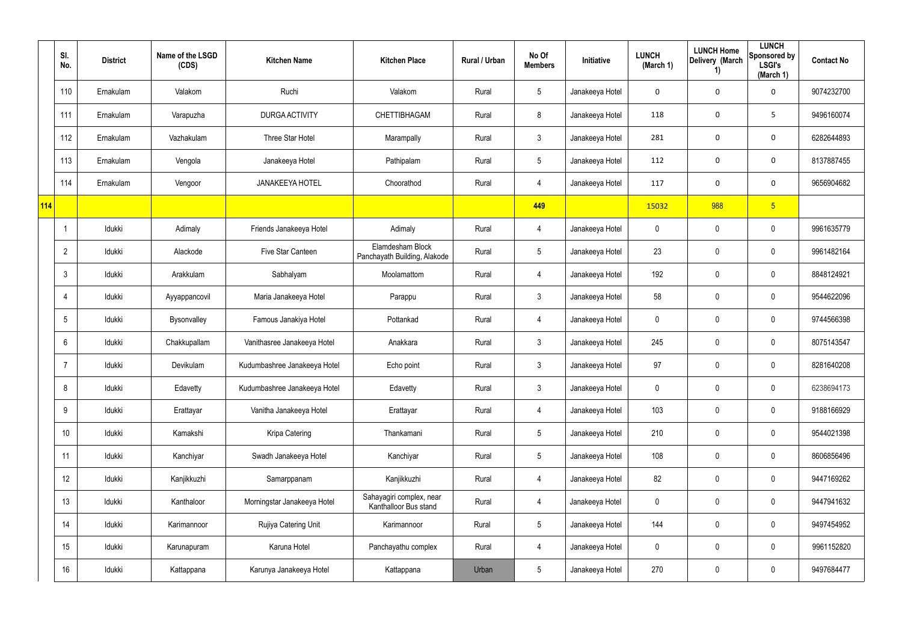| | Sl. No. | District | Name of the LSGD (CDS) | Kitchen Name | Kitchen Place | Rural / Urban | No Of Members | Initiative | LUNCH (March 1) | LUNCH Home Delivery (March 1) | LUNCH Sponsored by LSGI's (March 1) | Contact No |
|---|---|---|---|---|---|---|---|---|---|---|---|---|
| | 110 | Ernakulam | Valakom | Ruchi | Valakom | Rural | 5 | Janakeeya Hotel | 0 | 0 | 0 | 9074232700 |
| | 111 | Ernakulam | Varapuzha | DURGA ACTIVITY | CHETTIBHAGAM | Rural | 8 | Janakeeya Hotel | 118 | 0 | 5 | 9496160074 |
| | 112 | Ernakulam | Vazhakulam | Three Star Hotel | Marampally | Rural | 3 | Janakeeya Hotel | 281 | 0 | 0 | 6282644893 |
| | 113 | Ernakulam | Vengola | Janakeeya Hotel | Pathipalam | Rural | 5 | Janakeeya Hotel | 112 | 0 | 0 | 8137887455 |
| | 114 | Ernakulam | Vengoor | JANAKEEYA HOTEL | Choorathod | Rural | 4 | Janakeeya Hotel | 117 | 0 | 0 | 9656904682 |
| 114 | | | | | | | 449 | | 15032 | 988 | 5 | |
| | 1 | Idukki | Adimaly | Friends Janakeeya Hotel | Adimaly | Rural | 4 | Janakeeya Hotel | 0 | 0 | 0 | 9961635779 |
| | 2 | Idukki | Alackode | Five Star Canteen | Elamdesham Block Panchayath Building, Alakode | Rural | 5 | Janakeeya Hotel | 23 | 0 | 0 | 9961482164 |
| | 3 | Idukki | Arakkulam | Sabhalyam | Moolamattom | Rural | 4 | Janakeeya Hotel | 192 | 0 | 0 | 8848124921 |
| | 4 | Idukki | Ayyappancovil | Maria Janakeeya Hotel | Parappu | Rural | 3 | Janakeeya Hotel | 58 | 0 | 0 | 9544622096 |
| | 5 | Idukki | Bysonvalley | Famous Janakiya Hotel | Pottankad | Rural | 4 | Janakeeya Hotel | 0 | 0 | 0 | 9744566398 |
| | 6 | Idukki | Chakkupallam | Vanithasree Janakeeya Hotel | Anakkara | Rural | 3 | Janakeeya Hotel | 245 | 0 | 0 | 8075143547 |
| | 7 | Idukki | Devikulam | Kudumbashree Janakeeya Hotel | Echo point | Rural | 3 | Janakeeya Hotel | 97 | 0 | 0 | 8281640208 |
| | 8 | Idukki | Edavetty | Kudumbashree Janakeeya Hotel | Edavetty | Rural | 3 | Janakeeya Hotel | 0 | 0 | 0 | 6238694173 |
| | 9 | Idukki | Erattayar | Vanitha Janakeeya Hotel | Erattayar | Rural | 4 | Janakeeya Hotel | 103 | 0 | 0 | 9188166929 |
| | 10 | Idukki | Kamakshi | Kripa Catering | Thankamani | Rural | 5 | Janakeeya Hotel | 210 | 0 | 0 | 9544021398 |
| | 11 | Idukki | Kanchiyar | Swadh Janakeeya Hotel | Kanchiyar | Rural | 5 | Janakeeya Hotel | 108 | 0 | 0 | 8606856496 |
| | 12 | Idukki | Kanjikkuzhi | Samarppanam | Kanjikkuzhi | Rural | 4 | Janakeeya Hotel | 82 | 0 | 0 | 9447169262 |
| | 13 | Idukki | Kanthaloor | Morningstar Janakeeya Hotel | Sahayagiri complex, near Kanthalloor Bus stand | Rural | 4 | Janakeeya Hotel | 0 | 0 | 0 | 9447941632 |
| | 14 | Idukki | Karimannoor | Rujiya Catering Unit | Karimannoor | Rural | 5 | Janakeeya Hotel | 144 | 0 | 0 | 9497454952 |
| | 15 | Idukki | Karunapuram | Karuna Hotel | Panchayathu complex | Rural | 4 | Janakeeya Hotel | 0 | 0 | 0 | 9961152820 |
| | 16 | Idukki | Kattappana | Karunya Janakeeya Hotel | Kattappana | Urban | 5 | Janakeeya Hotel | 270 | 0 | 0 | 9497684477 |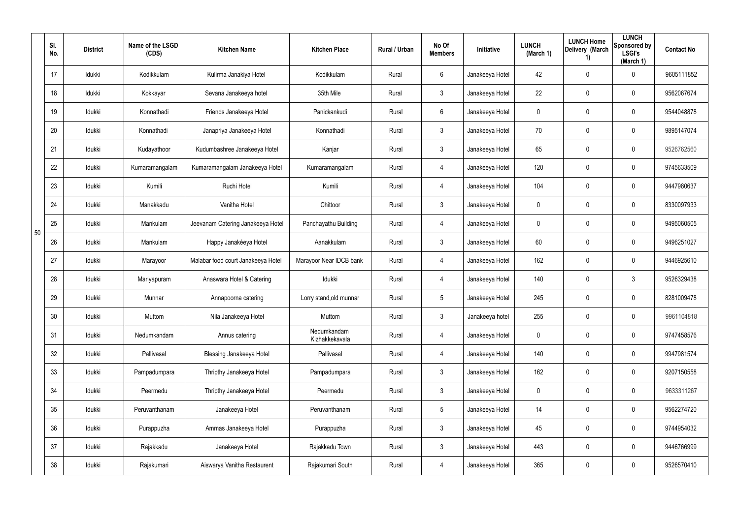|  | Sl. No. | District | Name of the LSGD (CDS) | Kitchen Name | Kitchen Place | Rural / Urban | No Of Members | Initiative | LUNCH (March 1) | LUNCH Home Delivery (March 1) | LUNCH Sponsored by LSGI's (March 1) | Contact No |
|---|---|---|---|---|---|---|---|---|---|---|---|---|
| 50 | 17 | Idukki | Kodikkulam | Kulirma Janakiya Hotel | Kodikkulam | Rural | 6 | Janakeeya Hotel | 42 | 0 | 0 | 9605111852 |
|  | 18 | Idukki | Kokkayar | Sevana Janakeeya hotel | 35th Mile | Rural | 3 | Janakeeya Hotel | 22 | 0 | 0 | 9562067674 |
|  | 19 | Idukki | Konnathadi | Friends Janakeeya Hotel | Panickankudi | Rural | 6 | Janakeeya Hotel | 0 | 0 | 0 | 9544048878 |
|  | 20 | Idukki | Konnathadi | Janapriya Janakeeya Hotel | Konnathadi | Rural | 3 | Janakeeya Hotel | 70 | 0 | 0 | 9895147074 |
|  | 21 | Idukki | Kudayathoor | Kudumbashree Janakeeya Hotel | Kanjar | Rural | 3 | Janakeeya Hotel | 65 | 0 | 0 | 9526762560 |
|  | 22 | Idukki | Kumaramangalam | Kumaramangalam Janakeeya Hotel | Kumaramangalam | Rural | 4 | Janakeeya Hotel | 120 | 0 | 0 | 9745633509 |
|  | 23 | Idukki | Kumili | Ruchi Hotel | Kumili | Rural | 4 | Janakeeya Hotel | 104 | 0 | 0 | 9447980637 |
|  | 24 | Idukki | Manakkadu | Vanitha Hotel | Chittoor | Rural | 3 | Janakeeya Hotel | 0 | 0 | 0 | 8330097933 |
|  | 25 | Idukki | Mankulam | Jeevanam Catering Janakeeya Hotel | Panchayathu Building | Rural | 4 | Janakeeya Hotel | 0 | 0 | 0 | 9495060505 |
|  | 26 | Idukki | Mankulam | Happy Janakéeya Hotel | Aanakkulam | Rural | 3 | Janakeeya Hotel | 60 | 0 | 0 | 9496251027 |
|  | 27 | Idukki | Marayoor | Malabar food court Janakeeya Hotel | Marayoor Near IDCB bank | Rural | 4 | Janakeeya Hotel | 162 | 0 | 0 | 9446925610 |
|  | 28 | Idukki | Mariyapuram | Anaswara Hotel & Catering | Idukki | Rural | 4 | Janakeeya Hotel | 140 | 0 | 3 | 9526329438 |
|  | 29 | Idukki | Munnar | Annapoorna catering | Lorry stand,old munnar | Rural | 5 | Janakeeya Hotel | 245 | 0 | 0 | 8281009478 |
|  | 30 | Idukki | Muttom | Nila Janakeeya Hotel | Muttom | Rural | 3 | Janakeeya hotel | 255 | 0 | 0 | 9961104818 |
|  | 31 | Idukki | Nedumkandam | Annus catering | Nedumkandam Kizhakkekavala | Rural | 4 | Janakeeya Hotel | 0 | 0 | 0 | 9747458576 |
|  | 32 | Idukki | Pallivasal | Blessing Janakeeya Hotel | Pallivasal | Rural | 4 | Janakeeya Hotel | 140 | 0 | 0 | 9947981574 |
|  | 33 | Idukki | Pampadumpara | Thripthy Janakeeya Hotel | Pampadumpara | Rural | 3 | Janakeeya Hotel | 162 | 0 | 0 | 9207150558 |
|  | 34 | Idukki | Peermedu | Thripthy Janakeeya Hotel | Peermedu | Rural | 3 | Janakeeya Hotel | 0 | 0 | 0 | 9633311267 |
|  | 35 | Idukki | Peruvanthanam | Janakeeya Hotel | Peruvanthanam | Rural | 5 | Janakeeya Hotel | 14 | 0 | 0 | 9562274720 |
|  | 36 | Idukki | Purappuzha | Ammas Janakeeya Hotel | Purappuzha | Rural | 3 | Janakeeya Hotel | 45 | 0 | 0 | 9744954032 |
|  | 37 | Idukki | Rajakkadu | Janakeeya Hotel | Rajakkadu Town | Rural | 3 | Janakeeya Hotel | 443 | 0 | 0 | 9446766999 |
|  | 38 | Idukki | Rajakumari | Aiswarya Vanitha Restaurent | Rajakumari South | Rural | 4 | Janakeeya Hotel | 365 | 0 | 0 | 9526570410 |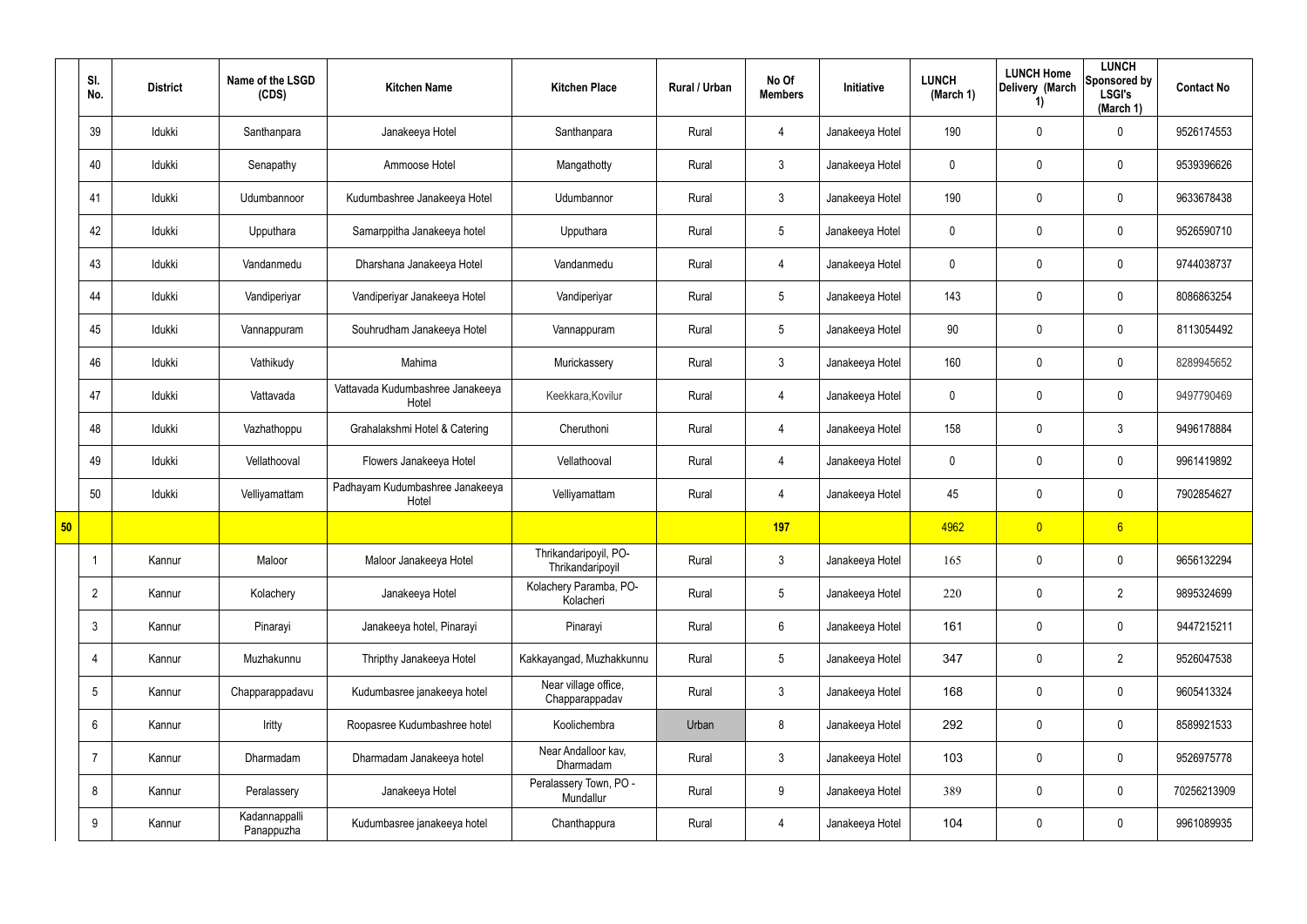| | Sl. No. | District | Name of the LSGD (CDS) | Kitchen Name | Kitchen Place | Rural / Urban | No Of Members | Initiative | LUNCH (March 1) | LUNCH Home Delivery (March 1) | LUNCH Sponsored by LSGI's (March 1) | Contact No |
|---|---|---|---|---|---|---|---|---|---|---|---|---|
| | 39 | Idukki | Santhanpara | Janakeeya Hotel | Santhanpara | Rural | 4 | Janakeeya Hotel | 190 | 0 | 0 | 9526174553 |
| | 40 | Idukki | Senapathy | Ammoose Hotel | Mangathotty | Rural | 3 | Janakeeya Hotel | 0 | 0 | 0 | 9539396626 |
| | 41 | Idukki | Udumbannoor | Kudumbashree Janakeeya Hotel | Udumbannor | Rural | 3 | Janakeeya Hotel | 190 | 0 | 0 | 9633678438 |
| | 42 | Idukki | Upputhara | Samarppitha Janakeeya hotel | Upputhara | Rural | 5 | Janakeeya Hotel | 0 | 0 | 0 | 9526590710 |
| | 43 | Idukki | Vandanmedu | Dharshana Janakeeya Hotel | Vandanmedu | Rural | 4 | Janakeeya Hotel | 0 | 0 | 0 | 9744038737 |
| | 44 | Idukki | Vandiperiyar | Vandiperiyar Janakeeya Hotel | Vandiperiyar | Rural | 5 | Janakeeya Hotel | 143 | 0 | 0 | 8086863254 |
| | 45 | Idukki | Vannappuram | Souhrudham Janakeeya Hotel | Vannappuram | Rural | 5 | Janakeeya Hotel | 90 | 0 | 0 | 8113054492 |
| | 46 | Idukki | Vathikudy | Mahima | Murickassery | Rural | 3 | Janakeeya Hotel | 160 | 0 | 0 | 8289945652 |
| | 47 | Idukki | Vattavada | Vattavada Kudumbashree Janakeeya Hotel | Keekkara,Kovilur | Rural | 4 | Janakeeya Hotel | 0 | 0 | 0 | 9497790469 |
| | 48 | Idukki | Vazhathoppu | Grahalakshmi Hotel & Catering | Cheruthoni | Rural | 4 | Janakeeya Hotel | 158 | 0 | 3 | 9496178884 |
| | 49 | Idukki | Vellathooval | Flowers Janakeeya Hotel | Vellathooval | Rural | 4 | Janakeeya Hotel | 0 | 0 | 0 | 9961419892 |
| | 50 | Idukki | Velliyamattam | Padhayam Kudumbashree Janakeeya Hotel | Velliyamattam | Rural | 4 | Janakeeya Hotel | 45 | 0 | 0 | 7902854627 |
| 50 | | | | | | | 197 | | 4962 | 0 | 6 | |
| | 1 | Kannur | Maloor | Maloor Janakeeya Hotel | Thrikandaripoyil, PO-Thrikandaripoyil | Rural | 3 | Janakeeya Hotel | 165 | 0 | 0 | 9656132294 |
| | 2 | Kannur | Kolachery | Janakeeya Hotel | Kolachery Paramba, PO-Kolacheri | Rural | 5 | Janakeeya Hotel | 220 | 0 | 2 | 9895324699 |
| | 3 | Kannur | Pinarayi | Janakeeya hotel, Pinarayi | Pinarayi | Rural | 6 | Janakeeya Hotel | 161 | 0 | 0 | 9447215211 |
| | 4 | Kannur | Muzhakunnu | Thripthy Janakeeya Hotel | Kakkayangad, Muzhakkunnu | Rural | 5 | Janakeeya Hotel | 347 | 0 | 2 | 9526047538 |
| | 5 | Kannur | Chapparappadavu | Kudumbasree janakeeya hotel | Near village office, Chapparappadav | Rural | 3 | Janakeeya Hotel | 168 | 0 | 0 | 9605413324 |
| | 6 | Kannur | Iritty | Roopasree Kudumbashree hotel | Koolichembra | Urban | 8 | Janakeeya Hotel | 292 | 0 | 0 | 8589921533 |
| | 7 | Kannur | Dharmadam | Dharmadam Janakeeya hotel | Near Andalloor kav, Dharmadam | Rural | 3 | Janakeeya Hotel | 103 | 0 | 0 | 9526975778 |
| | 8 | Kannur | Peralassery | Janakeeya Hotel | Peralassery Town, PO - Mundallur | Rural | 9 | Janakeeya Hotel | 389 | 0 | 0 | 70256213909 |
| | 9 | Kannur | Kadannappalli Panappuzha | Kudumbasree janakeeya hotel | Chanthappura | Rural | 4 | Janakeeya Hotel | 104 | 0 | 0 | 9961089935 |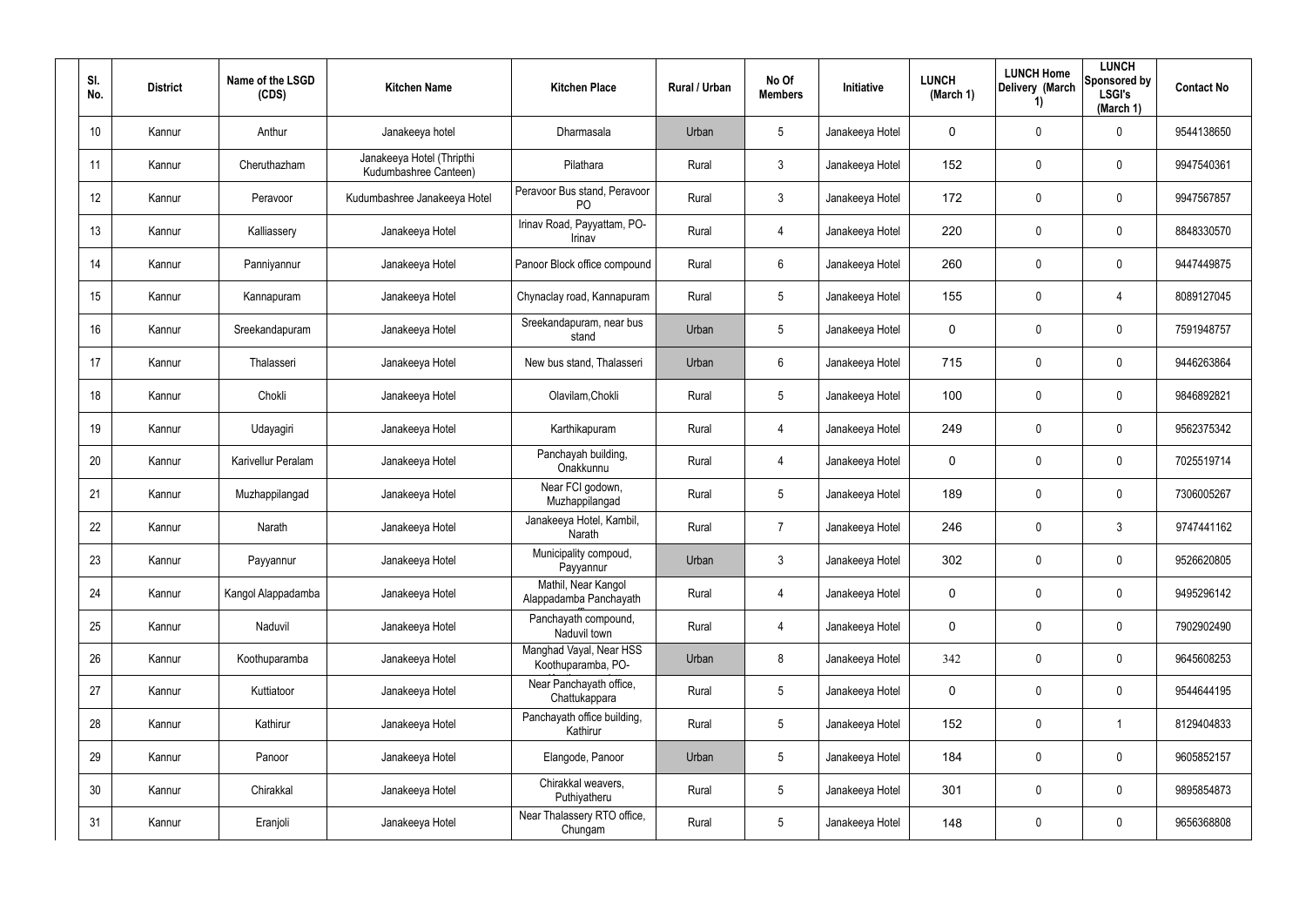| Sl. No. | District | Name of the LSGD (CDS) | Kitchen Name | Kitchen Place | Rural / Urban | No Of Members | Initiative | LUNCH (March 1) | LUNCH Home Delivery (March 1) | LUNCH Sponsored by LSGI's (March 1) | Contact No |
|---|---|---|---|---|---|---|---|---|---|---|---|
| 10 | Kannur | Anthur | Janakeeya hotel | Dharmasala | Urban | 5 | Janakeeya Hotel | 0 | 0 | 0 | 9544138650 |
| 11 | Kannur | Cheruthazham | Janakeeya Hotel (Thripthi Kudumbashree Canteen) | Pilathara | Rural | 3 | Janakeeya Hotel | 152 | 0 | 0 | 9947540361 |
| 12 | Kannur | Peravoor | Kudumbashree Janakeeya Hotel | Peravoor Bus stand, Peravoor PO | Rural | 3 | Janakeeya Hotel | 172 | 0 | 0 | 9947567857 |
| 13 | Kannur | Kalliassery | Janakeeya Hotel | Irinav Road, Payyattam, PO-Irinav | Rural | 4 | Janakeeya Hotel | 220 | 0 | 0 | 8848330570 |
| 14 | Kannur | Panniyannur | Janakeeya Hotel | Panoor Block office compound | Rural | 6 | Janakeeya Hotel | 260 | 0 | 0 | 9447449875 |
| 15 | Kannur | Kannapuram | Janakeeya Hotel | Chynaclay road, Kannapuram | Rural | 5 | Janakeeya Hotel | 155 | 0 | 4 | 8089127045 |
| 16 | Kannur | Sreekandapuram | Janakeeya Hotel | Sreekandapuram, near bus stand | Urban | 5 | Janakeeya Hotel | 0 | 0 | 0 | 7591948757 |
| 17 | Kannur | Thalasseri | Janakeeya Hotel | New bus stand, Thalasseri | Urban | 6 | Janakeeya Hotel | 715 | 0 | 0 | 9446263864 |
| 18 | Kannur | Chokli | Janakeeya Hotel | Olavilam,Chokli | Rural | 5 | Janakeeya Hotel | 100 | 0 | 0 | 9846892821 |
| 19 | Kannur | Udayagiri | Janakeeya Hotel | Karthikapuram | Rural | 4 | Janakeeya Hotel | 249 | 0 | 0 | 9562375342 |
| 20 | Kannur | Karivellur Peralam | Janakeeya Hotel | Panchayah building, Onakkunnu | Rural | 4 | Janakeeya Hotel | 0 | 0 | 0 | 7025519714 |
| 21 | Kannur | Muzhappilangad | Janakeeya Hotel | Near FCI godown, Muzhappilangad | Rural | 5 | Janakeeya Hotel | 189 | 0 | 0 | 7306005267 |
| 22 | Kannur | Narath | Janakeeya Hotel | Janakeeya Hotel, Kambil, Narath | Rural | 7 | Janakeeya Hotel | 246 | 0 | 3 | 9747441162 |
| 23 | Kannur | Payyannur | Janakeeya Hotel | Municipality compoud, Payyannur | Urban | 3 | Janakeeya Hotel | 302 | 0 | 0 | 9526620805 |
| 24 | Kannur | Kangol Alappadamba | Janakeeya Hotel | Mathil, Near Kangol Alappadamba Panchayath | Rural | 4 | Janakeeya Hotel | 0 | 0 | 0 | 9495296142 |
| 25 | Kannur | Naduvil | Janakeeya Hotel | Panchayath compound, Naduvil town | Rural | 4 | Janakeeya Hotel | 0 | 0 | 0 | 7902902490 |
| 26 | Kannur | Koothuparamba | Janakeeya Hotel | Manghad Vayal, Near HSS Koothuparamba, PO- | Urban | 8 | Janakeeya Hotel | 342 | 0 | 0 | 9645608253 |
| 27 | Kannur | Kuttiatoor | Janakeeya Hotel | Near Panchayath office, Chattukappara | Rural | 5 | Janakeeya Hotel | 0 | 0 | 0 | 9544644195 |
| 28 | Kannur | Kathirur | Janakeeya Hotel | Panchayath office building, Kathirur | Rural | 5 | Janakeeya Hotel | 152 | 0 | 1 | 8129404833 |
| 29 | Kannur | Panoor | Janakeeya Hotel | Elangode, Panoor | Urban | 5 | Janakeeya Hotel | 184 | 0 | 0 | 9605852157 |
| 30 | Kannur | Chirakkal | Janakeeya Hotel | Chirakkal weavers, Puthiyatheru | Rural | 5 | Janakeeya Hotel | 301 | 0 | 0 | 9895854873 |
| 31 | Kannur | Eranjoli | Janakeeya Hotel | Near Thalassery RTO office, Chungam | Rural | 5 | Janakeeya Hotel | 148 | 0 | 0 | 9656368808 |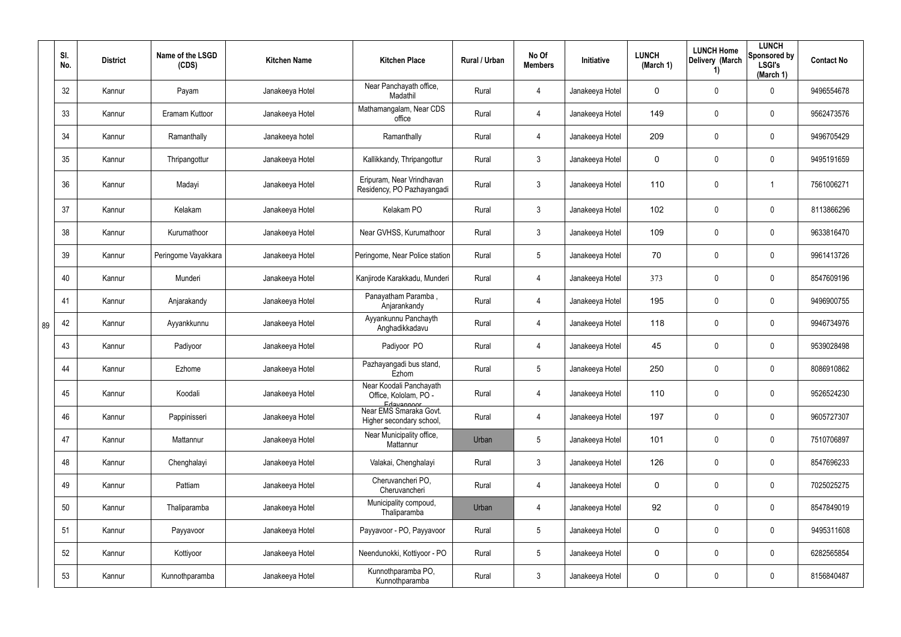|  | Sl. No. | District | Name of the LSGD (CDS) | Kitchen Name | Kitchen Place | Rural / Urban | No Of Members | Initiative | LUNCH (March 1) | LUNCH Home Delivery (March 1) | LUNCH Sponsored by LSGI's (March 1) | Contact No |
|---|---|---|---|---|---|---|---|---|---|---|---|---|
| 89 | 32 | Kannur | Payam | Janakeeya Hotel | Near Panchayath office, Madathil | Rural | 4 | Janakeeya Hotel | 0 | 0 | 0 | 9496554678 |
|  | 33 | Kannur | Eramam Kuttoor | Janakeeya Hotel | Mathamangalam, Near CDS office | Rural | 4 | Janakeeya Hotel | 149 | 0 | 0 | 9562473576 |
|  | 34 | Kannur | Ramanthally | Janakeeya hotel | Ramanthally | Rural | 4 | Janakeeya Hotel | 209 | 0 | 0 | 9496705429 |
|  | 35 | Kannur | Thripangottur | Janakeeya Hotel | Kallikkandy, Thripangottur | Rural | 3 | Janakeeya Hotel | 0 | 0 | 0 | 9495191659 |
|  | 36 | Kannur | Madayi | Janakeeya Hotel | Eripuram, Near Vrindhavan Residency, PO Pazhayangadi | Rural | 3 | Janakeeya Hotel | 110 | 0 | 1 | 7561006271 |
|  | 37 | Kannur | Kelakam | Janakeeya Hotel | Kelakam PO | Rural | 3 | Janakeeya Hotel | 102 | 0 | 0 | 8113866296 |
|  | 38 | Kannur | Kurumathoor | Janakeeya Hotel | Near GVHSS, Kurumathoor | Rural | 3 | Janakeeya Hotel | 109 | 0 | 0 | 9633816470 |
|  | 39 | Kannur | Peringome Vayakkara | Janakeeya Hotel | Peringome, Near Police station | Rural | 5 | Janakeeya Hotel | 70 | 0 | 0 | 9961413726 |
|  | 40 | Kannur | Munderi | Janakeeya Hotel | Kanjirode Karakkadu, Munderi | Rural | 4 | Janakeeya Hotel | 373 | 0 | 0 | 8547609196 |
|  | 41 | Kannur | Anjarakandy | Janakeeya Hotel | Panayatham Paramba , Anjarankandy | Rural | 4 | Janakeeya Hotel | 195 | 0 | 0 | 9496900755 |
|  | 42 | Kannur | Ayyankkunnu | Janakeeya Hotel | Ayyankunnu Panchayth Anghadikkadavu | Rural | 4 | Janakeeya Hotel | 118 | 0 | 0 | 9946734976 |
|  | 43 | Kannur | Padiyoor | Janakeeya Hotel | Padiyoor PO | Rural | 4 | Janakeeya Hotel | 45 | 0 | 0 | 9539028498 |
|  | 44 | Kannur | Ezhome | Janakeeya Hotel | Pazhayangadi bus stand, Ezhom | Rural | 5 | Janakeeya Hotel | 250 | 0 | 0 | 8086910862 |
|  | 45 | Kannur | Koodali | Janakeeya Hotel | Near Koodali Panchayath Office, Kololam, PO - Edavannoor | Rural | 4 | Janakeeya Hotel | 110 | 0 | 0 | 9526524230 |
|  | 46 | Kannur | Pappinisseri | Janakeeya Hotel | Near EMS Smaraka Govt. Higher secondary school, | Rural | 4 | Janakeeya Hotel | 197 | 0 | 0 | 9605727307 |
|  | 47 | Kannur | Mattannur | Janakeeya Hotel | Near Municipality office, Mattannur | Urban | 5 | Janakeeya Hotel | 101 | 0 | 0 | 7510706897 |
|  | 48 | Kannur | Chenghalayi | Janakeeya Hotel | Valakai, Chenghalayi | Rural | 3 | Janakeeya Hotel | 126 | 0 | 0 | 8547696233 |
|  | 49 | Kannur | Pattiam | Janakeeya Hotel | Cheruvancheri PO, Cheruvancheri | Rural | 4 | Janakeeya Hotel | 0 | 0 | 0 | 7025025275 |
|  | 50 | Kannur | Thaliparamba | Janakeeya Hotel | Municipality compoud, Thaliparamba | Urban | 4 | Janakeeya Hotel | 92 | 0 | 0 | 8547849019 |
|  | 51 | Kannur | Payyavoor | Janakeeya Hotel | Payyavoor - PO, Payyavoor | Rural | 5 | Janakeeya Hotel | 0 | 0 | 0 | 9495311608 |
|  | 52 | Kannur | Kottiyoor | Janakeeya Hotel | Neendunokki, Kottiyoor - PO | Rural | 5 | Janakeeya Hotel | 0 | 0 | 0 | 6282565854 |
|  | 53 | Kannur | Kunnothparamba | Janakeeya Hotel | Kunnothparamba PO, Kunnothparamba | Rural | 3 | Janakeeya Hotel | 0 | 0 | 0 | 8156840487 |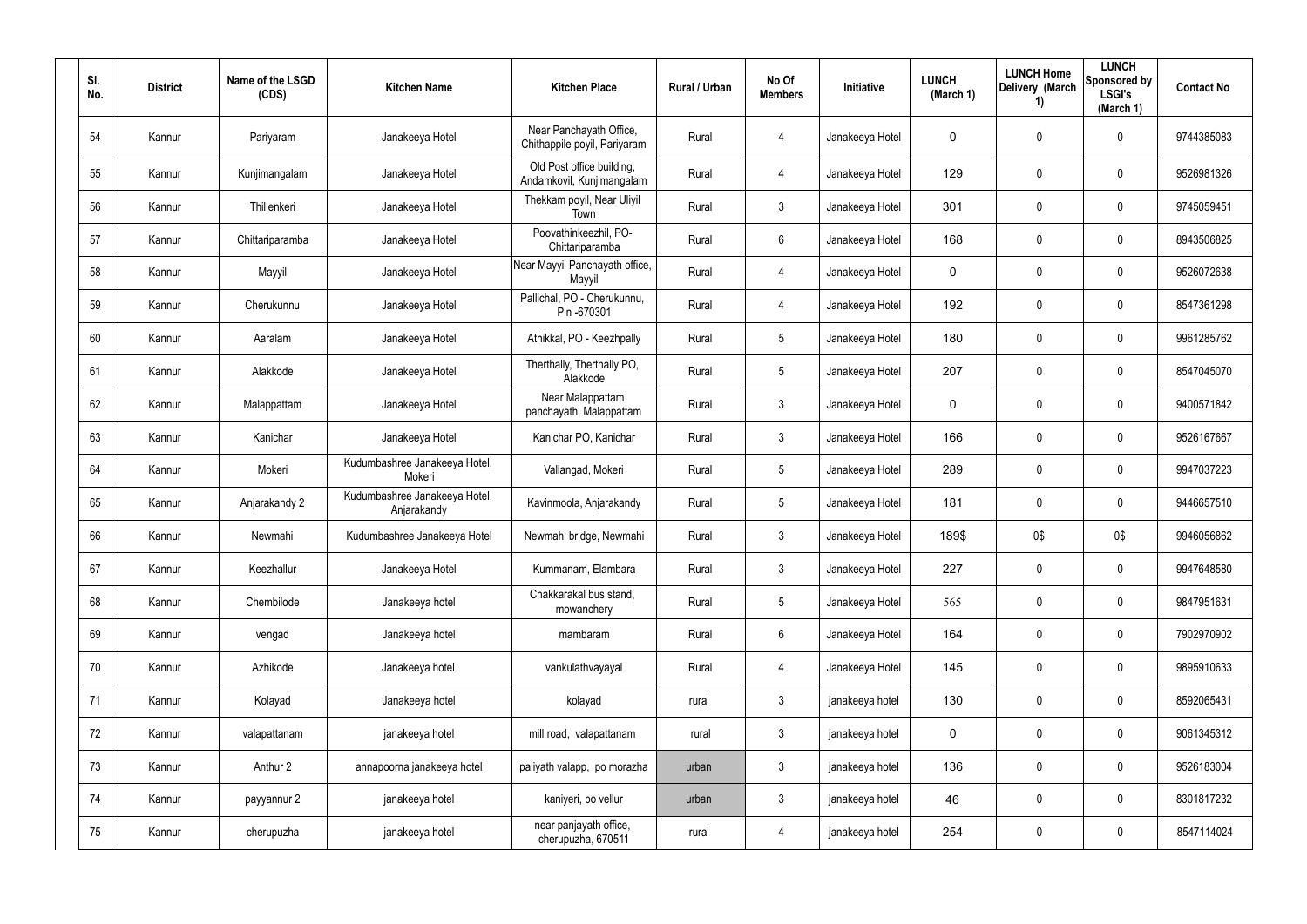| Sl. No. | District | Name of the LSGD (CDS) | Kitchen Name | Kitchen Place | Rural / Urban | No Of Members | Initiative | LUNCH (March 1) | LUNCH Home Delivery (March 1) | LUNCH Sponsored by LSGI's (March 1) | Contact No |
|---|---|---|---|---|---|---|---|---|---|---|---|
| 54 | Kannur | Pariyaram | Janakeeya Hotel | Near Panchayath Office, Chithappile poyil, Pariyaram | Rural | 4 | Janakeeya Hotel | 0 | 0 | 0 | 9744385083 |
| 55 | Kannur | Kunjimangalam | Janakeeya Hotel | Old Post office building, Andamkovil, Kunjimangalam | Rural | 4 | Janakeeya Hotel | 129 | 0 | 0 | 9526981326 |
| 56 | Kannur | Thillenkeri | Janakeeya Hotel | Thekkam poyil, Near Uliyil Town | Rural | 3 | Janakeeya Hotel | 301 | 0 | 0 | 9745059451 |
| 57 | Kannur | Chittariparamba | Janakeeya Hotel | Poovathinkeezhil, PO-Chittariparamba | Rural | 6 | Janakeeya Hotel | 168 | 0 | 0 | 8943506825 |
| 58 | Kannur | Mayyil | Janakeeya Hotel | Near Mayyil Panchayath office, Mayyil | Rural | 4 | Janakeeya Hotel | 0 | 0 | 0 | 9526072638 |
| 59 | Kannur | Cherukunnu | Janakeeya Hotel | Pallichal, PO - Cherukunnu, Pin -670301 | Rural | 4 | Janakeeya Hotel | 192 | 0 | 0 | 8547361298 |
| 60 | Kannur | Aaralam | Janakeeya Hotel | Athikkal, PO - Keezhpally | Rural | 5 | Janakeeya Hotel | 180 | 0 | 0 | 9961285762 |
| 61 | Kannur | Alakkode | Janakeeya Hotel | Therthally, Therthally PO, Alakkode | Rural | 5 | Janakeeya Hotel | 207 | 0 | 0 | 8547045070 |
| 62 | Kannur | Malappattam | Janakeeya Hotel | Near Malappattam panchayath, Malappattam | Rural | 3 | Janakeeya Hotel | 0 | 0 | 0 | 9400571842 |
| 63 | Kannur | Kanichar | Janakeeya Hotel | Kanichar PO, Kanichar | Rural | 3 | Janakeeya Hotel | 166 | 0 | 0 | 9526167667 |
| 64 | Kannur | Mokeri | Kudumbashree Janakeeya Hotel, Mokeri | Vallangad, Mokeri | Rural | 5 | Janakeeya Hotel | 289 | 0 | 0 | 9947037223 |
| 65 | Kannur | Anjarakandy 2 | Kudumbashree Janakeeya Hotel, Anjarakandy | Kavinmoola, Anjarakandy | Rural | 5 | Janakeeya Hotel | 181 | 0 | 0 | 9446657510 |
| 66 | Kannur | Newmahi | Kudumbashree Janakeeya Hotel | Newmahi bridge, Newmahi | Rural | 3 | Janakeeya Hotel | 189$ | 0$ | 0$ | 9946056862 |
| 67 | Kannur | Keezhallur | Janakeeya Hotel | Kummanam, Elambara | Rural | 3 | Janakeeya Hotel | 227 | 0 | 0 | 9947648580 |
| 68 | Kannur | Chembilode | Janakeeya hotel | Chakkarakal bus stand, mowanchery | Rural | 5 | Janakeeya Hotel | 565 | 0 | 0 | 9847951631 |
| 69 | Kannur | vengad | Janakeeya hotel | mambaram | Rural | 6 | Janakeeya Hotel | 164 | 0 | 0 | 7902970902 |
| 70 | Kannur | Azhikode | Janakeeya hotel | vankulathvayayal | Rural | 4 | Janakeeya Hotel | 145 | 0 | 0 | 9895910633 |
| 71 | Kannur | Kolayad | Janakeeya hotel | kolayad | rural | 3 | janakeeya hotel | 130 | 0 | 0 | 8592065431 |
| 72 | Kannur | valapattanam | janakeeya hotel | mill road, valapattanam | rural | 3 | janakeeya hotel | 0 | 0 | 0 | 9061345312 |
| 73 | Kannur | Anthur 2 | annapoorna janakeeya hotel | paliyath valapp, po morazha | urban | 3 | janakeeya hotel | 136 | 0 | 0 | 9526183004 |
| 74 | Kannur | payyannur 2 | janakeeya hotel | kaniyeri, po vellur | urban | 3 | janakeeya hotel | 46 | 0 | 0 | 8301817232 |
| 75 | Kannur | cherupuzha | janakeeya hotel | near panjayath office, cherupuzha, 670511 | rural | 4 | janakeeya hotel | 254 | 0 | 0 | 8547114024 |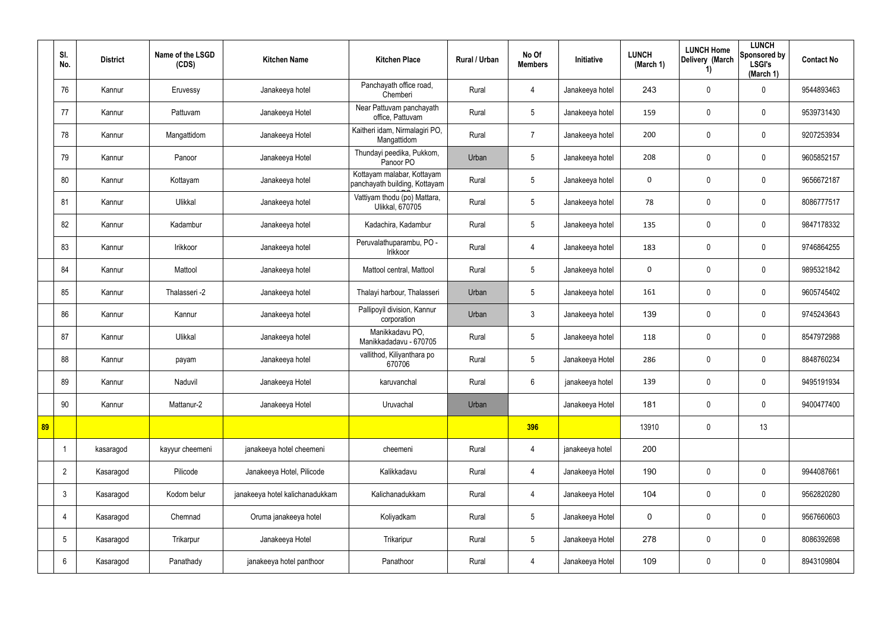| | Sl. No. | District | Name of the LSGD (CDS) | Kitchen Name | Kitchen Place | Rural / Urban | No Of Members | Initiative | LUNCH (March 1) | LUNCH Home Delivery (March 1) | LUNCH Sponsored by LSGI's (March 1) | Contact No |
|---|---|---|---|---|---|---|---|---|---|---|---|---|
| | 76 | Kannur | Eruvessy | Janakeeya hotel | Panchayath office road, Chemberi | Rural | 4 | Janakeeya hotel | 243 | 0 | 0 | 9544893463 |
| | 77 | Kannur | Pattuvam | Janakeeya Hotel | Near Pattuvam panchayath office, Pattuvam | Rural | 5 | Janakeeya hotel | 159 | 0 | 0 | 9539731430 |
| | 78 | Kannur | Mangattidom | Janakeeya Hotel | Kaitheri idam, Nirmalagiri PO, Mangattidom | Rural | 7 | Janakeeya hotel | 200 | 0 | 0 | 9207253934 |
| | 79 | Kannur | Panoor | Janakeeya Hotel | Thundayi peedika, Pukkom, Panoor PO | Urban | 5 | Janakeeya hotel | 208 | 0 | 0 | 9605852157 |
| | 80 | Kannur | Kottayam | Janakeeya hotel | Kottayam malabar, Kottayam panchayath building, Kottayam | Rural | 5 | Janakeeya hotel | 0 | 0 | 0 | 9656672187 |
| | 81 | Kannur | Ulikkal | Janakeeya hotel | Vattiyam thodu (po) Mattara, Ulikkal, 670705 | Rural | 5 | Janakeeya hotel | 78 | 0 | 0 | 8086777517 |
| | 82 | Kannur | Kadambur | Janakeeya hotel | Kadachira, Kadambur | Rural | 5 | Janakeeya hotel | 135 | 0 | 0 | 9847178332 |
| | 83 | Kannur | Irikkoor | Janakeeya hotel | Peruvalathuparambu, PO - Irikkoor | Rural | 4 | Janakeeya hotel | 183 | 0 | 0 | 9746864255 |
| | 84 | Kannur | Mattool | Janakeeya hotel | Mattool central, Mattool | Rural | 5 | Janakeeya hotel | 0 | 0 | 0 | 9895321842 |
| | 85 | Kannur | Thalasseri -2 | Janakeeya hotel | Thalayi harbour, Thalasseri | Urban | 5 | Janakeeya hotel | 161 | 0 | 0 | 9605745402 |
| | 86 | Kannur | Kannur | Janakeeya hotel | Pallipoyil division, Kannur corporation | Urban | 3 | Janakeeya hotel | 139 | 0 | 0 | 9745243643 |
| | 87 | Kannur | Ulikkal | Janakeeya hotel | Manikkadavu PO, Manikkadadavu - 670705 | Rural | 5 | Janakeeya hotel | 118 | 0 | 0 | 8547972988 |
| | 88 | Kannur | payam | Janakeeya hotel | vallithod, Kiliyanthara po 670706 | Rural | 5 | Janakeeya Hotel | 286 | 0 | 0 | 8848760234 |
| | 89 | Kannur | Naduvil | Janakeeya Hotel | karuvanchal | Rural | 6 | janakeeya hotel | 139 | 0 | 0 | 9495191934 |
| | 90 | Kannur | Mattanur-2 | Janakeeya Hotel | Uruvachal | Urban | | Janakeeya Hotel | 181 | 0 | 0 | 9400477400 |
| 89 | | | | | | | 396 | | 13910 | 0 | 13 | |
| | 1 | kasaragod | kayyur cheemeni | janakeeya hotel cheemeni | cheemeni | Rural | 4 | janakeeya hotel | 200 | | | |
| | 2 | Kasaragod | Pilicode | Janakeeya Hotel, Pilicode | Kalikkadavu | Rural | 4 | Janakeeya Hotel | 190 | 0 | 0 | 9944087661 |
| | 3 | Kasaragod | Kodom belur | janakeeya hotel kalichanadukkam | Kalichanadukkam | Rural | 4 | Janakeeya Hotel | 104 | 0 | 0 | 9562820280 |
| | 4 | Kasaragod | Chemnad | Oruma janakeeya hotel | Koliyadkam | Rural | 5 | Janakeeya Hotel | 0 | 0 | 0 | 9567660603 |
| | 5 | Kasaragod | Trikarpur | Janakeeya Hotel | Trikaripur | Rural | 5 | Janakeeya Hotel | 278 | 0 | 0 | 8086392698 |
| | 6 | Kasaragod | Panathady | janakeeya hotel panthoor | Panathoor | Rural | 4 | Janakeeya Hotel | 109 | 0 | 0 | 8943109804 |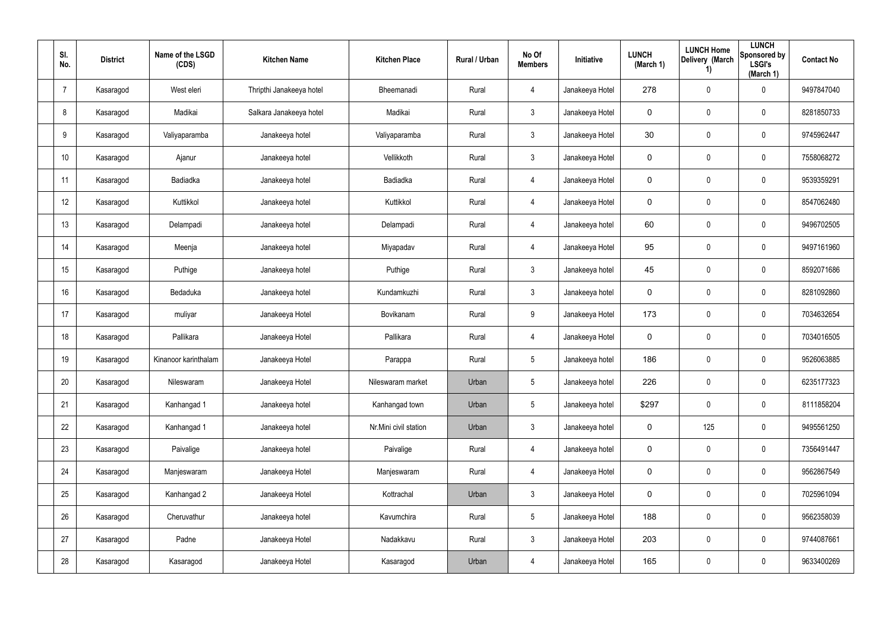| Sl. No. | District | Name of the LSGD (CDS) | Kitchen Name | Kitchen Place | Rural / Urban | No Of Members | Initiative | LUNCH (March 1) | LUNCH Home Delivery (March 1) | LUNCH Sponsored by LSGI's (March 1) | Contact No |
|---|---|---|---|---|---|---|---|---|---|---|---|
| 7 | Kasaragod | West eleri | Thripthi Janakeeya hotel | Bheemanadi | Rural | 4 | Janakeeya Hotel | 278 | 0 | 0 | 9497847040 |
| 8 | Kasaragod | Madikai | Salkara Janakeeya hotel | Madikai | Rural | 3 | Janakeeya Hotel | 0 | 0 | 0 | 8281850733 |
| 9 | Kasaragod | Valiyaparamba | Janakeeya hotel | Valiyaparamba | Rural | 3 | Janakeeya Hotel | 30 | 0 | 0 | 9745962447 |
| 10 | Kasaragod | Ajanur | Janakeeya hotel | Vellikkoth | Rural | 3 | Janakeeya Hotel | 0 | 0 | 0 | 7558068272 |
| 11 | Kasaragod | Badiadka | Janakeeya hotel | Badiadka | Rural | 4 | Janakeeya Hotel | 0 | 0 | 0 | 9539359291 |
| 12 | Kasaragod | Kuttikkol | Janakeeya hotel | Kuttikkol | Rural | 4 | Janakeeya Hotel | 0 | 0 | 0 | 8547062480 |
| 13 | Kasaragod | Delampadi | Janakeeya hotel | Delampadi | Rural | 4 | Janakeeya hotel | 60 | 0 | 0 | 9496702505 |
| 14 | Kasaragod | Meenja | Janakeeya hotel | Miyapadav | Rural | 4 | Janakeeya Hotel | 95 | 0 | 0 | 9497161960 |
| 15 | Kasaragod | Puthige | Janakeeya hotel | Puthige | Rural | 3 | Janakeeya hotel | 45 | 0 | 0 | 8592071686 |
| 16 | Kasaragod | Bedaduka | Janakeeya hotel | Kundamkuzhi | Rural | 3 | Janakeeya hotel | 0 | 0 | 0 | 8281092860 |
| 17 | Kasaragod | muliyar | Janakeeya Hotel | Bovikanam | Rural | 9 | Janakeeya Hotel | 173 | 0 | 0 | 7034632654 |
| 18 | Kasaragod | Pallikara | Janakeeya Hotel | Pallikara | Rural | 4 | Janakeeya Hotel | 0 | 0 | 0 | 7034016505 |
| 19 | Kasaragod | Kinanoor karinthalam | Janakeeya Hotel | Parappa | Rural | 5 | Janakeeya hotel | 186 | 0 | 0 | 9526063885 |
| 20 | Kasaragod | Nileswaram | Janakeeya Hotel | Nileswaram market | Urban | 5 | Janakeeya hotel | 226 | 0 | 0 | 6235177323 |
| 21 | Kasaragod | Kanhangad 1 | Janakeeya hotel | Kanhangad town | Urban | 5 | Janakeeya hotel | $297 | 0 | 0 | 8111858204 |
| 22 | Kasaragod | Kanhangad 1 | Janakeeya hotel | Nr.Mini civil station | Urban | 3 | Janakeeya hotel | 0 | 125 | 0 | 9495561250 |
| 23 | Kasaragod | Paivalige | Janakeeya hotel | Paivalige | Rural | 4 | Janakeeya hotel | 0 | 0 | 0 | 7356491447 |
| 24 | Kasaragod | Manjeswaram | Janakeeya Hotel | Manjeswaram | Rural | 4 | Janakeeya Hotel | 0 | 0 | 0 | 9562867549 |
| 25 | Kasaragod | Kanhangad 2 | Janakeeya Hotel | Kottrachal | Urban | 3 | Janakeeya Hotel | 0 | 0 | 0 | 7025961094 |
| 26 | Kasaragod | Cheruvathur | Janakeeya hotel | Kavumchira | Rural | 5 | Janakeeya Hotel | 188 | 0 | 0 | 9562358039 |
| 27 | Kasaragod | Padne | Janakeeya Hotel | Nadakkavu | Rural | 3 | Janakeeya Hotel | 203 | 0 | 0 | 9744087661 |
| 28 | Kasaragod | Kasaragod | Janakeeya Hotel | Kasaragod | Urban | 4 | Janakeeya Hotel | 165 | 0 | 0 | 9633400269 |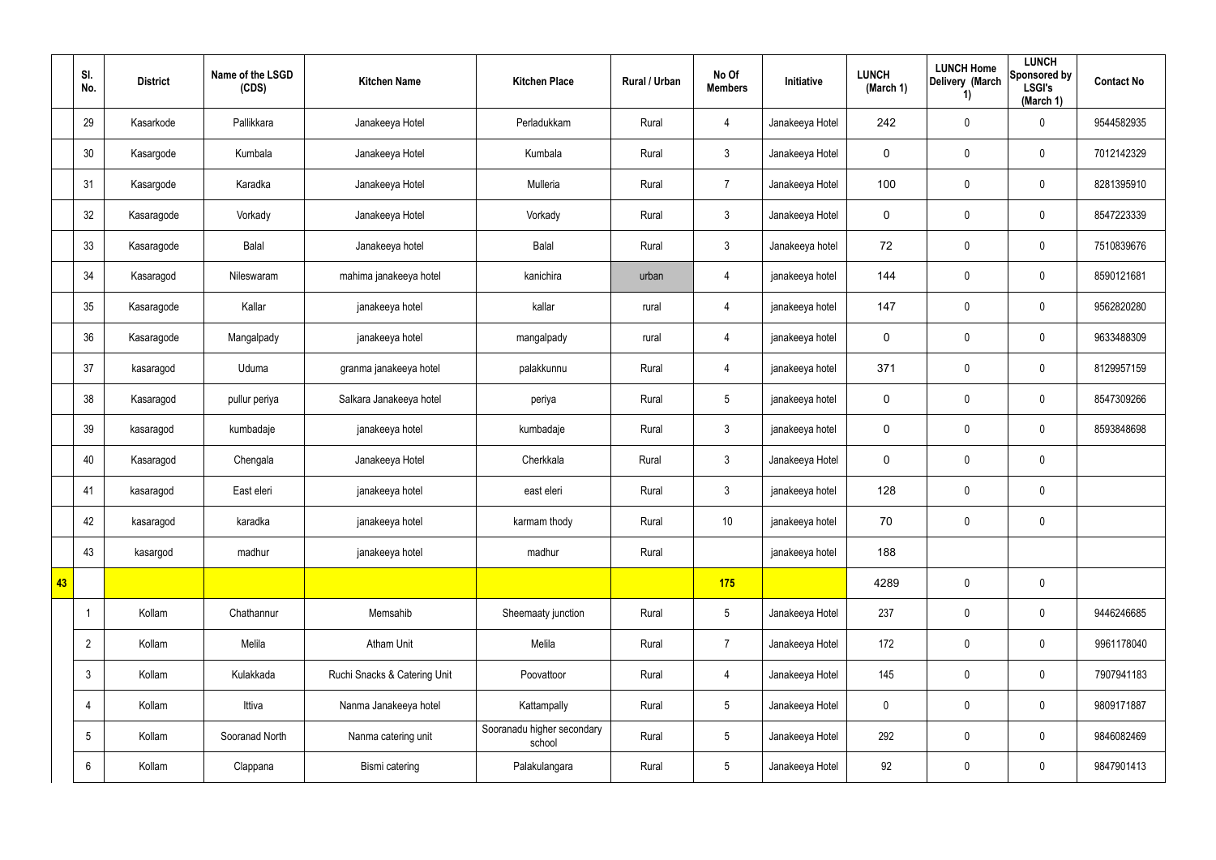|  | Sl. No. | District | Name of the LSGD (CDS) | Kitchen Name | Kitchen Place | Rural / Urban | No Of Members | Initiative | LUNCH (March 1) | LUNCH Home Delivery (March 1) | LUNCH Sponsored by LSGI's (March 1) | Contact No |
|---|---|---|---|---|---|---|---|---|---|---|---|---|
|  | 29 | Kasarkode | Pallikkara | Janakeeya Hotel | Perladukkam | Rural | 4 | Janakeeya Hotel | 242 | 0 | 0 | 9544582935 |
|  | 30 | Kasargode | Kumbala | Janakeeya Hotel | Kumbala | Rural | 3 | Janakeeya Hotel | 0 | 0 | 0 | 7012142329 |
|  | 31 | Kasargode | Karadka | Janakeeya Hotel | Mulleria | Rural | 7 | Janakeeya Hotel | 100 | 0 | 0 | 8281395910 |
|  | 32 | Kasaragode | Vorkady | Janakeeya Hotel | Vorkady | Rural | 3 | Janakeeya Hotel | 0 | 0 | 0 | 8547223339 |
|  | 33 | Kasaragode | Balal | Janakeeya hotel | Balal | Rural | 3 | Janakeeya hotel | 72 | 0 | 0 | 7510839676 |
|  | 34 | Kasaragod | Nileswaram | mahima janakeeya hotel | kanichira | urban | 4 | janakeeya hotel | 144 | 0 | 0 | 8590121681 |
|  | 35 | Kasaragode | Kallar | janakeeya hotel | kallar | rural | 4 | janakeeya hotel | 147 | 0 | 0 | 9562820280 |
|  | 36 | Kasaragode | Mangalpady | janakeeya hotel | mangalpady | rural | 4 | janakeeya hotel | 0 | 0 | 0 | 9633488309 |
|  | 37 | kasaragod | Uduma | granma janakeeya hotel | palakkunnu | Rural | 4 | janakeeya hotel | 371 | 0 | 0 | 8129957159 |
|  | 38 | Kasaragod | pullur periya | Salkara Janakeeya hotel | periya | Rural | 5 | janakeeya hotel | 0 | 0 | 0 | 8547309266 |
|  | 39 | kasaragod | kumbadaje | janakeeya hotel | kumbadaje | Rural | 3 | janakeeya hotel | 0 | 0 | 0 | 8593848698 |
|  | 40 | Kasaragod | Chengala | Janakeeya Hotel | Cherkkala | Rural | 3 | Janakeeya Hotel | 0 | 0 | 0 |  |
|  | 41 | kasaragod | East eleri | janakeeya hotel | east eleri | Rural | 3 | janakeeya hotel | 128 | 0 | 0 |  |
|  | 42 | kasaragod | karadka | janakeeya hotel | karmam thody | Rural | 10 | janakeeya hotel | 70 | 0 | 0 |  |
|  | 43 | kasargod | madhur | janakeeya hotel | madhur | Rural |  | janakeeya hotel | 188 |  |  |  |
| 43 |  |  |  |  |  |  | 175 |  | 4289 | 0 | 0 |  |
|  | 1 | Kollam | Chathannur | Memsahib | Sheemaaty junction | Rural | 5 | Janakeeya Hotel | 237 | 0 | 0 | 9446246685 |
|  | 2 | Kollam | Melila | Atham Unit | Melila | Rural | 7 | Janakeeya Hotel | 172 | 0 | 0 | 9961178040 |
|  | 3 | Kollam | Kulakkada | Ruchi Snacks & Catering Unit | Poovattoor | Rural | 4 | Janakeeya Hotel | 145 | 0 | 0 | 7907941183 |
|  | 4 | Kollam | Ittiva | Nanma Janakeeya hotel | Kattampally | Rural | 5 | Janakeeya Hotel | 0 | 0 | 0 | 9809171887 |
|  | 5 | Kollam | Sooranad North | Nanma catering unit | Sooranadu higher secondary school | Rural | 5 | Janakeeya Hotel | 292 | 0 | 0 | 9846082469 |
|  | 6 | Kollam | Clappana | Bismi catering | Palakulangara | Rural | 5 | Janakeeya Hotel | 92 | 0 | 0 | 9847901413 |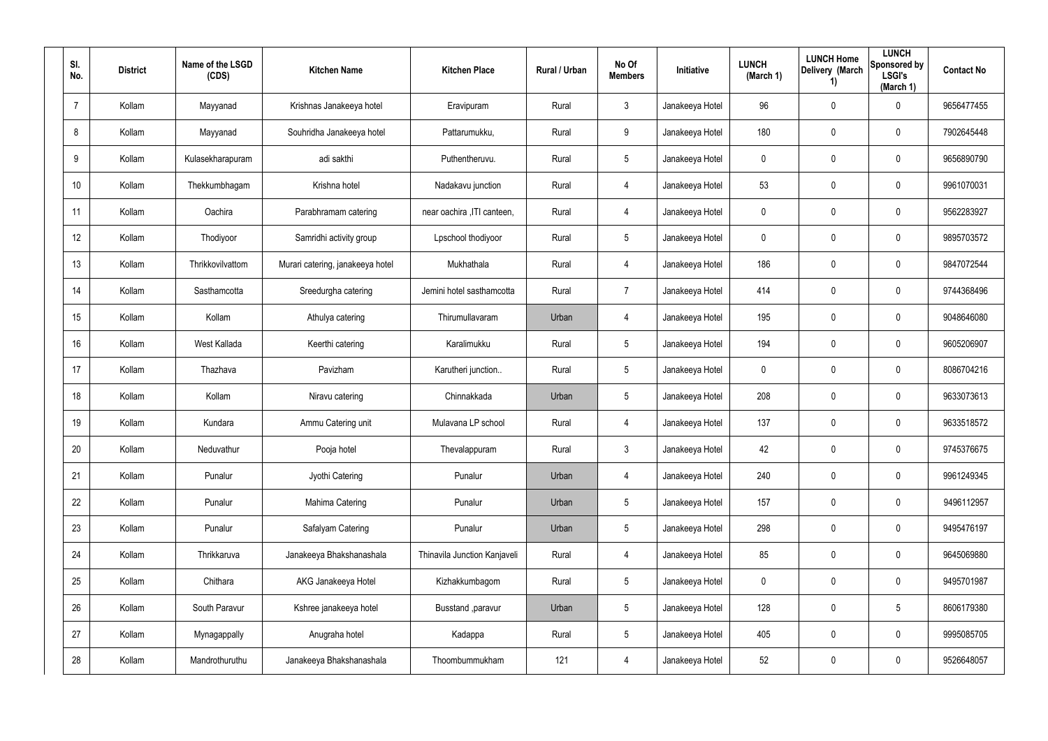| Sl. No. | District | Name of the LSGD (CDS) | Kitchen Name | Kitchen Place | Rural / Urban | No Of Members | Initiative | LUNCH (March 1) | LUNCH Home Delivery (March 1) | LUNCH Sponsored by LSGI's (March 1) | Contact No |
|---|---|---|---|---|---|---|---|---|---|---|---|
| 7 | Kollam | Mayyanad | Krishnas Janakeeya hotel | Eravipuram | Rural | 3 | Janakeeya Hotel | 96 | 0 | 0 | 9656477455 |
| 8 | Kollam | Mayyanad | Souhridha Janakeeya hotel | Pattarumukku, | Rural | 9 | Janakeeya Hotel | 180 | 0 | 0 | 7902645448 |
| 9 | Kollam | Kulasekharapuram | adi sakthi | Puthentheruvu. | Rural | 5 | Janakeeya Hotel | 0 | 0 | 0 | 9656890790 |
| 10 | Kollam | Thekkumbhagam | Krishna hotel | Nadakavu junction | Rural | 4 | Janakeeya Hotel | 53 | 0 | 0 | 9961070031 |
| 11 | Kollam | Oachira | Parabhramam catering | near oachira ,ITI canteen, | Rural | 4 | Janakeeya Hotel | 0 | 0 | 0 | 9562283927 |
| 12 | Kollam | Thodiyoor | Samridhi activity group | Lpschool thodiyoor | Rural | 5 | Janakeeya Hotel | 0 | 0 | 0 | 9895703572 |
| 13 | Kollam | Thrikkovilvattom | Murari catering, janakeeya hotel | Mukhathala | Rural | 4 | Janakeeya Hotel | 186 | 0 | 0 | 9847072544 |
| 14 | Kollam | Sasthamcotta | Sreedurgha catering | Jemini hotel sasthamcotta | Rural | 7 | Janakeeya Hotel | 414 | 0 | 0 | 9744368496 |
| 15 | Kollam | Kollam | Athulya catering | Thirumullavaram | Urban | 4 | Janakeeya Hotel | 195 | 0 | 0 | 9048646080 |
| 16 | Kollam | West Kallada | Keerthi catering | Karalimukku | Rural | 5 | Janakeeya Hotel | 194 | 0 | 0 | 9605206907 |
| 17 | Kollam | Thazhava | Pavizham | Karutheri junction.. | Rural | 5 | Janakeeya Hotel | 0 | 0 | 0 | 8086704216 |
| 18 | Kollam | Kollam | Niravu catering | Chinnakkada | Urban | 5 | Janakeeya Hotel | 208 | 0 | 0 | 9633073613 |
| 19 | Kollam | Kundara | Ammu Catering unit | Mulavana LP school | Rural | 4 | Janakeeya Hotel | 137 | 0 | 0 | 9633518572 |
| 20 | Kollam | Neduvathur | Pooja hotel | Thevalappuram | Rural | 3 | Janakeeya Hotel | 42 | 0 | 0 | 9745376675 |
| 21 | Kollam | Punalur | Jyothi Catering | Punalur | Urban | 4 | Janakeeya Hotel | 240 | 0 | 0 | 9961249345 |
| 22 | Kollam | Punalur | Mahima Catering | Punalur | Urban | 5 | Janakeeya Hotel | 157 | 0 | 0 | 9496112957 |
| 23 | Kollam | Punalur | Safalyam Catering | Punalur | Urban | 5 | Janakeeya Hotel | 298 | 0 | 0 | 9495476197 |
| 24 | Kollam | Thrikkaruva | Janakeeya Bhakshanashala | Thinavila Junction Kanjaveli | Rural | 4 | Janakeeya Hotel | 85 | 0 | 0 | 9645069880 |
| 25 | Kollam | Chithara | AKG Janakeeya Hotel | Kizhakkumbagom | Rural | 5 | Janakeeya Hotel | 0 | 0 | 0 | 9495701987 |
| 26 | Kollam | South Paravur | Kshree janakeeya hotel | Busstand ,paravur | Urban | 5 | Janakeeya Hotel | 128 | 0 | 5 | 8606179380 |
| 27 | Kollam | Mynagappally | Anugraha hotel | Kadappa | Rural | 5 | Janakeeya Hotel | 405 | 0 | 0 | 9995085705 |
| 28 | Kollam | Mandrothuruthu | Janakeeya Bhakshanashala | Thoombummukham | 121 | 4 | Janakeeya Hotel | 52 | 0 | 0 | 9526648057 |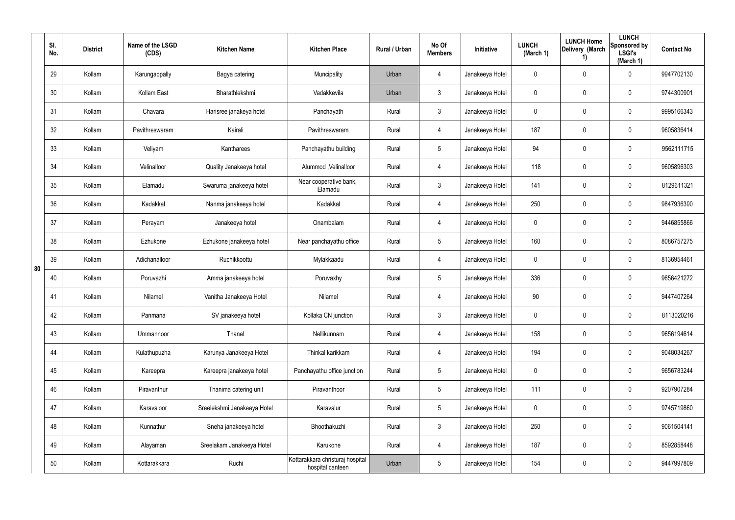| | Sl. No. | District | Name of the LSGD (CDS) | Kitchen Name | Kitchen Place | Rural / Urban | No Of Members | Initiative | LUNCH (March 1) | LUNCH Home Delivery (March 1) | LUNCH Sponsored by LSGI's (March 1) | Contact No |
|---|---|---|---|---|---|---|---|---|---|---|---|---|
| 80 | 29 | Kollam | Karungappally | Bagya catering | Muncipality | Urban | 4 | Janakeeya Hotel | 0 | 0 | 0 | 9947702130 |
| | 30 | Kollam | Kollam East | Bharathlekshmi | Vadakkevila | Urban | 3 | Janakeeya Hotel | 0 | 0 | 0 | 9744300901 |
| | 31 | Kollam | Chavara | Harisree janakeya hotel | Panchayath | Rural | 3 | Janakeeya Hotel | 0 | 0 | 0 | 9995166343 |
| | 32 | Kollam | Pavithreswaram | Kairali | Pavithreswaram | Rural | 4 | Janakeeya Hotel | 187 | 0 | 0 | 9605836414 |
| | 33 | Kollam | Veliyam | Kantharees | Panchayathu building | Rural | 5 | Janakeeya Hotel | 94 | 0 | 0 | 9562111715 |
| | 34 | Kollam | Velinalloor | Quality Janakeeya hotel | Alummod ,Velinalloor | Rural | 4 | Janakeeya Hotel | 118 | 0 | 0 | 9605896303 |
| | 35 | Kollam | Elamadu | Swaruma janakeeya hotel | Near cooperative bank, Elamadu | Rural | 3 | Janakeeya Hotel | 141 | 0 | 0 | 8129611321 |
| | 36 | Kollam | Kadakkal | Nanma janakeeya hotel | Kadakkal | Rural | 4 | Janakeeya Hotel | 250 | 0 | 0 | 9847936390 |
| | 37 | Kollam | Perayam | Janakeeya hotel | Onambalam | Rural | 4 | Janakeeya Hotel | 0 | 0 | 0 | 9446855866 |
| | 38 | Kollam | Ezhukone | Ezhukone janakeeya hotel | Near panchayathu office | Rural | 5 | Janakeeya Hotel | 160 | 0 | 0 | 8086757275 |
| | 39 | Kollam | Adichanalloor | Ruchikkoottu | Mylakkaadu | Rural | 4 | Janakeeya Hotel | 0 | 0 | 0 | 8136954461 |
| | 40 | Kollam | Poruvazhi | Amma janakeeya hotel | Poruvaxhy | Rural | 5 | Janakeeya Hotel | 336 | 0 | 0 | 9656421272 |
| | 41 | Kollam | Nilamel | Vanitha Janakeeya Hotel | Nilamel | Rural | 4 | Janakeeya Hotel | 90 | 0 | 0 | 9447407264 |
| | 42 | Kollam | Panmana | SV janakeeya hotel | Kollaka CN junction | Rural | 3 | Janakeeya Hotel | 0 | 0 | 0 | 8113020216 |
| | 43 | Kollam | Ummannoor | Thanal | Nellikunnam | Rural | 4 | Janakeeya Hotel | 158 | 0 | 0 | 9656194614 |
| | 44 | Kollam | Kulathupuzha | Karunya Janakeeya Hotel | Thinkal karikkam | Rural | 4 | Janakeeya Hotel | 194 | 0 | 0 | 9048034267 |
| | 45 | Kollam | Kareepra | Kareepra janakeeya hotel | Panchayathu office junction | Rural | 5 | Janakeeya Hotel | 0 | 0 | 0 | 9656783244 |
| | 46 | Kollam | Piravanthur | Thanima catering unit | Piravanthoor | Rural | 5 | Janakeeya Hotel | 111 | 0 | 0 | 9207907284 |
| | 47 | Kollam | Karavaloor | Sreelekshmi Janakeeya Hotel | Karavalur | Rural | 5 | Janakeeya Hotel | 0 | 0 | 0 | 9745719860 |
| | 48 | Kollam | Kunnathur | Sneha janakeeya hotel | Bhoothakuzhi | Rural | 3 | Janakeeya Hotel | 250 | 0 | 0 | 9061504141 |
| | 49 | Kollam | Alayaman | Sreelakam Janakeeya Hotel | Karukone | Rural | 4 | Janakeeya Hotel | 187 | 0 | 0 | 8592858448 |
| | 50 | Kollam | Kottarakkara | Ruchi | Kottarakkara christuraj hospital hospital canteen | Urban | 5 | Janakeeya Hotel | 154 | 0 | 0 | 9447997809 |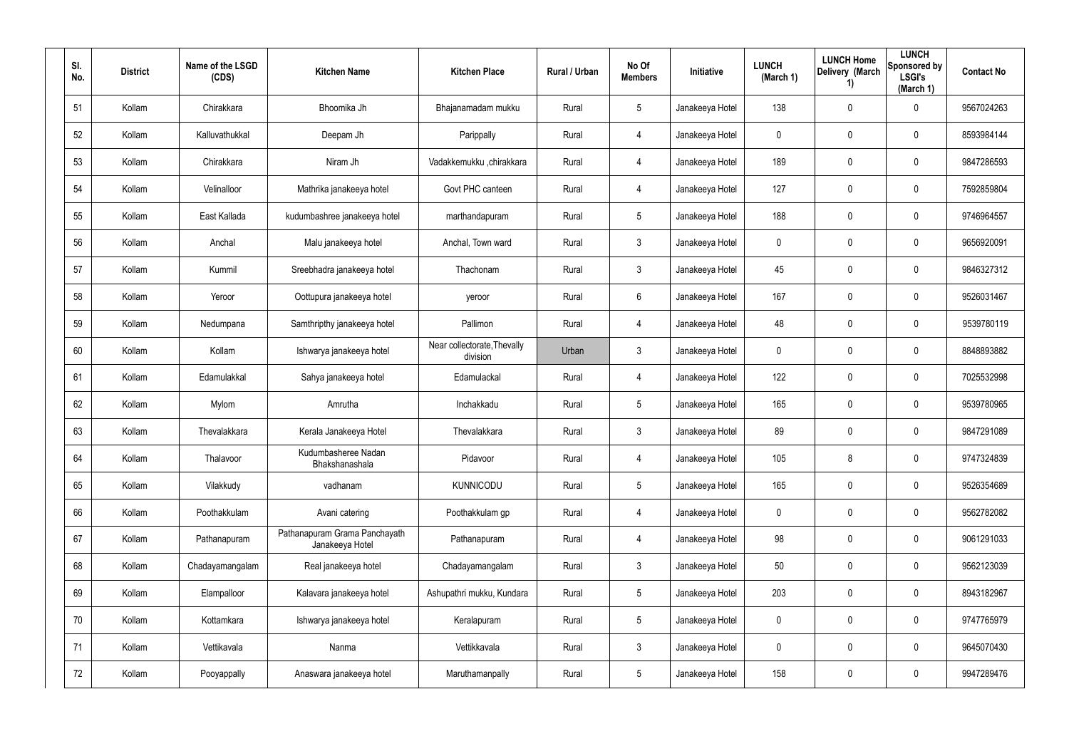| Sl. No. | District | Name of the LSGD (CDS) | Kitchen Name | Kitchen Place | Rural / Urban | No Of Members | Initiative | LUNCH (March 1) | LUNCH Home Delivery (March 1) | LUNCH Sponsored by LSGI's (March 1) | Contact No |
|---|---|---|---|---|---|---|---|---|---|---|---|
| 51 | Kollam | Chirakkara | Bhoomika Jh | Bhajanamadam mukku | Rural | 5 | Janakeeya Hotel | 138 | 0 | 0 | 9567024263 |
| 52 | Kollam | Kalluvathukkal | Deepam Jh | Parippally | Rural | 4 | Janakeeya Hotel | 0 | 0 | 0 | 8593984144 |
| 53 | Kollam | Chirakkara | Niram Jh | Vadakkemukku ,chirakkara | Rural | 4 | Janakeeya Hotel | 189 | 0 | 0 | 9847286593 |
| 54 | Kollam | Velinalloor | Mathrika janakeeya hotel | Govt PHC canteen | Rural | 4 | Janakeeya Hotel | 127 | 0 | 0 | 7592859804 |
| 55 | Kollam | East Kallada | kudumbashree janakeeya hotel | marthandapuram | Rural | 5 | Janakeeya Hotel | 188 | 0 | 0 | 9746964557 |
| 56 | Kollam | Anchal | Malu janakeeya hotel | Anchal, Town ward | Rural | 3 | Janakeeya Hotel | 0 | 0 | 0 | 9656920091 |
| 57 | Kollam | Kummil | Sreebhadra janakeeya hotel | Thachonam | Rural | 3 | Janakeeya Hotel | 45 | 0 | 0 | 9846327312 |
| 58 | Kollam | Yeroor | Oottupura janakeeya hotel | yeroor | Rural | 6 | Janakeeya Hotel | 167 | 0 | 0 | 9526031467 |
| 59 | Kollam | Nedumpana | Samthripthy janakeeya hotel | Pallimon | Rural | 4 | Janakeeya Hotel | 48 | 0 | 0 | 9539780119 |
| 60 | Kollam | Kollam | Ishwarya janakeeya hotel | Near collectorate,Thevally division | Urban | 3 | Janakeeya Hotel | 0 | 0 | 0 | 8848893882 |
| 61 | Kollam | Edamulakkal | Sahya janakeeya hotel | Edamulackal | Rural | 4 | Janakeeya Hotel | 122 | 0 | 0 | 7025532998 |
| 62 | Kollam | Mylom | Amrutha | Inchakkadu | Rural | 5 | Janakeeya Hotel | 165 | 0 | 0 | 9539780965 |
| 63 | Kollam | Thevalakkara | Kerala Janakeeya Hotel | Thevalakkara | Rural | 3 | Janakeeya Hotel | 89 | 0 | 0 | 9847291089 |
| 64 | Kollam | Thalavoor | Kudumbasheree Nadan Bhakshanashala | Pidavoor | Rural | 4 | Janakeeya Hotel | 105 | 8 | 0 | 9747324839 |
| 65 | Kollam | Vilakkudy | vadhanam | KUNNICODU | Rural | 5 | Janakeeya Hotel | 165 | 0 | 0 | 9526354689 |
| 66 | Kollam | Poothakkulam | Avani catering | Poothakkulam gp | Rural | 4 | Janakeeya Hotel | 0 | 0 | 0 | 9562782082 |
| 67 | Kollam | Pathanapuram | Pathanapuram Grama Panchayath Janakeeya Hotel | Pathanapuram | Rural | 4 | Janakeeya Hotel | 98 | 0 | 0 | 9061291033 |
| 68 | Kollam | Chadayamangalam | Real janakeeya hotel | Chadayamangalam | Rural | 3 | Janakeeya Hotel | 50 | 0 | 0 | 9562123039 |
| 69 | Kollam | Elampalloor | Kalavara janakeeya hotel | Ashupathri mukku, Kundara | Rural | 5 | Janakeeya Hotel | 203 | 0 | 0 | 8943182967 |
| 70 | Kollam | Kottamkara | Ishwarya janakeeya hotel | Keralapuram | Rural | 5 | Janakeeya Hotel | 0 | 0 | 0 | 9747765979 |
| 71 | Kollam | Vettikavala | Nanma | Vettikkavala | Rural | 3 | Janakeeya Hotel | 0 | 0 | 0 | 9645070430 |
| 72 | Kollam | Pooyappally | Anaswara janakeeya hotel | Maruthamanpally | Rural | 5 | Janakeeya Hotel | 158 | 0 | 0 | 9947289476 |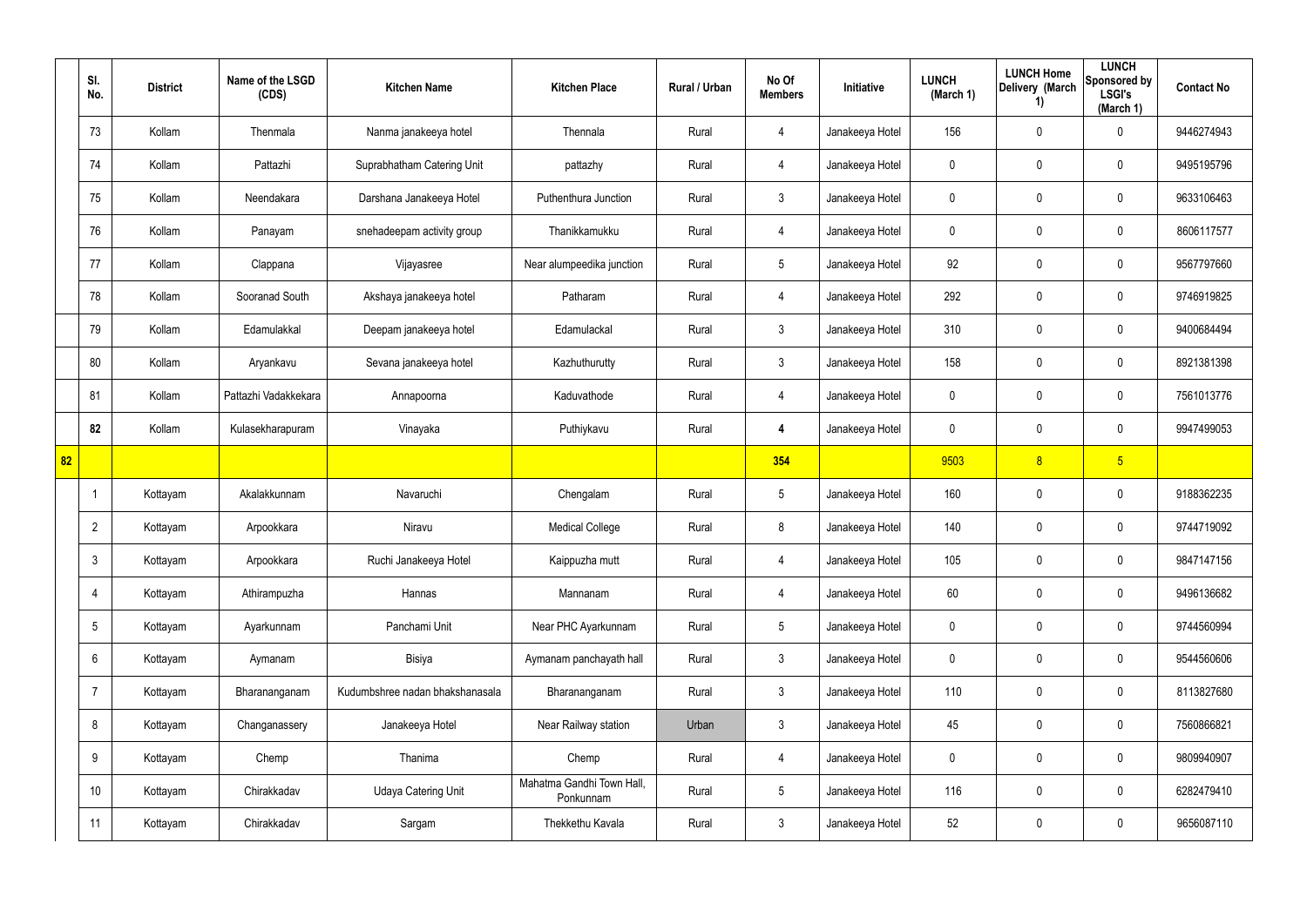| | Sl. No. | District | Name of the LSGD (CDS) | Kitchen Name | Kitchen Place | Rural / Urban | No Of Members | Initiative | LUNCH (March 1) | LUNCH Home Delivery (March 1) | LUNCH Sponsored by LSGI's (March 1) | Contact No |
|---|---|---|---|---|---|---|---|---|---|---|---|---|
| | 73 | Kollam | Thenmala | Nanma janakeeya hotel | Thennala | Rural | 4 | Janakeeya Hotel | 156 | 0 | 0 | 9446274943 |
| | 74 | Kollam | Pattazhi | Suprabhatham Catering Unit | pattazhy | Rural | 4 | Janakeeya Hotel | 0 | 0 | 0 | 9495195796 |
| | 75 | Kollam | Neendakara | Darshana Janakeeya Hotel | Puthenthura Junction | Rural | 3 | Janakeeya Hotel | 0 | 0 | 0 | 9633106463 |
| | 76 | Kollam | Panayam | snehadeepam activity group | Thanikkamukku | Rural | 4 | Janakeeya Hotel | 0 | 0 | 0 | 8606117577 |
| | 77 | Kollam | Clappana | Vijayasree | Near alumpeedika junction | Rural | 5 | Janakeeya Hotel | 92 | 0 | 0 | 9567797660 |
| | 78 | Kollam | Sooranad South | Akshaya janakeeya hotel | Patharam | Rural | 4 | Janakeeya Hotel | 292 | 0 | 0 | 9746919825 |
| | 79 | Kollam | Edamulakkal | Deepam janakeeya hotel | Edamulackal | Rural | 3 | Janakeeya Hotel | 310 | 0 | 0 | 9400684494 |
| | 80 | Kollam | Aryankavu | Sevana janakeeya hotel | Kazhuthurutty | Rural | 3 | Janakeeya Hotel | 158 | 0 | 0 | 8921381398 |
| | 81 | Kollam | Pattazhi Vadakkekara | Annapoorna | Kaduvathode | Rural | 4 | Janakeeya Hotel | 0 | 0 | 0 | 7561013776 |
| | **82** | Kollam | Kulasekharapuram | Vinayaka | Puthiykavu | Rural | **4** | Janakeeya Hotel | 0 | 0 | 0 | 9947499053 |
| **82** | | | | | | | **354** | | 9503 | 8 | 5 | |
| | 1 | Kottayam | Akalakkunnam | Navaruchi | Chengalam | Rural | 5 | Janakeeya Hotel | 160 | 0 | 0 | 9188362235 |
| | 2 | Kottayam | Arpookkara | Niravu | Medical College | Rural | 8 | Janakeeya Hotel | 140 | 0 | 0 | 9744719092 |
| | 3 | Kottayam | Arpookkara | Ruchi Janakeeya Hotel | Kaippuzha mutt | Rural | 4 | Janakeeya Hotel | 105 | 0 | 0 | 9847147156 |
| | 4 | Kottayam | Athirampuzha | Hannas | Mannanam | Rural | 4 | Janakeeya Hotel | 60 | 0 | 0 | 9496136682 |
| | 5 | Kottayam | Ayarkunnam | Panchami Unit | Near PHC Ayarkunnam | Rural | 5 | Janakeeya Hotel | 0 | 0 | 0 | 9744560994 |
| | 6 | Kottayam | Aymanam | Bisiya | Aymanam panchayath hall | Rural | 3 | Janakeeya Hotel | 0 | 0 | 0 | 9544560606 |
| | 7 | Kottayam | Bharananganam | Kudumbshree nadan bhakshanasala | Bharananganam | Rural | 3 | Janakeeya Hotel | 110 | 0 | 0 | 8113827680 |
| | 8 | Kottayam | Changanassery | Janakeeya Hotel | Near Railway station | Urban | 3 | Janakeeya Hotel | 45 | 0 | 0 | 7560866821 |
| | 9 | Kottayam | Chemp | Thanima | Chemp | Rural | 4 | Janakeeya Hotel | 0 | 0 | 0 | 9809940907 |
| | 10 | Kottayam | Chirakkadav | Udaya Catering Unit | Mahatma Gandhi Town Hall, Ponkunnam | Rural | 5 | Janakeeya Hotel | 116 | 0 | 0 | 6282479410 |
| | 11 | Kottayam | Chirakkadav | Sargam | Thekkethu Kavala | Rural | 3 | Janakeeya Hotel | 52 | 0 | 0 | 9656087110 |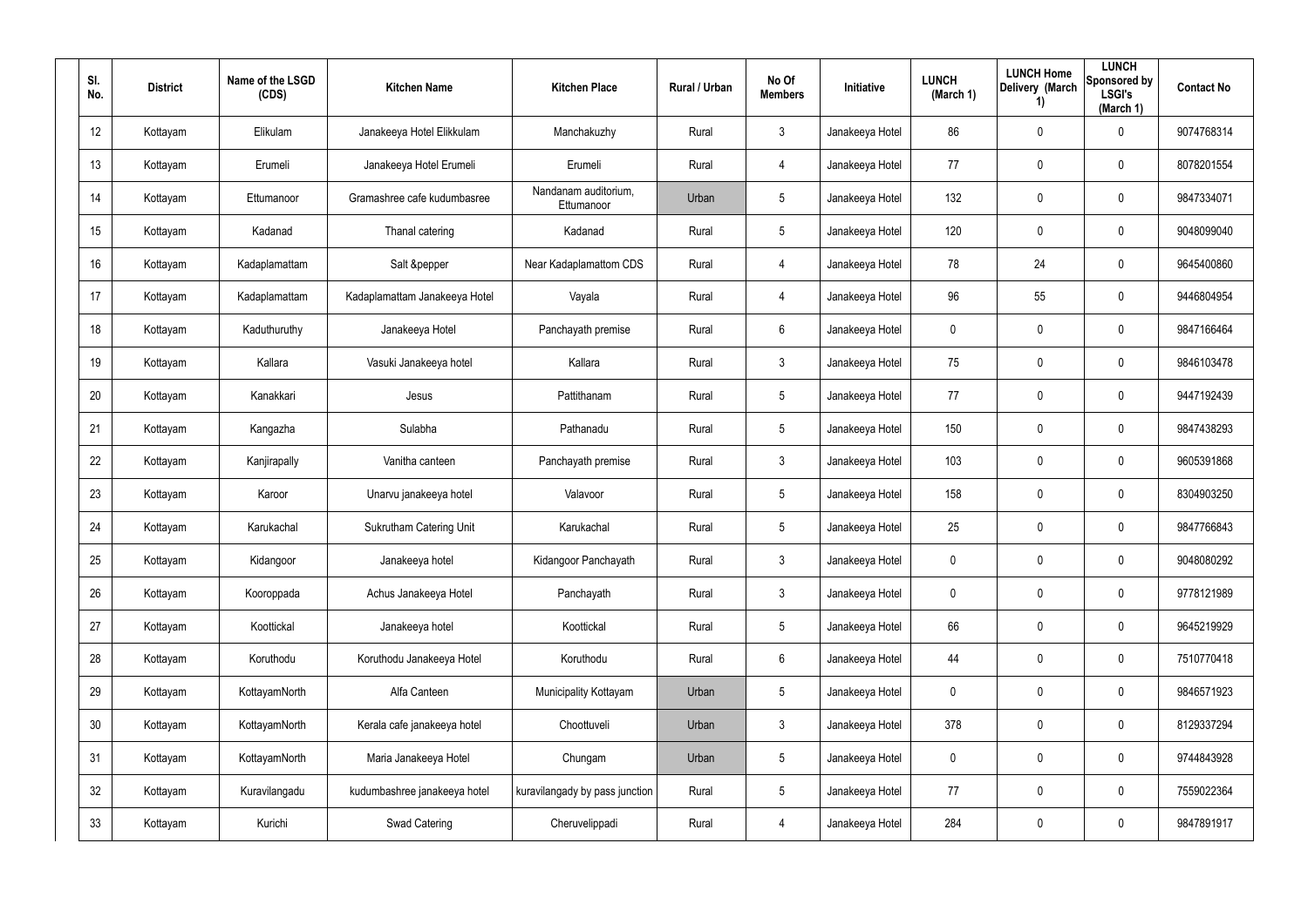| Sl. No. | District | Name of the LSGD (CDS) | Kitchen Name | Kitchen Place | Rural / Urban | No Of Members | Initiative | LUNCH (March 1) | LUNCH Home Delivery (March 1) | LUNCH Sponsored by LSGI's (March 1) | Contact No |
|---|---|---|---|---|---|---|---|---|---|---|---|
| 12 | Kottayam | Elikulam | Janakeeya Hotel Elikkulam | Manchakuzhy | Rural | 3 | Janakeeya Hotel | 86 | 0 | 0 | 9074768314 |
| 13 | Kottayam | Erumeli | Janakeeya Hotel Erumeli | Erumeli | Rural | 4 | Janakeeya Hotel | 77 | 0 | 0 | 8078201554 |
| 14 | Kottayam | Ettumanoor | Gramashree cafe kudumbasree | Nandanam auditorium, Ettumanoor | Urban | 5 | Janakeeya Hotel | 132 | 0 | 0 | 9847334071 |
| 15 | Kottayam | Kadanad | Thanal catering | Kadanad | Rural | 5 | Janakeeya Hotel | 120 | 0 | 0 | 9048099040 |
| 16 | Kottayam | Kadaplamattam | Salt &pepper | Near Kadaplamattom CDS | Rural | 4 | Janakeeya Hotel | 78 | 24 | 0 | 9645400860 |
| 17 | Kottayam | Kadaplamattam | Kadaplamattam Janakeeya Hotel | Vayala | Rural | 4 | Janakeeya Hotel | 96 | 55 | 0 | 9446804954 |
| 18 | Kottayam | Kaduthuruthy | Janakeeya Hotel | Panchayath premise | Rural | 6 | Janakeeya Hotel | 0 | 0 | 0 | 9847166464 |
| 19 | Kottayam | Kallara | Vasuki Janakeeya hotel | Kallara | Rural | 3 | Janakeeya Hotel | 75 | 0 | 0 | 9846103478 |
| 20 | Kottayam | Kanakkari | Jesus | Pattithanam | Rural | 5 | Janakeeya Hotel | 77 | 0 | 0 | 9447192439 |
| 21 | Kottayam | Kangazha | Sulabha | Pathanadu | Rural | 5 | Janakeeya Hotel | 150 | 0 | 0 | 9847438293 |
| 22 | Kottayam | Kanjirapally | Vanitha canteen | Panchayath premise | Rural | 3 | Janakeeya Hotel | 103 | 0 | 0 | 9605391868 |
| 23 | Kottayam | Karoor | Unarvu janakeeya hotel | Valavoor | Rural | 5 | Janakeeya Hotel | 158 | 0 | 0 | 8304903250 |
| 24 | Kottayam | Karukachal | Sukrutham Catering Unit | Karukachal | Rural | 5 | Janakeeya Hotel | 25 | 0 | 0 | 9847766843 |
| 25 | Kottayam | Kidangoor | Janakeeya hotel | Kidangoor Panchayath | Rural | 3 | Janakeeya Hotel | 0 | 0 | 0 | 9048080292 |
| 26 | Kottayam | Kooroppada | Achus Janakeeya Hotel | Panchayath | Rural | 3 | Janakeeya Hotel | 0 | 0 | 0 | 9778121989 |
| 27 | Kottayam | Koottickal | Janakeeya hotel | Koottickal | Rural | 5 | Janakeeya Hotel | 66 | 0 | 0 | 9645219929 |
| 28 | Kottayam | Koruthodu | Koruthodu Janakeeya Hotel | Koruthodu | Rural | 6 | Janakeeya Hotel | 44 | 0 | 0 | 7510770418 |
| 29 | Kottayam | KottayamNorth | Alfa Canteen | Municipality Kottayam | Urban | 5 | Janakeeya Hotel | 0 | 0 | 0 | 9846571923 |
| 30 | Kottayam | KottayamNorth | Kerala cafe janakeeya hotel | Choottuveli | Urban | 3 | Janakeeya Hotel | 378 | 0 | 0 | 8129337294 |
| 31 | Kottayam | KottayamNorth | Maria Janakeeya Hotel | Chungam | Urban | 5 | Janakeeya Hotel | 0 | 0 | 0 | 9744843928 |
| 32 | Kottayam | Kuravilangadu | kudumbashree janakeeya hotel | kuravilangady by pass junction | Rural | 5 | Janakeeya Hotel | 77 | 0 | 0 | 7559022364 |
| 33 | Kottayam | Kurichi | Swad Catering | Cheruvelippadi | Rural | 4 | Janakeeya Hotel | 284 | 0 | 0 | 9847891917 |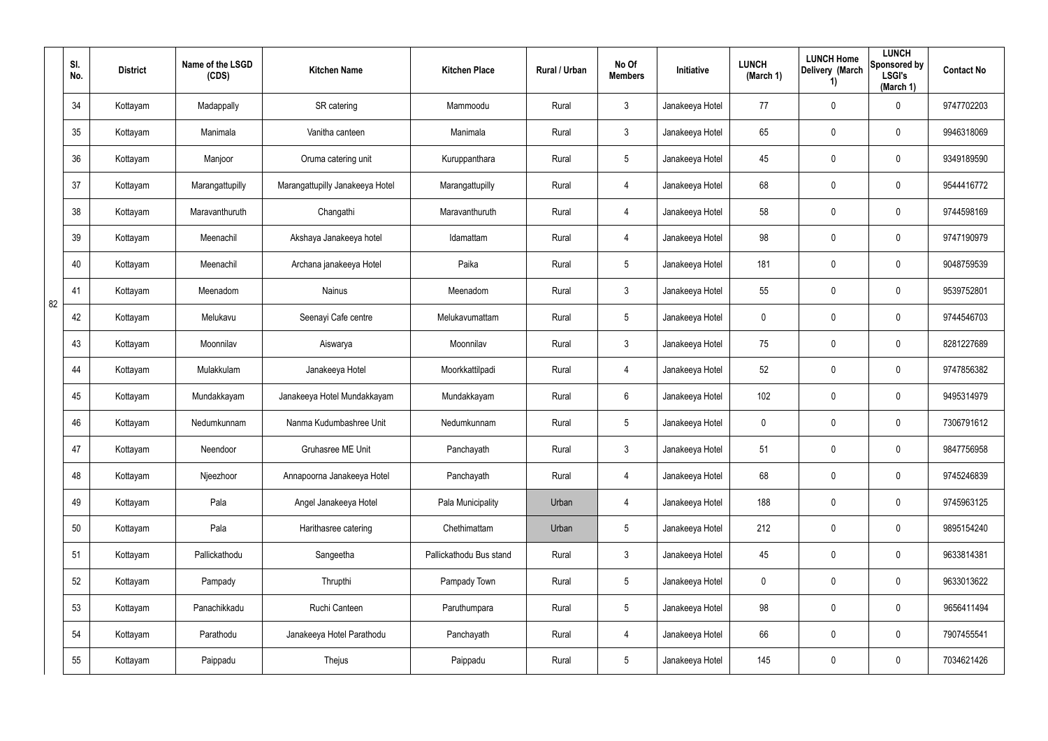| | Sl. No. | District | Name of the LSGD (CDS) | Kitchen Name | Kitchen Place | Rural / Urban | No Of Members | Initiative | LUNCH (March 1) | LUNCH Home Delivery (March 1) | LUNCH Sponsored by LSGI's (March 1) | Contact No |
|---|---|---|---|---|---|---|---|---|---|---|---|---|
| 82 | 34 | Kottayam | Madappally | SR catering | Mammoodu | Rural | 3 | Janakeeya Hotel | 77 | 0 | 0 | 9747702203 |
| | 35 | Kottayam | Manimala | Vanitha canteen | Manimala | Rural | 3 | Janakeeya Hotel | 65 | 0 | 0 | 9946318069 |
| | 36 | Kottayam | Manjoor | Oruma catering unit | Kuruppanthara | Rural | 5 | Janakeeya Hotel | 45 | 0 | 0 | 9349189590 |
| | 37 | Kottayam | Marangattupilly | Marangattupilly Janakeeya Hotel | Marangattupilly | Rural | 4 | Janakeeya Hotel | 68 | 0 | 0 | 9544416772 |
| | 38 | Kottayam | Maravanthuruth | Changathi | Maravanthuruth | Rural | 4 | Janakeeya Hotel | 58 | 0 | 0 | 9744598169 |
| | 39 | Kottayam | Meenachil | Akshaya Janakeeya hotel | Idamattam | Rural | 4 | Janakeeya Hotel | 98 | 0 | 0 | 9747190979 |
| | 40 | Kottayam | Meenachil | Archana janakeeya Hotel | Paika | Rural | 5 | Janakeeya Hotel | 181 | 0 | 0 | 9048759539 |
| | 41 | Kottayam | Meenadom | Nainus | Meenadom | Rural | 3 | Janakeeya Hotel | 55 | 0 | 0 | 9539752801 |
| | 42 | Kottayam | Melukavu | Seenayi Cafe centre | Melukavumattam | Rural | 5 | Janakeeya Hotel | 0 | 0 | 0 | 9744546703 |
| | 43 | Kottayam | Moonnilav | Aiswarya | Moonnilav | Rural | 3 | Janakeeya Hotel | 75 | 0 | 0 | 8281227689 |
| | 44 | Kottayam | Mulakkulam | Janakeeya Hotel | Moorkkattilpadi | Rural | 4 | Janakeeya Hotel | 52 | 0 | 0 | 9747856382 |
| | 45 | Kottayam | Mundakkayam | Janakeeya Hotel Mundakkayam | Mundakkayam | Rural | 6 | Janakeeya Hotel | 102 | 0 | 0 | 9495314979 |
| | 46 | Kottayam | Nedumkunnam | Nanma Kudumbashree Unit | Nedumkunnam | Rural | 5 | Janakeeya Hotel | 0 | 0 | 0 | 7306791612 |
| | 47 | Kottayam | Neendoor | Gruhasree ME Unit | Panchayath | Rural | 3 | Janakeeya Hotel | 51 | 0 | 0 | 9847756958 |
| | 48 | Kottayam | Njeezhoor | Annapoorna Janakeeya Hotel | Panchayath | Rural | 4 | Janakeeya Hotel | 68 | 0 | 0 | 9745246839 |
| | 49 | Kottayam | Pala | Angel Janakeeya Hotel | Pala Municipality | Urban | 4 | Janakeeya Hotel | 188 | 0 | 0 | 9745963125 |
| | 50 | Kottayam | Pala | Harithasree catering | Chethimattam | Urban | 5 | Janakeeya Hotel | 212 | 0 | 0 | 9895154240 |
| | 51 | Kottayam | Pallickathodu | Sangeetha | Pallickathodu Bus stand | Rural | 3 | Janakeeya Hotel | 45 | 0 | 0 | 9633814381 |
| | 52 | Kottayam | Pampady | Thrupthi | Pampady Town | Rural | 5 | Janakeeya Hotel | 0 | 0 | 0 | 9633013622 |
| | 53 | Kottayam | Panachikkadu | Ruchi Canteen | Paruthumpara | Rural | 5 | Janakeeya Hotel | 98 | 0 | 0 | 9656411494 |
| | 54 | Kottayam | Parathodu | Janakeeya Hotel Parathodu | Panchayath | Rural | 4 | Janakeeya Hotel | 66 | 0 | 0 | 7907455541 |
| | 55 | Kottayam | Paippadu | Thejus | Paippadu | Rural | 5 | Janakeeya Hotel | 145 | 0 | 0 | 7034621426 |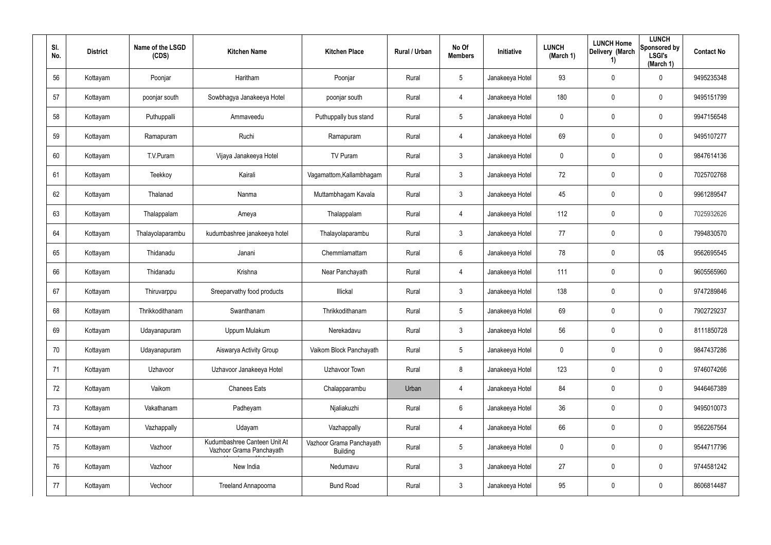| Sl. No. | District | Name of the LSGD (CDS) | Kitchen Name | Kitchen Place | Rural / Urban | No Of Members | Initiative | LUNCH (March 1) | LUNCH Home Delivery (March 1) | LUNCH Sponsored by LSGI's (March 1) | Contact No |
|---|---|---|---|---|---|---|---|---|---|---|---|
| 56 | Kottayam | Poonjar | Haritham | Poonjar | Rural | 5 | Janakeeya Hotel | 93 | 0 | 0 | 9495235348 |
| 57 | Kottayam | poonjar south | Sowbhagya Janakeeya Hotel | poonjar south | Rural | 4 | Janakeeya Hotel | 180 | 0 | 0 | 9495151799 |
| 58 | Kottayam | Puthuppalli | Ammaveedu | Puthuppally bus stand | Rural | 5 | Janakeeya Hotel | 0 | 0 | 0 | 9947156548 |
| 59 | Kottayam | Ramapuram | Ruchi | Ramapuram | Rural | 4 | Janakeeya Hotel | 69 | 0 | 0 | 9495107277 |
| 60 | Kottayam | T.V.Puram | Vijaya Janakeeya Hotel | TV Puram | Rural | 3 | Janakeeya Hotel | 0 | 0 | 0 | 9847614136 |
| 61 | Kottayam | Teekkoy | Kairali | Vagamattom,Kallambhagam | Rural | 3 | Janakeeya Hotel | 72 | 0 | 0 | 7025702768 |
| 62 | Kottayam | Thalanad | Nanma | Muttambhagam Kavala | Rural | 3 | Janakeeya Hotel | 45 | 0 | 0 | 9961289547 |
| 63 | Kottayam | Thalappalam | Ameya | Thalappalam | Rural | 4 | Janakeeya Hotel | 112 | 0 | 0 | 7025932626 |
| 64 | Kottayam | Thalayolaparambu | kudumbashree janakeeya hotel | Thalayolaparambu | Rural | 3 | Janakeeya Hotel | 77 | 0 | 0 | 7994830570 |
| 65 | Kottayam | Thidanadu | Janani | Chemmlamattam | Rural | 6 | Janakeeya Hotel | 78 | 0 | 0$ | 9562695545 |
| 66 | Kottayam | Thidanadu | Krishna | Near Panchayath | Rural | 4 | Janakeeya Hotel | 111 | 0 | 0 | 9605565960 |
| 67 | Kottayam | Thiruvarppu | Sreeparvathy food products | Illickal | Rural | 3 | Janakeeya Hotel | 138 | 0 | 0 | 9747289846 |
| 68 | Kottayam | Thrikkodithanam | Swanthanam | Thrikkodithanam | Rural | 5 | Janakeeya Hotel | 69 | 0 | 0 | 7902729237 |
| 69 | Kottayam | Udayanapuram | Uppum Mulakum | Nerekadavu | Rural | 3 | Janakeeya Hotel | 56 | 0 | 0 | 8111850728 |
| 70 | Kottayam | Udayanapuram | Aiswarya Activity Group | Vaikom Block Panchayath | Rural | 5 | Janakeeya Hotel | 0 | 0 | 0 | 9847437286 |
| 71 | Kottayam | Uzhavoor | Uzhavoor Janakeeya Hotel | Uzhavoor Town | Rural | 8 | Janakeeya Hotel | 123 | 0 | 0 | 9746074266 |
| 72 | Kottayam | Vaikom | Chanees Eats | Chalapparambu | Urban | 4 | Janakeeya Hotel | 84 | 0 | 0 | 9446467389 |
| 73 | Kottayam | Vakathanam | Padheyam | Njaliakuzhi | Rural | 6 | Janakeeya Hotel | 36 | 0 | 0 | 9495010073 |
| 74 | Kottayam | Vazhappally | Udayam | Vazhappally | Rural | 4 | Janakeeya Hotel | 66 | 0 | 0 | 9562267564 |
| 75 | Kottayam | Vazhoor | Kudumbashree Canteen Unit At Vazhoor Grama Panchayath | Vazhoor Grama Panchayath Building | Rural | 5 | Janakeeya Hotel | 0 | 0 | 0 | 9544717796 |
| 76 | Kottayam | Vazhoor | New India | Nedumavu | Rural | 3 | Janakeeya Hotel | 27 | 0 | 0 | 9744581242 |
| 77 | Kottayam | Vechoor | Treeland Annapoorna | Bund Road | Rural | 3 | Janakeeya Hotel | 95 | 0 | 0 | 8606814487 |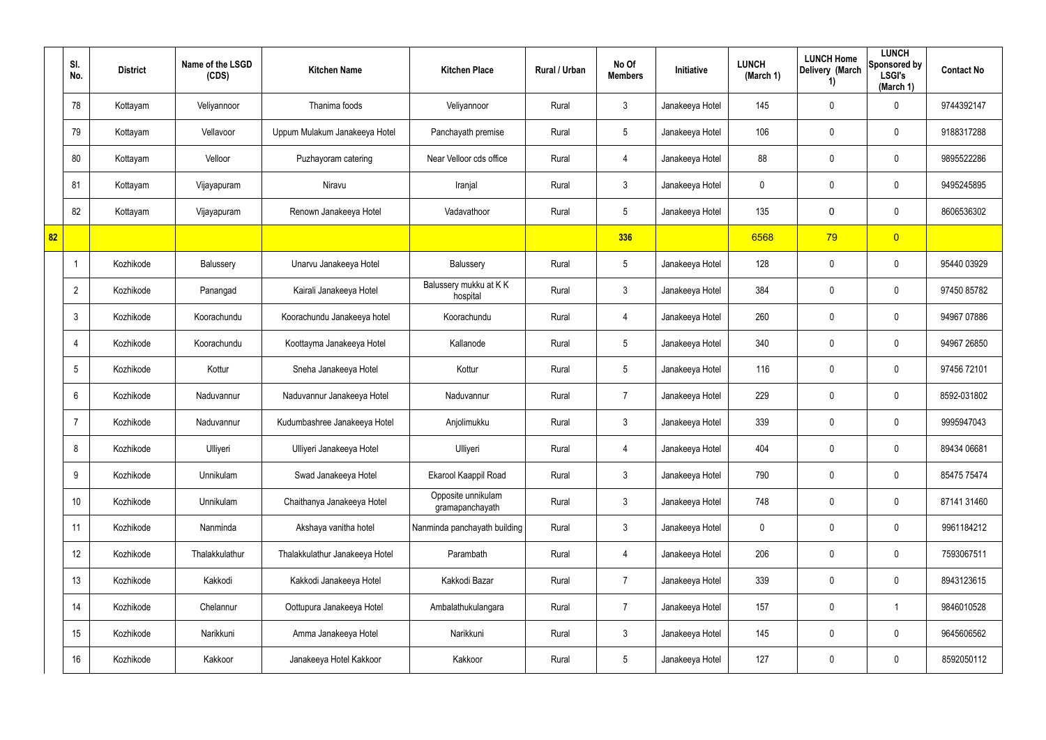|  | Sl. No. | District | Name of the LSGD (CDS) | Kitchen Name | Kitchen Place | Rural / Urban | No Of Members | Initiative | LUNCH (March 1) | LUNCH Home Delivery (March 1) | LUNCH Sponsored by LSGI's (March 1) | Contact No |
|---|---|---|---|---|---|---|---|---|---|---|---|---|
|  | 78 | Kottayam | Veliyannoor | Thanima foods | Veliyannoor | Rural | 3 | Janakeeya Hotel | 145 | 0 | 0 | 9744392147 |
|  | 79 | Kottayam | Vellavoor | Uppum Mulakum Janakeeya Hotel | Panchayath premise | Rural | 5 | Janakeeya Hotel | 106 | 0 | 0 | 9188317288 |
|  | 80 | Kottayam | Velloor | Puzhayoram catering | Near Velloor cds office | Rural | 4 | Janakeeya Hotel | 88 | 0 | 0 | 9895522286 |
|  | 81 | Kottayam | Vijayapuram | Niravu | Iranjal | Rural | 3 | Janakeeya Hotel | 0 | 0 | 0 | 9495245895 |
|  | 82 | Kottayam | Vijayapuram | Renown Janakeeya Hotel | Vadavathoor | Rural | 5 | Janakeeya Hotel | 135 | 0 | 0 | 8606536302 |
| 82 |  |  |  |  |  |  | 336 |  | 6568 | 79 | 0 |  |
|  | 1 | Kozhikode | Balussery | Unarvu Janakeeya Hotel | Balussery | Rural | 5 | Janakeeya Hotel | 128 | 0 | 0 | 95440 03929 |
|  | 2 | Kozhikode | Panangad | Kairali Janakeeya Hotel | Balussery mukku at K K hospital | Rural | 3 | Janakeeya Hotel | 384 | 0 | 0 | 97450 85782 |
|  | 3 | Kozhikode | Koorachundu | Koorachundu Janakeeya hotel | Koorachundu | Rural | 4 | Janakeeya Hotel | 260 | 0 | 0 | 94967 07886 |
|  | 4 | Kozhikode | Koorachundu | Koottayma Janakeeya Hotel | Kallanode | Rural | 5 | Janakeeya Hotel | 340 | 0 | 0 | 94967 26850 |
|  | 5 | Kozhikode | Kottur | Sneha Janakeeya Hotel | Kottur | Rural | 5 | Janakeeya Hotel | 116 | 0 | 0 | 97456 72101 |
|  | 6 | Kozhikode | Naduvannur | Naduvannur Janakeeya Hotel | Naduvannur | Rural | 7 | Janakeeya Hotel | 229 | 0 | 0 | 8592-031802 |
|  | 7 | Kozhikode | Naduvannur | Kudumbashree Janakeeya Hotel | Anjolimukku | Rural | 3 | Janakeeya Hotel | 339 | 0 | 0 | 9995947043 |
|  | 8 | Kozhikode | Ulliyeri | Ulliyeri Janakeeya Hotel | Ulliyeri | Rural | 4 | Janakeeya Hotel | 404 | 0 | 0 | 89434 06681 |
|  | 9 | Kozhikode | Unnikulam | Swad Janakeeya Hotel | Ekarool Kaappil Road | Rural | 3 | Janakeeya Hotel | 790 | 0 | 0 | 85475 75474 |
|  | 10 | Kozhikode | Unnikulam | Chaithanya Janakeeya Hotel | Opposite unnikulam gramapanchayath | Rural | 3 | Janakeeya Hotel | 748 | 0 | 0 | 87141 31460 |
|  | 11 | Kozhikode | Nanminda | Akshaya vanitha hotel | Nanminda panchayath building | Rural | 3 | Janakeeya Hotel | 0 | 0 | 0 | 9961184212 |
|  | 12 | Kozhikode | Thalakkulathur | Thalakkulathur Janakeeya Hotel | Parambath | Rural | 4 | Janakeeya Hotel | 206 | 0 | 0 | 7593067511 |
|  | 13 | Kozhikode | Kakkodi | Kakkodi Janakeeya Hotel | Kakkodi Bazar | Rural | 7 | Janakeeya Hotel | 339 | 0 | 0 | 8943123615 |
|  | 14 | Kozhikode | Chelannur | Oottupura Janakeeya Hotel | Ambalathukulangara | Rural | 7 | Janakeeya Hotel | 157 | 0 | 1 | 9846010528 |
|  | 15 | Kozhikode | Narikkuni | Amma Janakeeya Hotel | Narikkuni | Rural | 3 | Janakeeya Hotel | 145 | 0 | 0 | 9645606562 |
|  | 16 | Kozhikode | Kakkoor | Janakeeya Hotel Kakkoor | Kakkoor | Rural | 5 | Janakeeya Hotel | 127 | 0 | 0 | 8592050112 |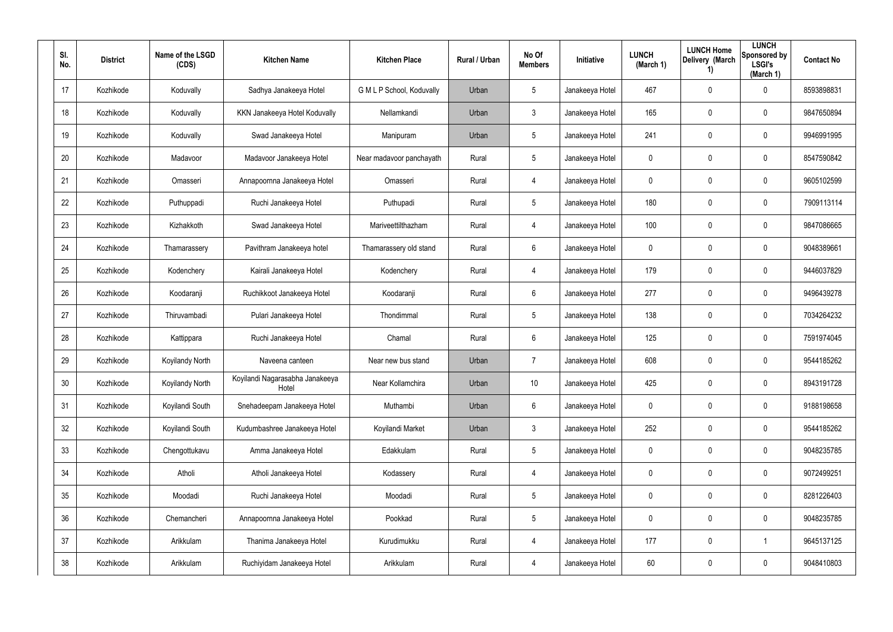| Sl. No. | District | Name of the LSGD (CDS) | Kitchen Name | Kitchen Place | Rural / Urban | No Of Members | Initiative | LUNCH (March 1) | LUNCH Home Delivery (March 1) | LUNCH Sponsored by LSGI's (March 1) | Contact No |
|---|---|---|---|---|---|---|---|---|---|---|---|
| 17 | Kozhikode | Koduvally | Sadhya Janakeeya Hotel | G M L P School, Koduvally | Urban | 5 | Janakeeya Hotel | 467 | 0 | 0 | 8593898831 |
| 18 | Kozhikode | Koduvally | KKN Janakeeya Hotel Koduvally | Nellamkandi | Urban | 3 | Janakeeya Hotel | 165 | 0 | 0 | 9847650894 |
| 19 | Kozhikode | Koduvally | Swad Janakeeya Hotel | Manipuram | Urban | 5 | Janakeeya Hotel | 241 | 0 | 0 | 9946991995 |
| 20 | Kozhikode | Madavoor | Madavoor Janakeeya Hotel | Near madavoor panchayath | Rural | 5 | Janakeeya Hotel | 0 | 0 | 0 | 8547590842 |
| 21 | Kozhikode | Omasseri | Annapoornna Janakeeya Hotel | Omasseri | Rural | 4 | Janakeeya Hotel | 0 | 0 | 0 | 9605102599 |
| 22 | Kozhikode | Puthuppadi | Ruchi Janakeeya Hotel | Puthupadi | Rural | 5 | Janakeeya Hotel | 180 | 0 | 0 | 7909113114 |
| 23 | Kozhikode | Kizhakkoth | Swad Janakeeya Hotel | Mariveettilthazham | Rural | 4 | Janakeeya Hotel | 100 | 0 | 0 | 9847086665 |
| 24 | Kozhikode | Thamarassery | Pavithram Janakeeya hotel | Thamarassery old stand | Rural | 6 | Janakeeya Hotel | 0 | 0 | 0 | 9048389661 |
| 25 | Kozhikode | Kodenchery | Kairali Janakeeya Hotel | Kodenchery | Rural | 4 | Janakeeya Hotel | 179 | 0 | 0 | 9446037829 |
| 26 | Kozhikode | Koodaranji | Ruchikkoot Janakeeya Hotel | Koodaranji | Rural | 6 | Janakeeya Hotel | 277 | 0 | 0 | 9496439278 |
| 27 | Kozhikode | Thiruvambadi | Pulari Janakeeya Hotel | Thondimmal | Rural | 5 | Janakeeya Hotel | 138 | 0 | 0 | 7034264232 |
| 28 | Kozhikode | Kattippara | Ruchi Janakeeya Hotel | Chamal | Rural | 6 | Janakeeya Hotel | 125 | 0 | 0 | 7591974045 |
| 29 | Kozhikode | Koyilandy North | Naveena canteen | Near new bus stand | Urban | 7 | Janakeeya Hotel | 608 | 0 | 0 | 9544185262 |
| 30 | Kozhikode | Koyilandy North | Koyilandi Nagarasabha Janakeeya Hotel | Near Kollamchira | Urban | 10 | Janakeeya Hotel | 425 | 0 | 0 | 8943191728 |
| 31 | Kozhikode | Koyilandi South | Snehadeepam Janakeeya Hotel | Muthambi | Urban | 6 | Janakeeya Hotel | 0 | 0 | 0 | 9188198658 |
| 32 | Kozhikode | Koyilandi South | Kudumbashree Janakeeya Hotel | Koyilandi Market | Urban | 3 | Janakeeya Hotel | 252 | 0 | 0 | 9544185262 |
| 33 | Kozhikode | Chengottukavu | Amma Janakeeya Hotel | Edakkulam | Rural | 5 | Janakeeya Hotel | 0 | 0 | 0 | 9048235785 |
| 34 | Kozhikode | Atholi | Atholi Janakeeya Hotel | Kodassery | Rural | 4 | Janakeeya Hotel | 0 | 0 | 0 | 9072499251 |
| 35 | Kozhikode | Moodadi | Ruchi Janakeeya Hotel | Moodadi | Rural | 5 | Janakeeya Hotel | 0 | 0 | 0 | 8281226403 |
| 36 | Kozhikode | Chemancheri | Annapoornna Janakeeya Hotel | Pookkad | Rural | 5 | Janakeeya Hotel | 0 | 0 | 0 | 9048235785 |
| 37 | Kozhikode | Arikkulam | Thanima Janakeeya Hotel | Kurudimukku | Rural | 4 | Janakeeya Hotel | 177 | 0 | 1 | 9645137125 |
| 38 | Kozhikode | Arikkulam | Ruchiyidam Janakeeya Hotel | Arikkulam | Rural | 4 | Janakeeya Hotel | 60 | 0 | 0 | 9048410803 |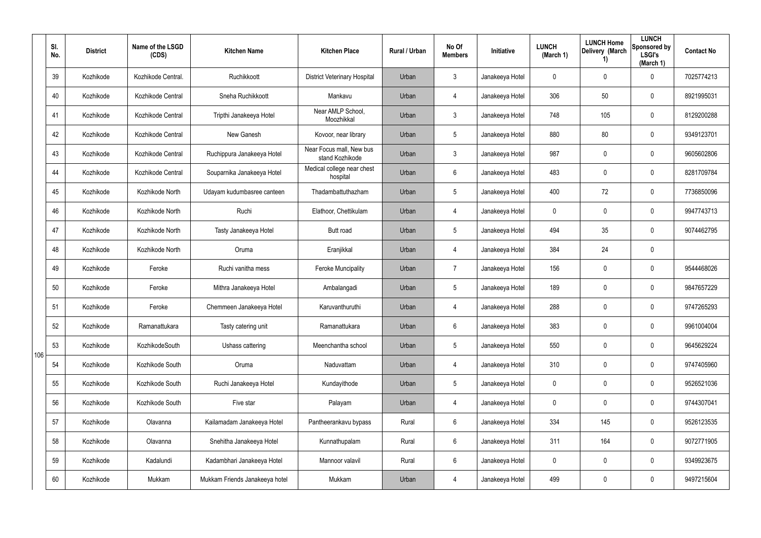| | Sl. No. | District | Name of the LSGD (CDS) | Kitchen Name | Kitchen Place | Rural / Urban | No Of Members | Initiative | LUNCH (March 1) | LUNCH Home Delivery (March 1) | LUNCH Sponsored by LSGI's (March 1) | Contact No |
|---|---|---|---|---|---|---|---|---|---|---|---|---|
| | 39 | Kozhikode | Kozhikode Central. | Ruchikkoott | District Veterinary Hospital | Urban | 3 | Janakeeya Hotel | 0 | 0 | 0 | 7025774213 |
| | 40 | Kozhikode | Kozhikode Central | Sneha Ruchikkoott | Mankavu | Urban | 4 | Janakeeya Hotel | 306 | 50 | 0 | 8921995031 |
| | 41 | Kozhikode | Kozhikode Central | Tripthi Janakeeya Hotel | Near AMLP School, Moozhikkal | Urban | 3 | Janakeeya Hotel | 748 | 105 | 0 | 8129200288 |
| | 42 | Kozhikode | Kozhikode Central | New Ganesh | Kovoor, near library | Urban | 5 | Janakeeya Hotel | 880 | 80 | 0 | 9349123701 |
| | 43 | Kozhikode | Kozhikode Central | Ruchippura Janakeeya Hotel | Near Focus mall, New bus stand Kozhikode | Urban | 3 | Janakeeya Hotel | 987 | 0 | 0 | 9605602806 |
| | 44 | Kozhikode | Kozhikode Central | Souparnika Janakeeya Hotel | Medical college near chest hospital | Urban | 6 | Janakeeya Hotel | 483 | 0 | 0 | 8281709784 |
| | 45 | Kozhikode | Kozhikode North | Udayam kudumbasree canteen | Thadambattuthazham | Urban | 5 | Janakeeya Hotel | 400 | 72 | 0 | 7736850096 |
| | 46 | Kozhikode | Kozhikode North | Ruchi | Elathoor, Chettikulam | Urban | 4 | Janakeeya Hotel | 0 | 0 | 0 | 9947743713 |
| | 47 | Kozhikode | Kozhikode North | Tasty Janakeeya Hotel | Butt road | Urban | 5 | Janakeeya Hotel | 494 | 35 | 0 | 9074462795 |
| | 48 | Kozhikode | Kozhikode North | Oruma | Eranjikkal | Urban | 4 | Janakeeya Hotel | 384 | 24 | 0 | |
| | 49 | Kozhikode | Feroke | Ruchi vanitha mess | Feroke Muncipality | Urban | 7 | Janakeeya Hotel | 156 | 0 | 0 | 9544468026 |
| | 50 | Kozhikode | Feroke | Mithra Janakeeya Hotel | Ambalangadi | Urban | 5 | Janakeeya Hotel | 189 | 0 | 0 | 9847657229 |
| | 51 | Kozhikode | Feroke | Chemmeen Janakeeya Hotel | Karuvanthuruthi | Urban | 4 | Janakeeya Hotel | 288 | 0 | 0 | 9747265293 |
| | 52 | Kozhikode | Ramanattukara | Tasty catering unit | Ramanattukara | Urban | 6 | Janakeeya Hotel | 383 | 0 | 0 | 9961004004 |
| 106 | 53 | Kozhikode | KozhikodeSouth | Ushass cattering | Meenchantha school | Urban | 5 | Janakeeya Hotel | 550 | 0 | 0 | 9645629224 |
| | 54 | Kozhikode | Kozhikode South | Oruma | Naduvattam | Urban | 4 | Janakeeya Hotel | 310 | 0 | 0 | 9747405960 |
| | 55 | Kozhikode | Kozhikode South | Ruchi Janakeeya Hotel | Kundayithode | Urban | 5 | Janakeeya Hotel | 0 | 0 | 0 | 9526521036 |
| | 56 | Kozhikode | Kozhikode South | Five star | Palayam | Urban | 4 | Janakeeya Hotel | 0 | 0 | 0 | 9744307041 |
| | 57 | Kozhikode | Olavanna | Kailamadam Janakeeya Hotel | Pantheerankavu bypass | Rural | 6 | Janakeeya Hotel | 334 | 145 | 0 | 9526123535 |
| | 58 | Kozhikode | Olavanna | Snehitha Janakeeya Hotel | Kunnathupalam | Rural | 6 | Janakeeya Hotel | 311 | 164 | 0 | 9072771905 |
| | 59 | Kozhikode | Kadalundi | Kadambhari Janakeeya Hotel | Mannoor valavil | Rural | 6 | Janakeeya Hotel | 0 | 0 | 0 | 9349923675 |
| | 60 | Kozhikode | Mukkam | Mukkam Friends Janakeeya hotel | Mukkam | Urban | 4 | Janakeeya Hotel | 499 | 0 | 0 | 9497215604 |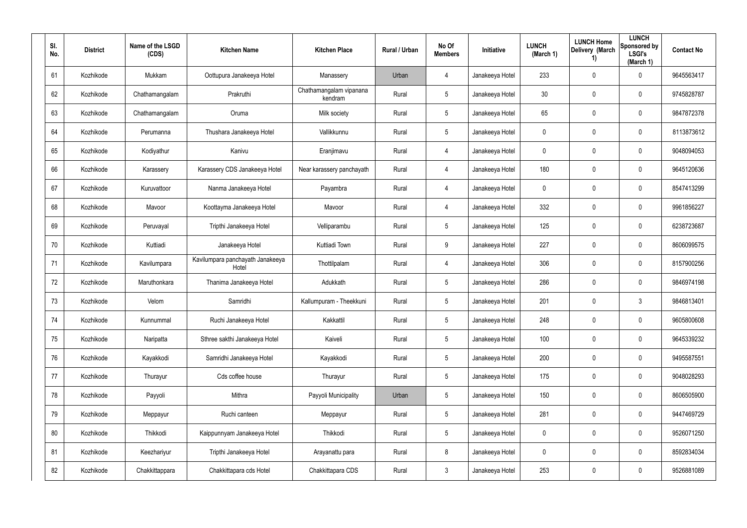| Sl. No. | District | Name of the LSGD (CDS) | Kitchen Name | Kitchen Place | Rural / Urban | No Of Members | Initiative | LUNCH (March 1) | LUNCH Home Delivery (March 1) | LUNCH Sponsored by LSGI's (March 1) | Contact No |
|---|---|---|---|---|---|---|---|---|---|---|---|
| 61 | Kozhikode | Mukkam | Oottupura Janakeeya Hotel | Manassery | Urban | 4 | Janakeeya Hotel | 233 | 0 | 0 | 9645563417 |
| 62 | Kozhikode | Chathamangalam | Prakruthi | Chathamangalam vipanana kendram | Rural | 5 | Janakeeya Hotel | 30 | 0 | 0 | 9745828787 |
| 63 | Kozhikode | Chathamangalam | Oruma | Milk society | Rural | 5 | Janakeeya Hotel | 65 | 0 | 0 | 9847872378 |
| 64 | Kozhikode | Perumanna | Thushara Janakeeya Hotel | Vallikkunnu | Rural | 5 | Janakeeya Hotel | 0 | 0 | 0 | 8113873612 |
| 65 | Kozhikode | Kodiyathur | Kanivu | Eranjimavu | Rural | 4 | Janakeeya Hotel | 0 | 0 | 0 | 9048094053 |
| 66 | Kozhikode | Karassery | Karassery CDS Janakeeya Hotel | Near karassery panchayath | Rural | 4 | Janakeeya Hotel | 180 | 0 | 0 | 9645120636 |
| 67 | Kozhikode | Kuruvattoor | Nanma Janakeeya Hotel | Payambra | Rural | 4 | Janakeeya Hotel | 0 | 0 | 0 | 8547413299 |
| 68 | Kozhikode | Mavoor | Koottayma Janakeeya Hotel | Mavoor | Rural | 4 | Janakeeya Hotel | 332 | 0 | 0 | 9961856227 |
| 69 | Kozhikode | Peruvayal | Tripthi Janakeeya Hotel | Velliparambu | Rural | 5 | Janakeeya Hotel | 125 | 0 | 0 | 6238723687 |
| 70 | Kozhikode | Kuttiadi | Janakeeya Hotel | Kuttiadi Town | Rural | 9 | Janakeeya Hotel | 227 | 0 | 0 | 8606099575 |
| 71 | Kozhikode | Kavilumpara | Kavilumpara panchayath Janakeeya Hotel | Thottilpalam | Rural | 4 | Janakeeya Hotel | 306 | 0 | 0 | 8157900256 |
| 72 | Kozhikode | Maruthonkara | Thanima Janakeeya Hotel | Adukkath | Rural | 5 | Janakeeya Hotel | 286 | 0 | 0 | 9846974198 |
| 73 | Kozhikode | Velom | Samridhi | Kallumpuram - Theekkuni | Rural | 5 | Janakeeya Hotel | 201 | 0 | 3 | 9846813401 |
| 74 | Kozhikode | Kunnummal | Ruchi Janakeeya Hotel | Kakkattil | Rural | 5 | Janakeeya Hotel | 248 | 0 | 0 | 9605800608 |
| 75 | Kozhikode | Naripatta | Sthree sakthi Janakeeya Hotel | Kaiveli | Rural | 5 | Janakeeya Hotel | 100 | 0 | 0 | 9645339232 |
| 76 | Kozhikode | Kayakkodi | Samridhi Janakeeya Hotel | Kayakkodi | Rural | 5 | Janakeeya Hotel | 200 | 0 | 0 | 9495587551 |
| 77 | Kozhikode | Thurayur | Cds coffee house | Thurayur | Rural | 5 | Janakeeya Hotel | 175 | 0 | 0 | 9048028293 |
| 78 | Kozhikode | Payyoli | Mithra | Payyoli Municipality | Urban | 5 | Janakeeya Hotel | 150 | 0 | 0 | 8606505900 |
| 79 | Kozhikode | Meppayur | Ruchi canteen | Meppayur | Rural | 5 | Janakeeya Hotel | 281 | 0 | 0 | 9447469729 |
| 80 | Kozhikode | Thikkodi | Kaippunnyam Janakeeya Hotel | Thikkodi | Rural | 5 | Janakeeya Hotel | 0 | 0 | 0 | 9526071250 |
| 81 | Kozhikode | Keezhariyur | Tripthi Janakeeya Hotel | Arayanattu para | Rural | 8 | Janakeeya Hotel | 0 | 0 | 0 | 8592834034 |
| 82 | Kozhikode | Chakkittappara | Chakkittapara cds Hotel | Chakkittapara CDS | Rural | 3 | Janakeeya Hotel | 253 | 0 | 0 | 9526881089 |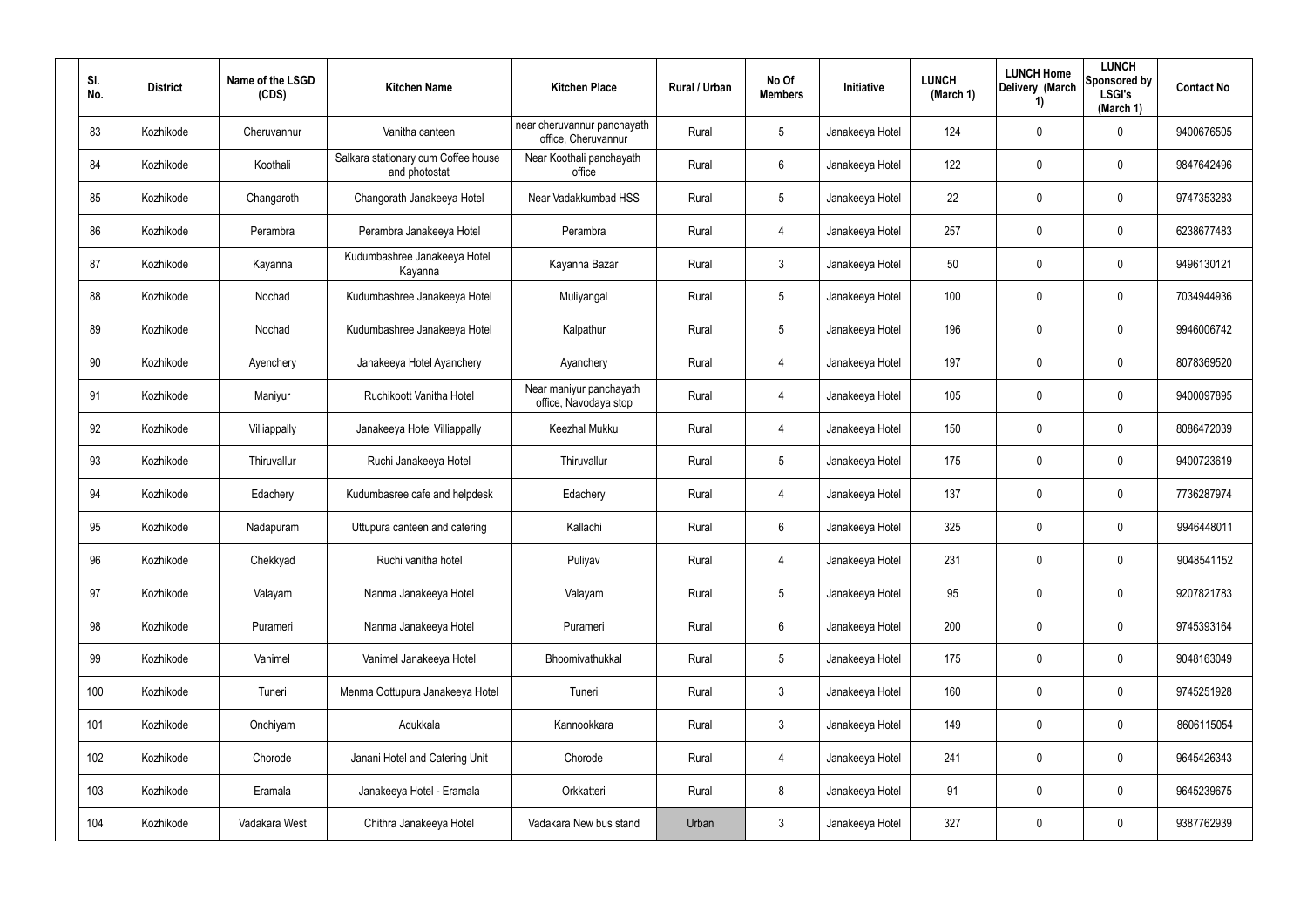| Sl. No. | District | Name of the LSGD (CDS) | Kitchen Name | Kitchen Place | Rural / Urban | No Of Members | Initiative | LUNCH (March 1) | LUNCH Home Delivery (March 1) | LUNCH Sponsored by LSGI's (March 1) | Contact No |
|---|---|---|---|---|---|---|---|---|---|---|---|
| 83 | Kozhikode | Cheruvannur | Vanitha canteen | near cheruvannur panchayath office, Cheruvannur | Rural | 5 | Janakeeya Hotel | 124 | 0 | 0 | 9400676505 |
| 84 | Kozhikode | Koothali | Salkara stationary cum Coffee house and photostat | Near Koothali panchayath office | Rural | 6 | Janakeeya Hotel | 122 | 0 | 0 | 9847642496 |
| 85 | Kozhikode | Changaroth | Changorath Janakeeya Hotel | Near Vadakkumbad HSS | Rural | 5 | Janakeeya Hotel | 22 | 0 | 0 | 9747353283 |
| 86 | Kozhikode | Perambra | Perambra Janakeeya Hotel | Perambra | Rural | 4 | Janakeeya Hotel | 257 | 0 | 0 | 6238677483 |
| 87 | Kozhikode | Kayanna | Kudumbashree Janakeeya Hotel Kayanna | Kayanna Bazar | Rural | 3 | Janakeeya Hotel | 50 | 0 | 0 | 9496130121 |
| 88 | Kozhikode | Nochad | Kudumbashree Janakeeya Hotel | Muliyangal | Rural | 5 | Janakeeya Hotel | 100 | 0 | 0 | 7034944936 |
| 89 | Kozhikode | Nochad | Kudumbashree Janakeeya Hotel | Kalpathur | Rural | 5 | Janakeeya Hotel | 196 | 0 | 0 | 9946006742 |
| 90 | Kozhikode | Ayenchery | Janakeeya Hotel Ayanchery | Ayanchery | Rural | 4 | Janakeeya Hotel | 197 | 0 | 0 | 8078369520 |
| 91 | Kozhikode | Maniyur | Ruchikoott Vanitha Hotel | Near maniyur panchayath office, Navodaya stop | Rural | 4 | Janakeeya Hotel | 105 | 0 | 0 | 9400097895 |
| 92 | Kozhikode | Villiappally | Janakeeya Hotel Villiappally | Keezhal Mukku | Rural | 4 | Janakeeya Hotel | 150 | 0 | 0 | 8086472039 |
| 93 | Kozhikode | Thiruvallur | Ruchi Janakeeya Hotel | Thiruvallur | Rural | 5 | Janakeeya Hotel | 175 | 0 | 0 | 9400723619 |
| 94 | Kozhikode | Edachery | Kudumbasree cafe and helpdesk | Edachery | Rural | 4 | Janakeeya Hotel | 137 | 0 | 0 | 7736287974 |
| 95 | Kozhikode | Nadapuram | Uttupura canteen and catering | Kallachi | Rural | 6 | Janakeeya Hotel | 325 | 0 | 0 | 9946448011 |
| 96 | Kozhikode | Chekkyad | Ruchi vanitha hotel | Puliyav | Rural | 4 | Janakeeya Hotel | 231 | 0 | 0 | 9048541152 |
| 97 | Kozhikode | Valayam | Nanma Janakeeya Hotel | Valayam | Rural | 5 | Janakeeya Hotel | 95 | 0 | 0 | 9207821783 |
| 98 | Kozhikode | Purameri | Nanma Janakeeya Hotel | Purameri | Rural | 6 | Janakeeya Hotel | 200 | 0 | 0 | 9745393164 |
| 99 | Kozhikode | Vanimel | Vanimel Janakeeya Hotel | Bhoomivathukkal | Rural | 5 | Janakeeya Hotel | 175 | 0 | 0 | 9048163049 |
| 100 | Kozhikode | Tuneri | Menma Oottupura Janakeeya Hotel | Tuneri | Rural | 3 | Janakeeya Hotel | 160 | 0 | 0 | 9745251928 |
| 101 | Kozhikode | Onchiyam | Adukkala | Kannookkara | Rural | 3 | Janakeeya Hotel | 149 | 0 | 0 | 8606115054 |
| 102 | Kozhikode | Chorode | Janani Hotel and Catering Unit | Chorode | Rural | 4 | Janakeeya Hotel | 241 | 0 | 0 | 9645426343 |
| 103 | Kozhikode | Eramala | Janakeeya Hotel - Eramala | Orkkatteri | Rural | 8 | Janakeeya Hotel | 91 | 0 | 0 | 9645239675 |
| 104 | Kozhikode | Vadakara West | Chithra Janakeeya Hotel | Vadakara New bus stand | Urban | 3 | Janakeeya Hotel | 327 | 0 | 0 | 9387762939 |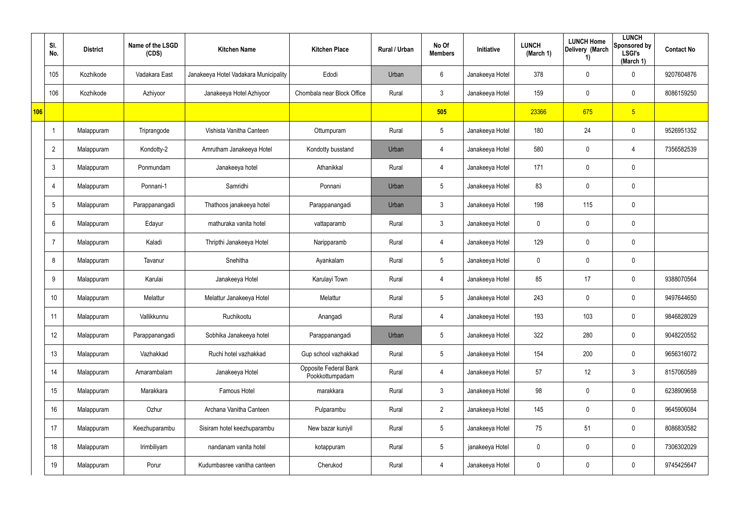| | Sl. No. | District | Name of the LSGD (CDS) | Kitchen Name | Kitchen Place | Rural / Urban | No Of Members | Initiative | LUNCH (March 1) | LUNCH Home Delivery (March 1) | LUNCH Sponsored by LSGI's (March 1) | Contact No |
|---|---|---|---|---|---|---|---|---|---|---|---|---|
| | 105 | Kozhikode | Vadakara East | Janakeeya Hotel Vadakara Municipality | Edodi | Urban | 6 | Janakeeya Hotel | 378 | 0 | 0 | 9207604876 |
| | 106 | Kozhikode | Azhiyoor | Janakeeya Hotel Azhiyoor | Chombala near Block Office | Rural | 3 | Janakeeya Hotel | 159 | 0 | 0 | 8086159250 |
| 106 | | | | | | | 505 | | 23366 | 675 | 5 | |
| | 1 | Malappuram | Triprangode | Vishista Vanitha Canteen | Ottumpuram | Rural | 5 | Janakeeya Hotel | 180 | 24 | 0 | 9526951352 |
| | 2 | Malappuram | Kondotty-2 | Amrutham Janakeeya Hotel | Kondotty busstand | Urban | 4 | Janakeeya Hotel | 580 | 0 | 4 | 7356582539 |
| | 3 | Malappuram | Ponmundam | Janakeeya hotel | Athanikkal | Rural | 4 | Janakeeya Hotel | 171 | 0 | 0 | |
| | 4 | Malappuram | Ponnani-1 | Samridhi | Ponnani | Urban | 5 | Janakeeya Hotel | 83 | 0 | 0 | |
| | 5 | Malappuram | Parappanangadi | Thathoos janakeeya hotel | Parappanangadi | Urban | 3 | Janakeeya Hotel | 198 | 115 | 0 | |
| | 6 | Malappuram | Edayur | mathuraka vanita hotel | vattaparamb | Rural | 3 | Janakeeya Hotel | 0 | 0 | 0 | |
| | 7 | Malappuram | Kaladi | Thripthi Janakeeya Hotel | Naripparamb | Rural | 4 | Janakeeya Hotel | 129 | 0 | 0 | |
| | 8 | Malappuram | Tavanur | Snehitha | Ayankalam | Rural | 5 | Janakeeya Hotel | 0 | 0 | 0 | |
| | 9 | Malappuram | Karulai | Janakeeya Hotel | Karulayi Town | Rural | 4 | Janakeeya Hotel | 85 | 17 | 0 | 9388070564 |
| | 10 | Malappuram | Melattur | Melattur Janakeeya Hotel | Melattur | Rural | 5 | Janakeeya Hotel | 243 | 0 | 0 | 9497644650 |
| | 11 | Malappuram | Vallikkunnu | Ruchikootu | Anangadi | Rural | 4 | Janakeeya Hotel | 193 | 103 | 0 | 9846828029 |
| | 12 | Malappuram | Parappanangadi | Sobhika Janakeeya hotel | Parappanangadi | Urban | 5 | Janakeeya Hotel | 322 | 280 | 0 | 9048220552 |
| | 13 | Malappuram | Vazhakkad | Ruchi hotel vazhakkad | Gup school vazhakkad | Rural | 5 | Janakeeya Hotel | 154 | 200 | 0 | 9656316072 |
| | 14 | Malappuram | Amarambalam | Janakeeya Hotel | Opposite Federal Bank Pookkottumpadam | Rural | 4 | Janakeeya Hotel | 57 | 12 | 3 | 8157060589 |
| | 15 | Malappuram | Marakkara | Famous Hotel | marakkara | Rural | 3 | Janakeeya Hotel | 98 | 0 | 0 | 6238909658 |
| | 16 | Malappuram | Ozhur | Archana Vanitha Canteen | Pulparambu | Rural | 2 | Janakeeya Hotel | 145 | 0 | 0 | 9645906084 |
| | 17 | Malappuram | Keezhuparambu | Sisiram hotel keezhuparambu | New bazar kuniyil | Rural | 5 | Janakeeya Hotel | 75 | 51 | 0 | 8086830582 |
| | 18 | Malappuram | Irimbiliyam | nandanam vanita hotel | kotappuram | Rural | 5 | janakeeya Hotel | 0 | 0 | 0 | 7306302029 |
| | 19 | Malappuram | Porur | Kudumbasree vanitha canteen | Cherukod | Rural | 4 | Janakeeya Hotel | 0 | 0 | 0 | 9745425647 |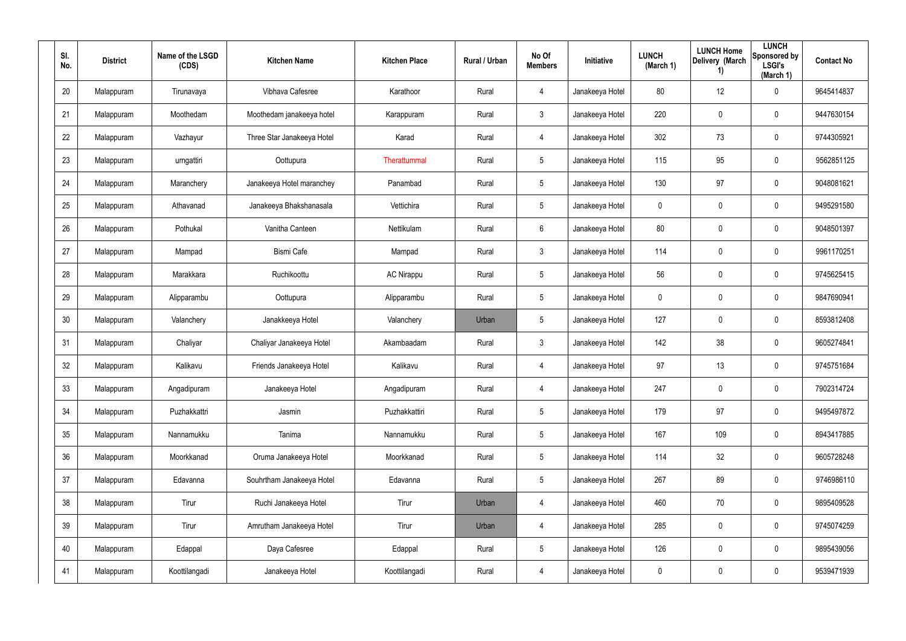| Sl. No. | District | Name of the LSGD (CDS) | Kitchen Name | Kitchen Place | Rural / Urban | No Of Members | Initiative | LUNCH (March 1) | LUNCH Home Delivery (March 1) | LUNCH Sponsored by LSGI's (March 1) | Contact No |
|---|---|---|---|---|---|---|---|---|---|---|---|
| 20 | Malappuram | Tirunavaya | Vibhava Cafesree | Karathoor | Rural | 4 | Janakeeya Hotel | 80 | 12 | 0 | 9645414837 |
| 21 | Malappuram | Moothedam | Moothedam janakeeya hotel | Karappuram | Rural | 3 | Janakeeya Hotel | 220 | 0 | 0 | 9447630154 |
| 22 | Malappuram | Vazhayur | Three Star Janakeeya Hotel | Karad | Rural | 4 | Janakeeya Hotel | 302 | 73 | 0 | 9744305921 |
| 23 | Malappuram | urngattiri | Oottupura | Therattummal | Rural | 5 | Janakeeya Hotel | 115 | 95 | 0 | 9562851125 |
| 24 | Malappuram | Maranchery | Janakeeya Hotel maranchey | Panambad | Rural | 5 | Janakeeya Hotel | 130 | 97 | 0 | 9048081621 |
| 25 | Malappuram | Athavanad | Janakeeya Bhakshanasala | Vettichira | Rural | 5 | Janakeeya Hotel | 0 | 0 | 0 | 9495291580 |
| 26 | Malappuram | Pothukal | Vanitha Canteen | Nettikulam | Rural | 6 | Janakeeya Hotel | 80 | 0 | 0 | 9048501397 |
| 27 | Malappuram | Mampad | Bismi Cafe | Mampad | Rural | 3 | Janakeeya Hotel | 114 | 0 | 0 | 9961170251 |
| 28 | Malappuram | Marakkara | Ruchikoottu | AC Nirappu | Rural | 5 | Janakeeya Hotel | 56 | 0 | 0 | 9745625415 |
| 29 | Malappuram | Alipparambu | Oottupura | Alipparambu | Rural | 5 | Janakeeya Hotel | 0 | 0 | 0 | 9847690941 |
| 30 | Malappuram | Valanchery | Janakkeeya Hotel | Valanchery | Urban | 5 | Janakeeya Hotel | 127 | 0 | 0 | 8593812408 |
| 31 | Malappuram | Chaliyar | Chaliyar Janakeeya Hotel | Akambaadam | Rural | 3 | Janakeeya Hotel | 142 | 38 | 0 | 9605274841 |
| 32 | Malappuram | Kalikavu | Friends Janakeeya Hotel | Kalikavu | Rural | 4 | Janakeeya Hotel | 97 | 13 | 0 | 9745751684 |
| 33 | Malappuram | Angadipuram | Janakeeya Hotel | Angadipuram | Rural | 4 | Janakeeya Hotel | 247 | 0 | 0 | 7902314724 |
| 34 | Malappuram | Puzhakkattri | Jasmin | Puzhakkattiri | Rural | 5 | Janakeeya Hotel | 179 | 97 | 0 | 9495497872 |
| 35 | Malappuram | Nannamukku | Tanima | Nannamukku | Rural | 5 | Janakeeya Hotel | 167 | 109 | 0 | 8943417885 |
| 36 | Malappuram | Moorkkanad | Oruma Janakeeya Hotel | Moorkkanad | Rural | 5 | Janakeeya Hotel | 114 | 32 | 0 | 9605728248 |
| 37 | Malappuram | Edavanna | Souhrtham Janakeeya Hotel | Edavanna | Rural | 5 | Janakeeya Hotel | 267 | 89 | 0 | 9746986110 |
| 38 | Malappuram | Tirur | Ruchi Janakeeya Hotel | Tirur | Urban | 4 | Janakeeya Hotel | 460 | 70 | 0 | 9895409528 |
| 39 | Malappuram | Tirur | Amrutham Janakeeya Hotel | Tirur | Urban | 4 | Janakeeya Hotel | 285 | 0 | 0 | 9745074259 |
| 40 | Malappuram | Edappal | Daya Cafesree | Edappal | Rural | 5 | Janakeeya Hotel | 126 | 0 | 0 | 9895439056 |
| 41 | Malappuram | Koottilangadi | Janakeeya Hotel | Koottilangadi | Rural | 4 | Janakeeya Hotel | 0 | 0 | 0 | 9539471939 |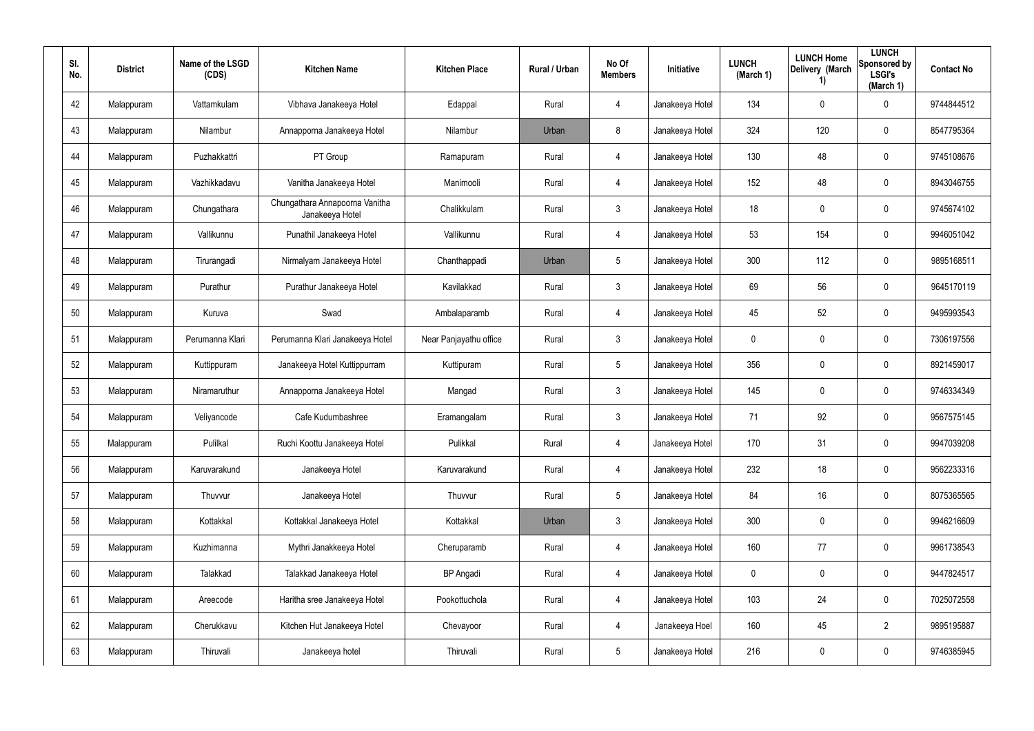| Sl. No. | District | Name of the LSGD (CDS) | Kitchen Name | Kitchen Place | Rural / Urban | No Of Members | Initiative | LUNCH (March 1) | LUNCH Home Delivery (March 1) | LUNCH Sponsored by LSGI's (March 1) | Contact No |
|---|---|---|---|---|---|---|---|---|---|---|---|
| 42 | Malappuram | Vattamkulam | Vibhava Janakeeya Hotel | Edappal | Rural | 4 | Janakeeya Hotel | 134 | 0 | 0 | 9744844512 |
| 43 | Malappuram | Nilambur | Annapporna Janakeeya Hotel | Nilambur | Urban | 8 | Janakeeya Hotel | 324 | 120 | 0 | 8547795364 |
| 44 | Malappuram | Puzhakkattri | PT Group | Ramapuram | Rural | 4 | Janakeeya Hotel | 130 | 48 | 0 | 9745108676 |
| 45 | Malappuram | Vazhikkadavu | Vanitha Janakeeya Hotel | Manimooli | Rural | 4 | Janakeeya Hotel | 152 | 48 | 0 | 8943046755 |
| 46 | Malappuram | Chungathara | Chungathara Annapoorna Vanitha Janakeeya Hotel | Chalikkulam | Rural | 3 | Janakeeya Hotel | 18 | 0 | 0 | 9745674102 |
| 47 | Malappuram | Vallikunnu | Punathil Janakeeya Hotel | Vallikunnu | Rural | 4 | Janakeeya Hotel | 53 | 154 | 0 | 9946051042 |
| 48 | Malappuram | Tirurangadi | Nirmalyam Janakeeya Hotel | Chanthappadi | Urban | 5 | Janakeeya Hotel | 300 | 112 | 0 | 9895168511 |
| 49 | Malappuram | Purathur | Purathur Janakeeya Hotel | Kavilakkad | Rural | 3 | Janakeeya Hotel | 69 | 56 | 0 | 9645170119 |
| 50 | Malappuram | Kuruva | Swad | Ambalaparamb | Rural | 4 | Janakeeya Hotel | 45 | 52 | 0 | 9495993543 |
| 51 | Malappuram | Perumanna Klari | Perumanna Klari Janakeeya Hotel | Near Panjayathu office | Rural | 3 | Janakeeya Hotel | 0 | 0 | 0 | 7306197556 |
| 52 | Malappuram | Kuttippuram | Janakeeya Hotel Kuttippurram | Kuttipuram | Rural | 5 | Janakeeya Hotel | 356 | 0 | 0 | 8921459017 |
| 53 | Malappuram | Niramaruthur | Annapporna Janakeeya Hotel | Mangad | Rural | 3 | Janakeeya Hotel | 145 | 0 | 0 | 9746334349 |
| 54 | Malappuram | Veliyancode | Cafe Kudumbashree | Eramangalam | Rural | 3 | Janakeeya Hotel | 71 | 92 | 0 | 9567575145 |
| 55 | Malappuram | Pulilkal | Ruchi Koottu Janakeeya Hotel | Pulikkal | Rural | 4 | Janakeeya Hotel | 170 | 31 | 0 | 9947039208 |
| 56 | Malappuram | Karuvarakund | Janakeeya Hotel | Karuvarakund | Rural | 4 | Janakeeya Hotel | 232 | 18 | 0 | 9562233316 |
| 57 | Malappuram | Thuvvur | Janakeeya Hotel | Thuvvur | Rural | 5 | Janakeeya Hotel | 84 | 16 | 0 | 8075365565 |
| 58 | Malappuram | Kottakkal | Kottakkal Janakeeya Hotel | Kottakkal | Urban | 3 | Janakeeya Hotel | 300 | 0 | 0 | 9946216609 |
| 59 | Malappuram | Kuzhimanna | Mythri Janakkeeya Hotel | Cheruparamb | Rural | 4 | Janakeeya Hotel | 160 | 77 | 0 | 9961738543 |
| 60 | Malappuram | Talakkad | Talakkad Janakeeya Hotel | BP Angadi | Rural | 4 | Janakeeya Hotel | 0 | 0 | 0 | 9447824517 |
| 61 | Malappuram | Areecode | Haritha sree Janakeeya Hotel | Pookottuchola | Rural | 4 | Janakeeya Hotel | 103 | 24 | 0 | 7025072558 |
| 62 | Malappuram | Cherukkavu | Kitchen Hut Janakeeya Hotel | Chevayoor | Rural | 4 | Janakeeya Hoel | 160 | 45 | 2 | 9895195887 |
| 63 | Malappuram | Thiruvali | Janakeeya hotel | Thiruvali | Rural | 5 | Janakeeya Hotel | 216 | 0 | 0 | 9746385945 |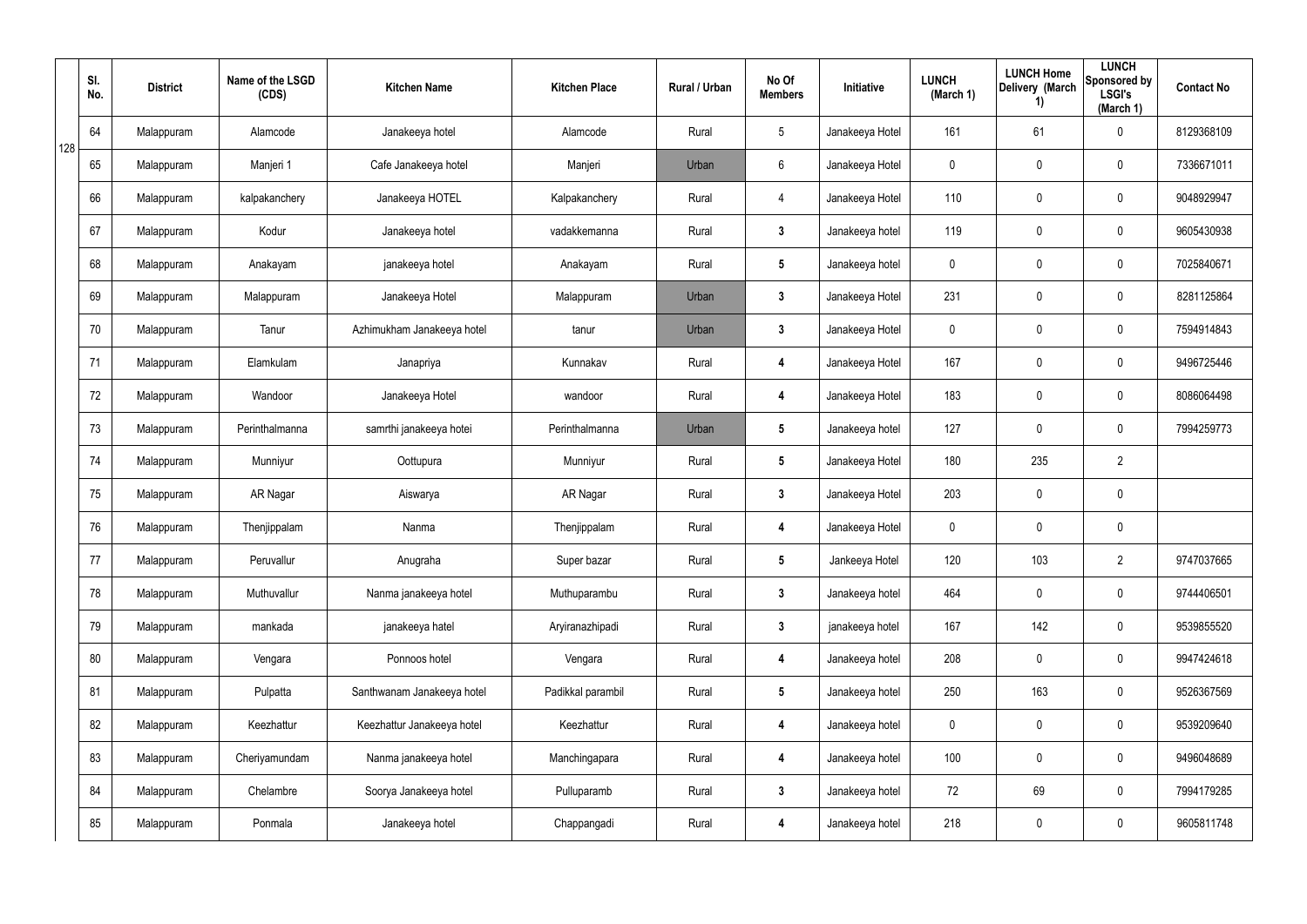| Sl. No. | District | Name of the LSGD (CDS) | Kitchen Name | Kitchen Place | Rural / Urban | No Of Members | Initiative | LUNCH (March 1) | LUNCH Home Delivery (March 1) | LUNCH Sponsored by LSGI's (March 1) | Contact No |
|---|---|---|---|---|---|---|---|---|---|---|---|
| 64 | Malappuram | Alamcode | Janakeeya hotel | Alamcode | Rural | 5 | Janakeeya Hotel | 161 | 61 | 0 | 8129368109 |
| 65 | Malappuram | Manjeri 1 | Cafe Janakeeya hotel | Manjeri | Urban | 6 | Janakeeya Hotel | 0 | 0 | 0 | 7336671011 |
| 66 | Malappuram | kalpakanchery | Janakeeya HOTEL | Kalpakanchery | Rural | 4 | Janakeeya Hotel | 110 | 0 | 0 | 9048929947 |
| 67 | Malappuram | Kodur | Janakeeya hotel | vadakkemanna | Rural | 3 | Janakeeya hotel | 119 | 0 | 0 | 9605430938 |
| 68 | Malappuram | Anakayam | janakeeya hotel | Anakayam | Rural | 5 | Janakeeya hotel | 0 | 0 | 0 | 7025840671 |
| 69 | Malappuram | Malappuram | Janakeeya Hotel | Malappuram | Urban | 3 | Janakeeya Hotel | 231 | 0 | 0 | 8281125864 |
| 70 | Malappuram | Tanur | Azhimukham Janakeeya hotel | tanur | Urban | 3 | Janakeeya Hotel | 0 | 0 | 0 | 7594914843 |
| 71 | Malappuram | Elamkulam | Janapriya | Kunnakav | Rural | 4 | Janakeeya Hotel | 167 | 0 | 0 | 9496725446 |
| 72 | Malappuram | Wandoor | Janakeeya Hotel | wandoor | Rural | 4 | Janakeeya Hotel | 183 | 0 | 0 | 8086064498 |
| 73 | Malappuram | Perinthalmanna | samrthi janakeeya hotei | Perinthalmanna | Urban | 5 | Janakeeya hotel | 127 | 0 | 0 | 7994259773 |
| 74 | Malappuram | Munniyur | Oottupura | Munniyur | Rural | 5 | Janakeeya Hotel | 180 | 235 | 2 | |
| 75 | Malappuram | AR Nagar | Aiswarya | AR Nagar | Rural | 3 | Janakeeya Hotel | 203 | 0 | 0 | |
| 76 | Malappuram | Thenjippalam | Nanma | Thenjippalam | Rural | 4 | Janakeeya Hotel | 0 | 0 | 0 | |
| 77 | Malappuram | Peruvallur | Anugraha | Super bazar | Rural | 5 | Jankeeya Hotel | 120 | 103 | 2 | 9747037665 |
| 78 | Malappuram | Muthuvallur | Nanma janakeeya hotel | Muthuparambu | Rural | 3 | Janakeeya hotel | 464 | 0 | 0 | 9744406501 |
| 79 | Malappuram | mankada | janakeeya hatel | Aryiranazhipadi | Rural | 3 | janakeeya hotel | 167 | 142 | 0 | 9539855520 |
| 80 | Malappuram | Vengara | Ponnoos hotel | Vengara | Rural | 4 | Janakeeya hotel | 208 | 0 | 0 | 9947424618 |
| 81 | Malappuram | Pulpatta | Santhwanam Janakeeya hotel | Padikkal parambil | Rural | 5 | Janakeeya hotel | 250 | 163 | 0 | 9526367569 |
| 82 | Malappuram | Keezhattur | Keezhattur Janakeeya hotel | Keezhattur | Rural | 4 | Janakeeya hotel | 0 | 0 | 0 | 9539209640 |
| 83 | Malappuram | Cheriyamundam | Nanma janakeeya hotel | Manchingapara | Rural | 4 | Janakeeya hotel | 100 | 0 | 0 | 9496048689 |
| 84 | Malappuram | Chelambre | Soorya Janakeeya hotel | Pulluparamb | Rural | 3 | Janakeeya hotel | 72 | 69 | 0 | 7994179285 |
| 85 | Malappuram | Ponmala | Janakeeya hotel | Chappangadi | Rural | 4 | Janakeeya hotel | 218 | 0 | 0 | 9605811748 |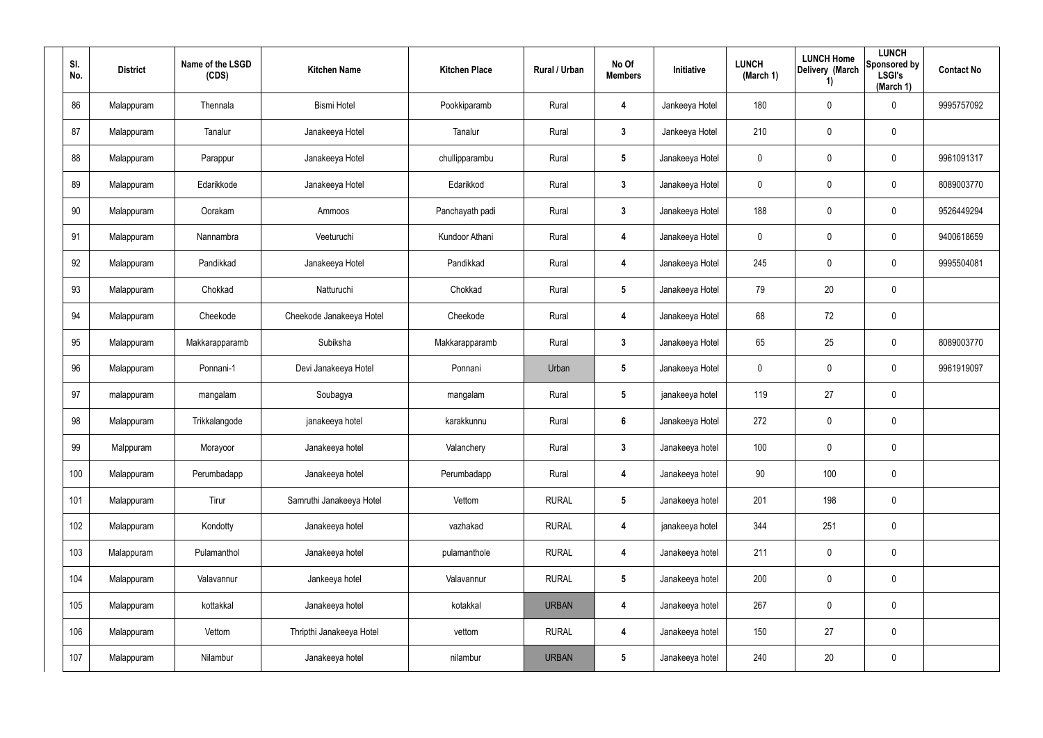| Sl. No. | District | Name of the LSGD (CDS) | Kitchen Name | Kitchen Place | Rural / Urban | No Of Members | Initiative | LUNCH (March 1) | LUNCH Home Delivery (March 1) | LUNCH Sponsored by LSGI's (March 1) | Contact No |
|---|---|---|---|---|---|---|---|---|---|---|---|
| 86 | Malappuram | Thennala | Bismi Hotel | Pookkiparamb | Rural | 4 | Jankeeya Hotel | 180 | 0 | 0 | 9995757092 |
| 87 | Malappuram | Tanalur | Janakeeya Hotel | Tanalur | Rural | 3 | Jankeeya Hotel | 210 | 0 | 0 | |
| 88 | Malappuram | Parappur | Janakeeya Hotel | chullipparambu | Rural | 5 | Janakeeya Hotel | 0 | 0 | 0 | 9961091317 |
| 89 | Malappuram | Edarikkode | Janakeeya Hotel | Edarikkod | Rural | 3 | Janakeeya Hotel | 0 | 0 | 0 | 8089003770 |
| 90 | Malappuram | Oorakam | Ammoos | Panchayath padi | Rural | 3 | Janakeeya Hotel | 188 | 0 | 0 | 9526449294 |
| 91 | Malappuram | Nannambra | Veeturuchi | Kundoor Athani | Rural | 4 | Janakeeya Hotel | 0 | 0 | 0 | 9400618659 |
| 92 | Malappuram | Pandikkad | Janakeeya Hotel | Pandikkad | Rural | 4 | Janakeeya Hotel | 245 | 0 | 0 | 9995504081 |
| 93 | Malappuram | Chokkad | Natturuchi | Chokkad | Rural | 5 | Janakeeya Hotel | 79 | 20 | 0 | |
| 94 | Malappuram | Cheekode | Cheekode Janakeeya Hotel | Cheekode | Rural | 4 | Janakeeya Hotel | 68 | 72 | 0 | |
| 95 | Malappuram | Makkarapparamb | Subiksha | Makkarapparamb | Rural | 3 | Janakeeya Hotel | 65 | 25 | 0 | 8089003770 |
| 96 | Malappuram | Ponnani-1 | Devi Janakeeya Hotel | Ponnani | Urban | 5 | Janakeeya Hotel | 0 | 0 | 0 | 9961919097 |
| 97 | malappuram | mangalam | Soubagya | mangalam | Rural | 5 | janakeeya hotel | 119 | 27 | 0 | |
| 98 | Malappuram | Trikkalangode | janakeeya hotel | karakkunnu | Rural | 6 | Janakeeya Hotel | 272 | 0 | 0 | |
| 99 | Malppuram | Morayoor | Janakeeya hotel | Valanchery | Rural | 3 | Janakeeya hotel | 100 | 0 | 0 | |
| 100 | Malappuram | Perumbadapp | Janakeeya hotel | Perumbadapp | Rural | 4 | Janakeeya hotel | 90 | 100 | 0 | |
| 101 | Malappuram | Tirur | Samruthi Janakeeya Hotel | Vettom | RURAL | 5 | Janakeeya hotel | 201 | 198 | 0 | |
| 102 | Malappuram | Kondotty | Janakeeya hotel | vazhakad | RURAL | 4 | janakeeya hotel | 344 | 251 | 0 | |
| 103 | Malappuram | Pulamanthol | Janakeeya hotel | pulamanthole | RURAL | 4 | Janakeeya hotel | 211 | 0 | 0 | |
| 104 | Malappuram | Valavannur | Jankeeya hotel | Valavannur | RURAL | 5 | Janakeeya hotel | 200 | 0 | 0 | |
| 105 | Malappuram | kottakkal | Janakeeya hotel | kotakkal | URBAN | 4 | Janakeeya hotel | 267 | 0 | 0 | |
| 106 | Malappuram | Vettom | Thripthi Janakeeya Hotel | vettom | RURAL | 4 | Janakeeya hotel | 150 | 27 | 0 | |
| 107 | Malappuram | Nilambur | Janakeeya hotel | nilambur | URBAN | 5 | Janakeeya hotel | 240 | 20 | 0 | |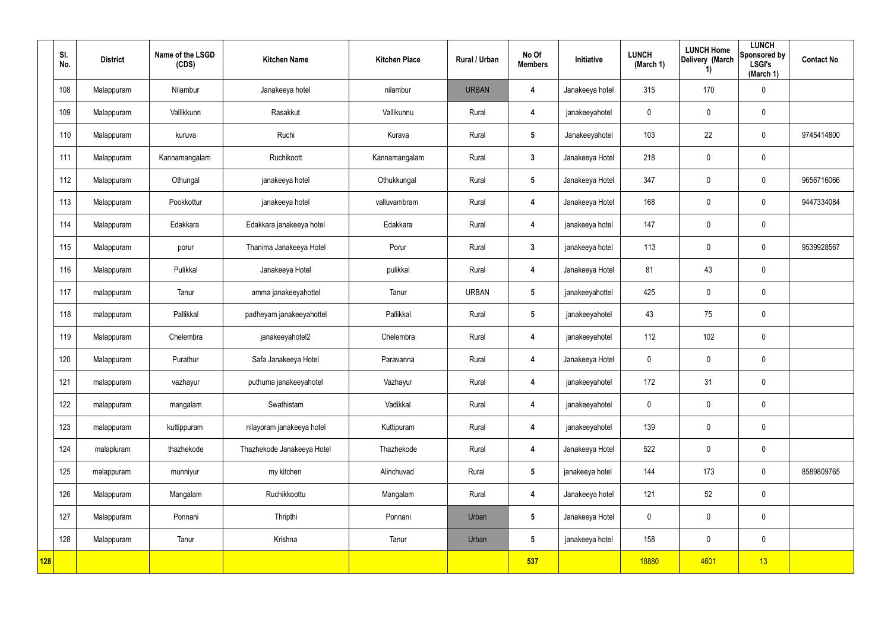| | Sl. No. | District | Name of the LSGD (CDS) | Kitchen Name | Kitchen Place | Rural / Urban | No Of Members | Initiative | LUNCH (March 1) | LUNCH Home Delivery (March 1) | LUNCH Sponsored by LSGI's (March 1) | Contact No |
|---|---|---|---|---|---|---|---|---|---|---|---|---|
| | 108 | Malappuram | Nilambur | Janakeeya hotel | nilambur | URBAN | 4 | Janakeeya hotel | 315 | 170 | 0 | |
| | 109 | Malappuram | Vallikkunn | Rasakkut | Vallikunnu | Rural | 4 | janakeeyahotel | 0 | 0 | 0 | |
| | 110 | Malappuram | kuruva | Ruchi | Kurava | Rural | 5 | Janakeeyahotel | 103 | 22 | 0 | 9745414800 |
| | 111 | Malappuram | Kannamangalam | Ruchikoott | Kannamangalam | Rural | 3 | Janakeeya Hotel | 218 | 0 | 0 | |
| | 112 | Malappuram | Othungal | janakeeya hotel | Othukkungal | Rural | 5 | Janakeeya Hotel | 347 | 0 | 0 | 9656716066 |
| | 113 | Malappuram | Pookkottur | janakeeya hotel | valluvambram | Rural | 4 | Janakeeya Hotel | 168 | 0 | 0 | 9447334084 |
| | 114 | Malappuram | Edakkara | Edakkara janakeeya hotel | Edakkara | Rural | 4 | janakeeya hotel | 147 | 0 | 0 | |
| | 115 | Malappuram | porur | Thanima Janakeeya Hotel | Porur | Rural | 3 | janakeeya hotel | 113 | 0 | 0 | 9539928567 |
| | 116 | Malappuram | Pulikkal | Janakeeya Hotel | pulikkal | Rural | 4 | Janakeeya Hotel | 81 | 43 | 0 | |
| | 117 | malappuram | Tanur | amma janakeeyahottel | Tanur | URBAN | 5 | janakeeyahottel | 425 | 0 | 0 | |
| | 118 | malappuram | Pallikkal | padheyam janakeeyahottel | Pallikkal | Rural | 5 | janakeeyahotel | 43 | 75 | 0 | |
| | 119 | Malappuram | Chelembra | janakeeyahotel2 | Chelembra | Rural | 4 | janakeeyahotel | 112 | 102 | 0 | |
| | 120 | Malappuram | Purathur | Safa Janakeeya Hotel | Paravanna | Rural | 4 | Janakeeya Hotel | 0 | 0 | 0 | |
| | 121 | malappuram | vazhayur | puthuma janakeeyahotel | Vazhayur | Rural | 4 | janakeeyahotel | 172 | 31 | 0 | |
| | 122 | malappuram | mangalam | Swathistam | Vadikkal | Rural | 4 | janakeeyahotel | 0 | 0 | 0 | |
| | 123 | malappuram | kuttippuram | nilayoram janakeeya hotel | Kuttipuram | Rural | 4 | janakeeyahotel | 139 | 0 | 0 | |
| | 124 | malapluram | thazhekode | Thazhekode Janakeeya Hotel | Thazhekode | Rural | 4 | Janakeeya Hotel | 522 | 0 | 0 | |
| | 125 | malappuram | munniyur | my kitchen | Alinchuvad | Rural | 5 | janakeeya hotel | 144 | 173 | 0 | 8589809765 |
| | 126 | Malappuram | Mangalam | Ruchikkoottu | Mangalam | Rural | 4 | Janakeeya hotel | 121 | 52 | 0 | |
| | 127 | Malappuram | Ponnani | Thripthi | Ponnani | Urban | 5 | Janakeeya Hotel | 0 | 0 | 0 | |
| | 128 | Malappuram | Tanur | Krishna | Tanur | Urban | 5 | janakeeya hotel | 158 | 0 | 0 | |
| 128 | | | | | | | 537 | | 18880 | 4601 | 13 | |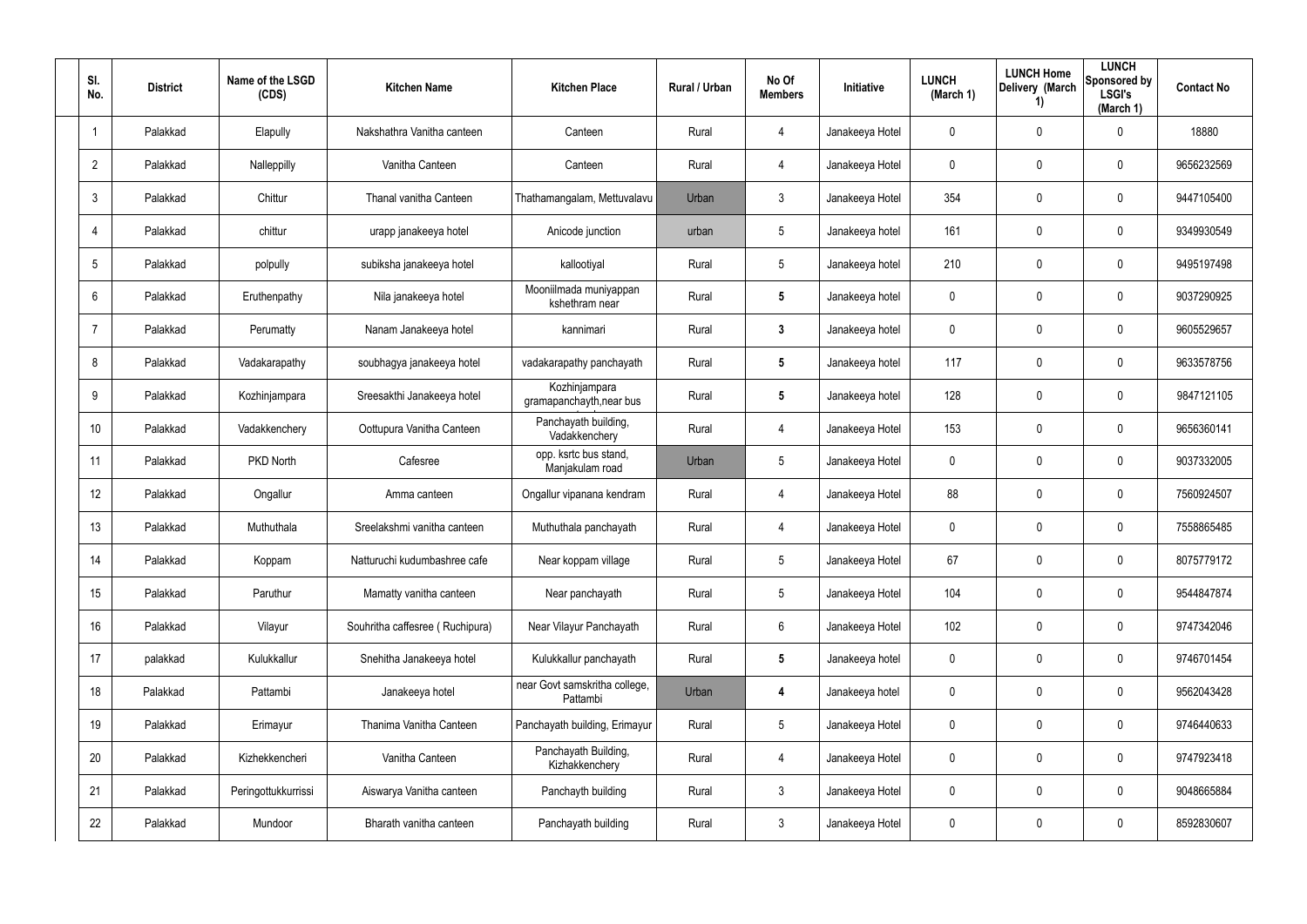| Sl. No. | District | Name of the LSGD (CDS) | Kitchen Name | Kitchen Place | Rural / Urban | No Of Members | Initiative | LUNCH (March 1) | LUNCH Home Delivery (March 1) | LUNCH Sponsored by LSGI's (March 1) | Contact No |
|---|---|---|---|---|---|---|---|---|---|---|---|
| 1 | Palakkad | Elapully | Nakshathra Vanitha canteen | Canteen | Rural | 4 | Janakeeya Hotel | 0 | 0 | 0 | 18880 |
| 2 | Palakkad | Nalleppilly | Vanitha Canteen | Canteen | Rural | 4 | Janakeeya Hotel | 0 | 0 | 0 | 9656232569 |
| 3 | Palakkad | Chittur | Thanal vanitha Canteen | Thathamangalam, Mettuvalavu | Urban | 3 | Janakeeya Hotel | 354 | 0 | 0 | 9447105400 |
| 4 | Palakkad | chittur | urapp janakeeya hotel | Anicode junction | urban | 5 | Janakeeya hotel | 161 | 0 | 0 | 9349930549 |
| 5 | Palakkad | polpully | subiksha janakeeya hotel | kallootiyal | Rural | 5 | Janakeeya hotel | 210 | 0 | 0 | 9495197498 |
| 6 | Palakkad | Eruthenpathy | Nila janakeeya hotel | Mooniilmada muniyappan kshethram near | Rural | 5 | Janakeeya hotel | 0 | 0 | 0 | 9037290925 |
| 7 | Palakkad | Perumatty | Nanam Janakeeya hotel | kannimari | Rural | 3 | Janakeeya hotel | 0 | 0 | 0 | 9605529657 |
| 8 | Palakkad | Vadakarapathy | soubhagya janakeeya hotel | vadakarapathy panchayath | Rural | 5 | Janakeeya hotel | 117 | 0 | 0 | 9633578756 |
| 9 | Palakkad | Kozhinjampara | Sreesakthi Janakeeya hotel | Kozhinjampara gramapanchayth,near bus | Rural | 5 | Janakeeya hotel | 128 | 0 | 0 | 9847121105 |
| 10 | Palakkad | Vadakkenchery | Oottupura Vanitha Canteen | Panchayath building, Vadakkenchery | Rural | 4 | Janakeeya Hotel | 153 | 0 | 0 | 9656360141 |
| 11 | Palakkad | PKD North | Cafesree | opp. ksrtc bus stand, Manjakulam road | Urban | 5 | Janakeeya Hotel | 0 | 0 | 0 | 9037332005 |
| 12 | Palakkad | Ongallur | Amma canteen | Ongallur vipanana kendram | Rural | 4 | Janakeeya Hotel | 88 | 0 | 0 | 7560924507 |
| 13 | Palakkad | Muthuthala | Sreelakshmi vanitha canteen | Muthuthala panchayath | Rural | 4 | Janakeeya Hotel | 0 | 0 | 0 | 7558865485 |
| 14 | Palakkad | Koppam | Natturuchi kudumbashree cafe | Near koppam village | Rural | 5 | Janakeeya Hotel | 67 | 0 | 0 | 8075779172 |
| 15 | Palakkad | Paruthur | Mamatty vanitha canteen | Near panchayath | Rural | 5 | Janakeeya Hotel | 104 | 0 | 0 | 9544847874 |
| 16 | Palakkad | Vilayur | Souhritha caffesree ( Ruchipura) | Near Vilayur Panchayath | Rural | 6 | Janakeeya Hotel | 102 | 0 | 0 | 9747342046 |
| 17 | palakkad | Kulukkallur | Snehitha Janakeeya hotel | Kulukkallur panchayath | Rural | 5 | Janakeeya hotel | 0 | 0 | 0 | 9746701454 |
| 18 | Palakkad | Pattambi | Janakeeya hotel | near Govt samskritha college, Pattambi | Urban | 4 | Janakeeya hotel | 0 | 0 | 0 | 9562043428 |
| 19 | Palakkad | Erimayur | Thanima Vanitha Canteen | Panchayath building, Erimayur | Rural | 5 | Janakeeya Hotel | 0 | 0 | 0 | 9746440633 |
| 20 | Palakkad | Kizhekkencheri | Vanitha Canteen | Panchayath Building, Kizhakkenchery | Rural | 4 | Janakeeya Hotel | 0 | 0 | 0 | 9747923418 |
| 21 | Palakkad | Peringottukkurrissi | Aiswarya Vanitha canteen | Panchayth building | Rural | 3 | Janakeeya Hotel | 0 | 0 | 0 | 9048665884 |
| 22 | Palakkad | Mundoor | Bharath vanitha canteen | Panchayath building | Rural | 3 | Janakeeya Hotel | 0 | 0 | 0 | 8592830607 |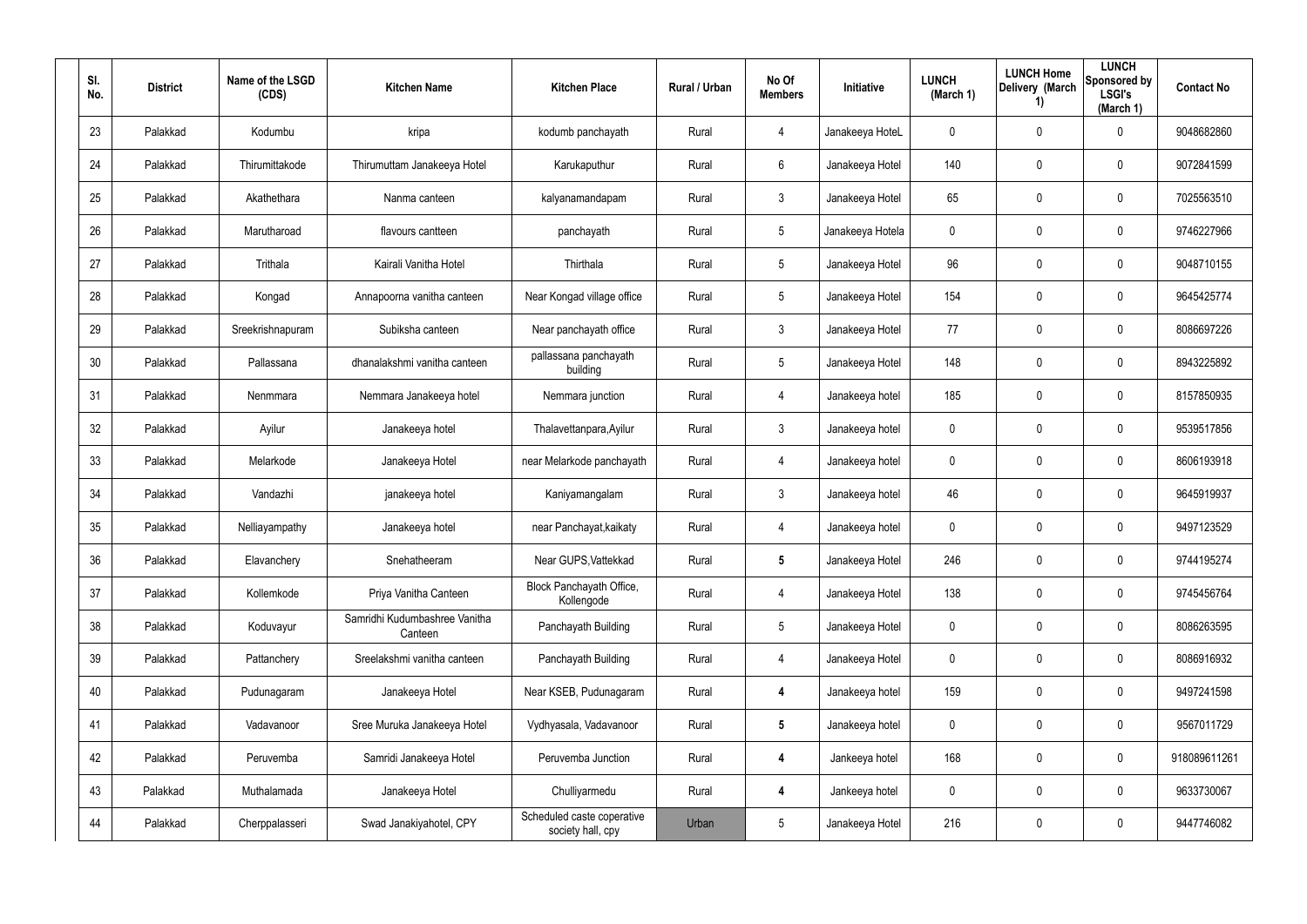| Sl. No. | District | Name of the LSGD (CDS) | Kitchen Name | Kitchen Place | Rural / Urban | No Of Members | Initiative | LUNCH (March 1) | LUNCH Home Delivery (March 1) | LUNCH Sponsored by LSGI's (March 1) | Contact No |
|---|---|---|---|---|---|---|---|---|---|---|---|
| 23 | Palakkad | Kodumbu | kripa | kodumb panchayath | Rural | 4 | Janakeeya HoteL | 0 | 0 | 0 | 9048682860 |
| 24 | Palakkad | Thirumittakode | Thirumuttam Janakeeya Hotel | Karukaputhur | Rural | 6 | Janakeeya Hotel | 140 | 0 | 0 | 9072841599 |
| 25 | Palakkad | Akathethara | Nanma canteen | kalyanamandapam | Rural | 3 | Janakeeya Hotel | 65 | 0 | 0 | 7025563510 |
| 26 | Palakkad | Marutharoad | flavours cantteen | panchayath | Rural | 5 | Janakeeya Hotela | 0 | 0 | 0 | 9746227966 |
| 27 | Palakkad | Trithala | Kairali Vanitha Hotel | Thirthala | Rural | 5 | Janakeeya Hotel | 96 | 0 | 0 | 9048710155 |
| 28 | Palakkad | Kongad | Annapoorna vanitha canteen | Near Kongad village office | Rural | 5 | Janakeeya Hotel | 154 | 0 | 0 | 9645425774 |
| 29 | Palakkad | Sreekrishnapuram | Subiksha canteen | Near panchayath office | Rural | 3 | Janakeeya Hotel | 77 | 0 | 0 | 8086697226 |
| 30 | Palakkad | Pallassana | dhanalakshmi vanitha canteen | pallassana panchayath building | Rural | 5 | Janakeeya Hotel | 148 | 0 | 0 | 8943225892 |
| 31 | Palakkad | Nenmmara | Nemmara Janakeeya hotel | Nemmara junction | Rural | 4 | Janakeeya hotel | 185 | 0 | 0 | 8157850935 |
| 32 | Palakkad | Ayilur | Janakeeya hotel | Thalavettanpara,Ayilur | Rural | 3 | Janakeeya hotel | 0 | 0 | 0 | 9539517856 |
| 33 | Palakkad | Melarkode | Janakeeya Hotel | near Melarkode panchayath | Rural | 4 | Janakeeya hotel | 0 | 0 | 0 | 8606193918 |
| 34 | Palakkad | Vandazhi | janakeeya hotel | Kaniyamangalam | Rural | 3 | Janakeeya hotel | 46 | 0 | 0 | 9645919937 |
| 35 | Palakkad | Nelliayampathy | Janakeeya hotel | near Panchayat,kaikaty | Rural | 4 | Janakeeya hotel | 0 | 0 | 0 | 9497123529 |
| 36 | Palakkad | Elavanchery | Snehatheeram | Near GUPS,Vattekkad | Rural | **5** | Janakeeya Hotel | 246 | 0 | 0 | 9744195274 |
| 37 | Palakkad | Kollemkode | Priya Vanitha Canteen | Block Panchayath Office, Kollengode | Rural | 4 | Janakeeya Hotel | 138 | 0 | 0 | 9745456764 |
| 38 | Palakkad | Koduvayur | Samridhi Kudumbashree Vanitha Canteen | Panchayath Building | Rural | 5 | Janakeeya Hotel | 0 | 0 | 0 | 8086263595 |
| 39 | Palakkad | Pattanchery | Sreelakshmi vanitha canteen | Panchayath Building | Rural | 4 | Janakeeya Hotel | 0 | 0 | 0 | 8086916932 |
| 40 | Palakkad | Pudunagaram | Janakeeya Hotel | Near KSEB, Pudunagaram | Rural | **4** | Janakeeya hotel | 159 | 0 | 0 | 9497241598 |
| 41 | Palakkad | Vadavanoor | Sree Muruka Janakeeya Hotel | Vydhyasala, Vadavanoor | Rural | **5** | Janakeeya hotel | 0 | 0 | 0 | 9567011729 |
| 42 | Palakkad | Peruvemba | Samridi Janakeeya Hotel | Peruvemba Junction | Rural | **4** | Jankeeya hotel | 168 | 0 | 0 | 918089611261 |
| 43 | Palakkad | Muthalamada | Janakeeya Hotel | Chulliyarmedu | Rural | **4** | Jankeeya hotel | 0 | 0 | 0 | 9633730067 |
| 44 | Palakkad | Cherppalasseri | Swad Janakiyahotel, CPY | Scheduled caste coperative society hall, cpy | Urban | 5 | Janakeeya Hotel | 216 | 0 | 0 | 9447746082 |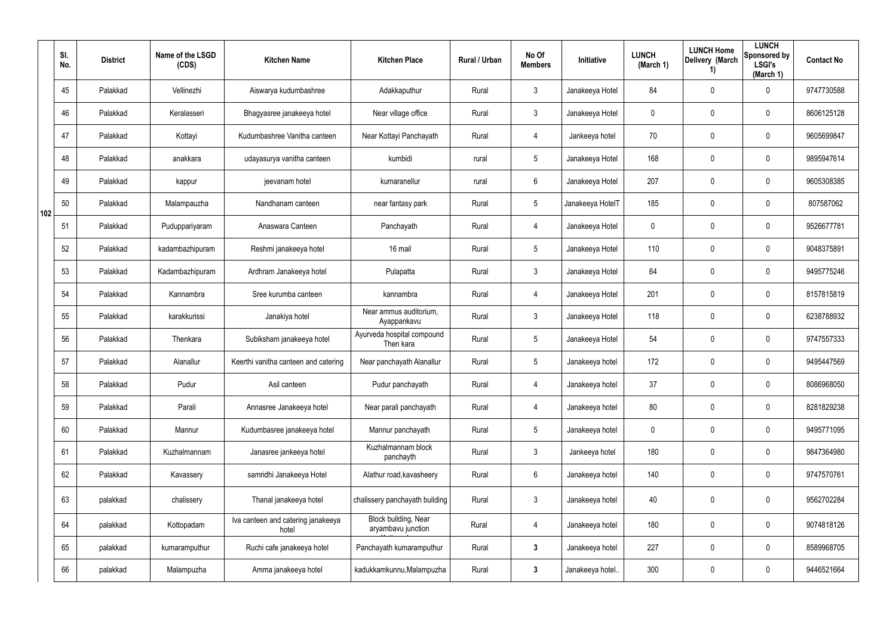| | Sl. No. | District | Name of the LSGD (CDS) | Kitchen Name | Kitchen Place | Rural / Urban | No Of Members | Initiative | LUNCH (March 1) | LUNCH Home Delivery (March 1) | LUNCH Sponsored by LSGI's (March 1) | Contact No |
|---|---|---|---|---|---|---|---|---|---|---|---|---|
| 102 | 45 | Palakkad | Vellinezhi | Aiswarya kudumbashree | Adakkaputhur | Rural | 3 | Janakeeya Hotel | 84 | 0 | 0 | 9747730588 |
| | 46 | Palakkad | Keralasseri | Bhagyasree janakeeya hotel | Near village office | Rural | 3 | Janakeeya Hotel | 0 | 0 | 0 | 8606125128 |
| | 47 | Palakkad | Kottayi | Kudumbashree Vanitha canteen | Near Kottayi Panchayath | Rural | 4 | Jankeeya hotel | 70 | 0 | 0 | 9605699847 |
| | 48 | Palakkad | anakkara | udayasurya vanitha canteen | kumbidi | rural | 5 | Janakeeya Hotel | 168 | 0 | 0 | 9895947614 |
| | 49 | Palakkad | kappur | jeevanam hotel | kumaranellur | rural | 6 | Janakeeya Hotel | 207 | 0 | 0 | 9605308385 |
| | 50 | Palakkad | Malampauzha | Nandhanam canteen | near fantasy park | Rural | 5 | Janakeeya HotelT | 185 | 0 | 0 | 807587062 |
| | 51 | Palakkad | Puduppariyaram | Anaswara Canteen | Panchayath | Rural | 4 | Janakeeya Hotel | 0 | 0 | 0 | 9526677781 |
| | 52 | Palakkad | kadambazhipuram | Reshmi janakeeya hotel | 16 mail | Rural | 5 | Janakeeya Hotel | 110 | 0 | 0 | 9048375891 |
| | 53 | Palakkad | Kadambazhipuram | Ardhram Janakeeya hotel | Pulapatta | Rural | 3 | Janakeeya Hotel | 64 | 0 | 0 | 9495775246 |
| | 54 | Palakkad | Kannambra | Sree kurumba canteen | kannambra | Rural | 4 | Janakeeya Hotel | 201 | 0 | 0 | 8157815819 |
| | 55 | Palakkad | karakkurissi | Janakiya hotel | Near ammus auditorium, Ayappankavu | Rural | 3 | Janakeeya Hotel | 118 | 0 | 0 | 6238788932 |
| | 56 | Palakkad | Thenkara | Subiksham janakeeya hotel | Ayurveda hospital compound Then kara | Rural | 5 | Janakeeya Hotel | 54 | 0 | 0 | 9747557333 |
| | 57 | Palakkad | Alanallur | Keerthi vanitha canteen and catering | Near panchayath Alanallur | Rural | 5 | Janakeeya hotel | 172 | 0 | 0 | 9495447569 |
| | 58 | Palakkad | Pudur | Asil canteen | Pudur panchayath | Rural | 4 | Janakeeya hotel | 37 | 0 | 0 | 8086968050 |
| | 59 | Palakkad | Parali | Annasree Janakeeya hotel | Near parali panchayath | Rural | 4 | Janakeeya hotel | 80 | 0 | 0 | 8281829238 |
| | 60 | Palakkad | Mannur | Kudumbasree janakeeya hotel | Mannur panchayath | Rural | 5 | Janakeeya hotel | 0 | 0 | 0 | 9495771095 |
| | 61 | Palakkad | Kuzhalmannam | Janasree jankeeya hotel | Kuzhalmannam block panchayth | Rural | 3 | Jankeeya hotel | 180 | 0 | 0 | 9847364980 |
| | 62 | Palakkad | Kavassery | samridhi Janakeeya Hotel | Alathur road,kavasheery | Rural | 6 | Janakeeya hotel | 140 | 0 | 0 | 9747570761 |
| | 63 | palakkad | chalissery | Thanal janakeeya hotel | chalissery panchayath building | Rural | 3 | Janakeeya hotel | 40 | 0 | 0 | 9562702284 |
| | 64 | palakkad | Kottopadam | Iva canteen and catering janakeeya hotel | Block building, Near aryambavu junction | Rural | 4 | Janakeeya hotel | 180 | 0 | 0 | 9074818126 |
| | 65 | palakkad | kumaramputhur | Ruchi cafe janakeeya hotel | Panchayath kumaramputhur | Rural | **3** | Janakeeya hotel | 227 | 0 | 0 | 8589968705 |
| | 66 | palakkad | Malampuzha | Amma janakeeya hotel | kadukkamkunnu,Malampuzha | Rural | **3** | Janakeeya hotel.. | 300 | 0 | 0 | 9446521664 |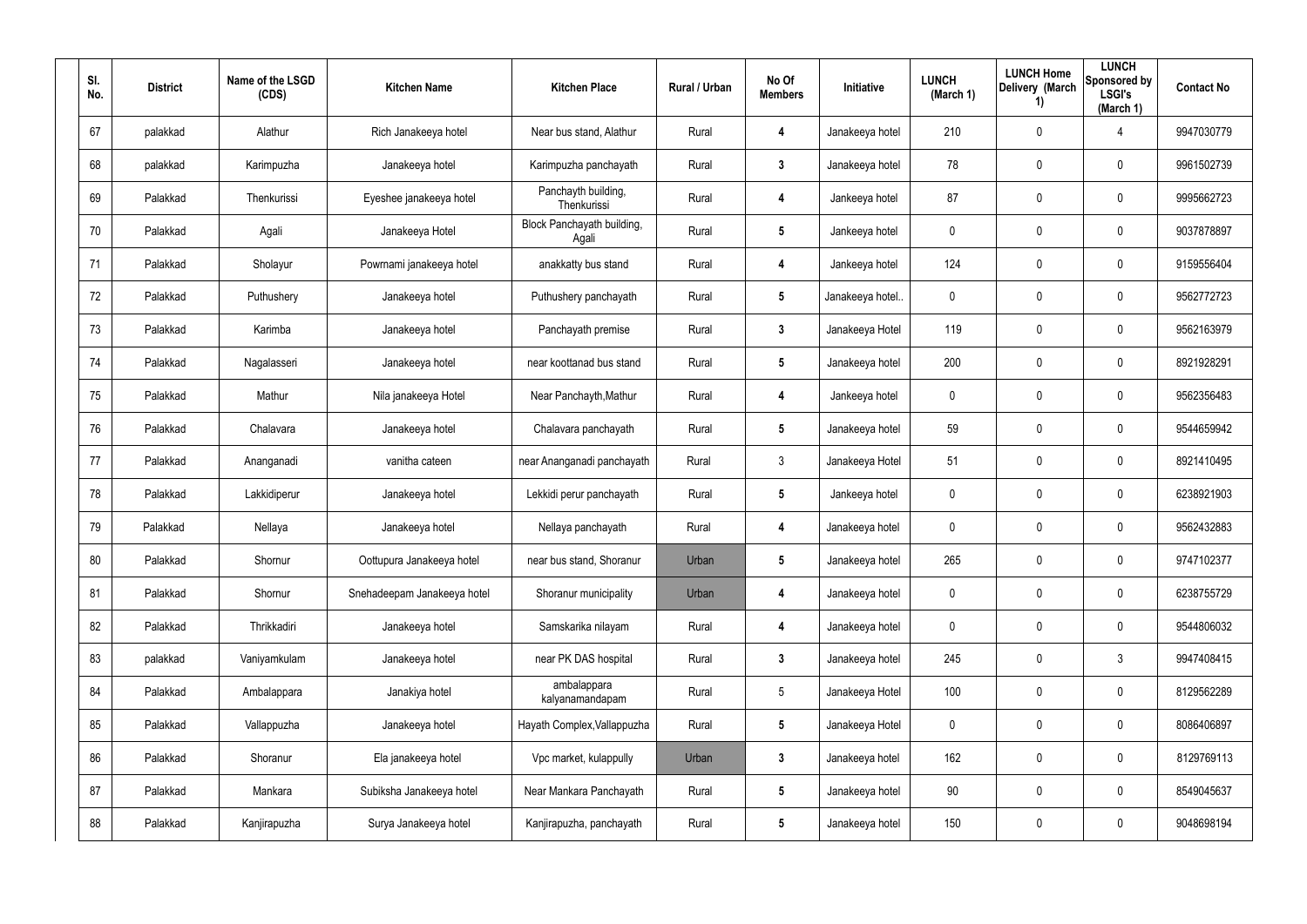| Sl. No. | District | Name of the LSGD (CDS) | Kitchen Name | Kitchen Place | Rural / Urban | No Of Members | Initiative | LUNCH (March 1) | LUNCH Home Delivery (March 1) | LUNCH Sponsored by LSGI's (March 1) | Contact No |
|---|---|---|---|---|---|---|---|---|---|---|---|
| 67 | palakkad | Alathur | Rich Janakeeya hotel | Near bus stand, Alathur | Rural | 4 | Janakeeya hotel | 210 | 0 | 4 | 9947030779 |
| 68 | palakkad | Karimpuzha | Janakeeya hotel | Karimpuzha panchayath | Rural | 3 | Janakeeya hotel | 78 | 0 | 0 | 9961502739 |
| 69 | Palakkad | Thenkurissi | Eyeshee janakeeya hotel | Panchayth building, Thenkurissi | Rural | 4 | Jankeeya hotel | 87 | 0 | 0 | 9995662723 |
| 70 | Palakkad | Agali | Janakeeya Hotel | Block Panchayath building, Agali | Rural | 5 | Jankeeya hotel | 0 | 0 | 0 | 9037878897 |
| 71 | Palakkad | Sholayur | Powrnami janakeeya hotel | anakkatty bus stand | Rural | 4 | Jankeeya hotel | 124 | 0 | 0 | 9159556404 |
| 72 | Palakkad | Puthushery | Janakeeya hotel | Puthushery panchayath | Rural | 5 | Janakeeya hotel.. | 0 | 0 | 0 | 9562772723 |
| 73 | Palakkad | Karimba | Janakeeya hotel | Panchayath premise | Rural | 3 | Janakeeya Hotel | 119 | 0 | 0 | 9562163979 |
| 74 | Palakkad | Nagalasseri | Janakeeya hotel | near koottanad bus stand | Rural | 5 | Janakeeya hotel | 200 | 0 | 0 | 8921928291 |
| 75 | Palakkad | Mathur | Nila janakeeya Hotel | Near Panchayth,Mathur | Rural | 4 | Jankeeya hotel | 0 | 0 | 0 | 9562356483 |
| 76 | Palakkad | Chalavara | Janakeeya hotel | Chalavara panchayath | Rural | 5 | Janakeeya hotel | 59 | 0 | 0 | 9544659942 |
| 77 | Palakkad | Ananganadi | vanitha cateen | near Ananganadi panchayath | Rural | 3 | Janakeeya Hotel | 51 | 0 | 0 | 8921410495 |
| 78 | Palakkad | Lakkidiperur | Janakeeya hotel | Lekkidi perur panchayath | Rural | 5 | Jankeeya hotel | 0 | 0 | 0 | 6238921903 |
| 79 | Palakkad | Nellaya | Janakeeya hotel | Nellaya panchayath | Rural | 4 | Janakeeya hotel | 0 | 0 | 0 | 9562432883 |
| 80 | Palakkad | Shornur | Oottupura Janakeeya hotel | near bus stand, Shoranur | Urban | 5 | Janakeeya hotel | 265 | 0 | 0 | 9747102377 |
| 81 | Palakkad | Shornur | Snehadeepam Janakeeya hotel | Shoranur municipality | Urban | 4 | Janakeeya hotel | 0 | 0 | 0 | 6238755729 |
| 82 | Palakkad | Thrikkadiri | Janakeeya hotel | Samskarika nilayam | Rural | 4 | Janakeeya hotel | 0 | 0 | 0 | 9544806032 |
| 83 | palakkad | Vaniyamkulam | Janakeeya hotel | near PK DAS hospital | Rural | 3 | Janakeeya hotel | 245 | 0 | 3 | 9947408415 |
| 84 | Palakkad | Ambalappara | Janakiya hotel | ambalappara kalyanamandapam | Rural | 5 | Janakeeya Hotel | 100 | 0 | 0 | 8129562289 |
| 85 | Palakkad | Vallappuzha | Janakeeya hotel | Hayath Complex,Vallappuzha | Rural | 5 | Janakeeya Hotel | 0 | 0 | 0 | 8086406897 |
| 86 | Palakkad | Shoranur | Ela janakeeya hotel | Vpc market, kulappully | Urban | 3 | Janakeeya hotel | 162 | 0 | 0 | 8129769113 |
| 87 | Palakkad | Mankara | Subiksha Janakeeya hotel | Near Mankara Panchayath | Rural | 5 | Janakeeya hotel | 90 | 0 | 0 | 8549045637 |
| 88 | Palakkad | Kanjirapuzha | Surya Janakeeya hotel | Kanjirapuzha, panchayath | Rural | 5 | Janakeeya hotel | 150 | 0 | 0 | 9048698194 |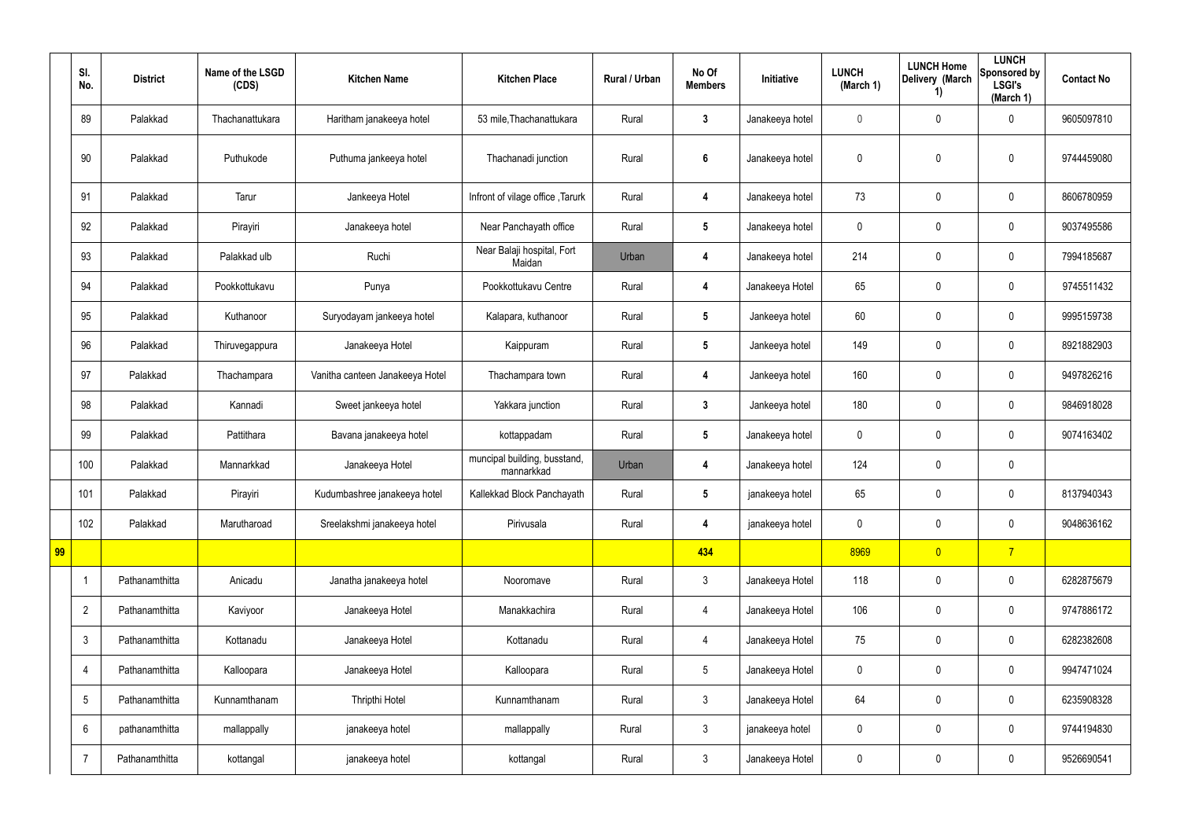| | Sl. No. | District | Name of the LSGD (CDS) | Kitchen Name | Kitchen Place | Rural / Urban | No Of Members | Initiative | LUNCH (March 1) | LUNCH Home Delivery (March 1) | LUNCH Sponsored by LSGI's (March 1) | Contact No |
|---|---|---|---|---|---|---|---|---|---|---|---|---|
| | 89 | Palakkad | Thachanattukara | Haritham janakeeya hotel | 53 mile,Thachanattukara | Rural | 3 | Janakeeya hotel | 0 | 0 | 0 | 9605097810 |
| | 90 | Palakkad | Puthukode | Puthuma jankeeya hotel | Thachanadi junction | Rural | 6 | Janakeeya hotel | 0 | 0 | 0 | 9744459080 |
| | 91 | Palakkad | Tarur | Jankeeya Hotel | Infront of vilage office ,Tarurk | Rural | 4 | Janakeeya hotel | 73 | 0 | 0 | 8606780959 |
| | 92 | Palakkad | Pirayiri | Janakeeya hotel | Near Panchayath office | Rural | 5 | Janakeeya hotel | 0 | 0 | 0 | 9037495586 |
| | 93 | Palakkad | Palakkad ulb | Ruchi | Near Balaji hospital, Fort Maidan | Urban | 4 | Janakeeya hotel | 214 | 0 | 0 | 7994185687 |
| | 94 | Palakkad | Pookkottukavu | Punya | Pookkottukavu Centre | Rural | 4 | Janakeeya Hotel | 65 | 0 | 0 | 9745511432 |
| | 95 | Palakkad | Kuthanoor | Suryodayam jankeeya hotel | Kalapara, kuthanoor | Rural | 5 | Jankeeya hotel | 60 | 0 | 0 | 9995159738 |
| | 96 | Palakkad | Thiruvegappura | Janakeeya Hotel | Kaippuram | Rural | 5 | Jankeeya hotel | 149 | 0 | 0 | 8921882903 |
| | 97 | Palakkad | Thachampara | Vanitha canteen Janakeeya Hotel | Thachampara town | Rural | 4 | Jankeeya hotel | 160 | 0 | 0 | 9497826216 |
| | 98 | Palakkad | Kannadi | Sweet jankeeya hotel | Yakkara junction | Rural | 3 | Jankeeya hotel | 180 | 0 | 0 | 9846918028 |
| | 99 | Palakkad | Pattithara | Bavana janakeeya hotel | kottappadam | Rural | 5 | Janakeeya hotel | 0 | 0 | 0 | 9074163402 |
| | 100 | Palakkad | Mannarkkad | Janakeeya Hotel | muncipal building, busstand, mannarkkad | Urban | 4 | Janakeeya hotel | 124 | 0 | 0 | |
| | 101 | Palakkad | Pirayiri | Kudumbashree janakeeya hotel | Kallekkad Block Panchayath | Rural | 5 | janakeeya hotel | 65 | 0 | 0 | 8137940343 |
| | 102 | Palakkad | Marutharoad | Sreelakshmi janakeeya hotel | Pirivusala | Rural | 4 | janakeeya hotel | 0 | 0 | 0 | 9048636162 |
| 99 | | | | | | | 434 | | 8969 | 0 | 7 | |
| | 1 | Pathanamthitta | Anicadu | Janatha janakeeya hotel | Nooromave | Rural | 3 | Janakeeya Hotel | 118 | 0 | 0 | 6282875679 |
| | 2 | Pathanamthitta | Kaviyoor | Janakeeya Hotel | Manakkachira | Rural | 4 | Janakeeya Hotel | 106 | 0 | 0 | 9747886172 |
| | 3 | Pathanamthitta | Kottanadu | Janakeeya Hotel | Kottanadu | Rural | 4 | Janakeeya Hotel | 75 | 0 | 0 | 6282382608 |
| | 4 | Pathanamthitta | Kalloopara | Janakeeya Hotel | Kalloopara | Rural | 5 | Janakeeya Hotel | 0 | 0 | 0 | 9947471024 |
| | 5 | Pathanamthitta | Kunnamthanam | Thripthi Hotel | Kunnamthanam | Rural | 3 | Janakeeya Hotel | 64 | 0 | 0 | 6235908328 |
| | 6 | pathanamthitta | mallappally | janakeeya hotel | mallappally | Rural | 3 | janakeeya hotel | 0 | 0 | 0 | 9744194830 |
| | 7 | Pathanamthitta | kottangal | janakeeya hotel | kottangal | Rural | 3 | Janakeeya Hotel | 0 | 0 | 0 | 9526690541 |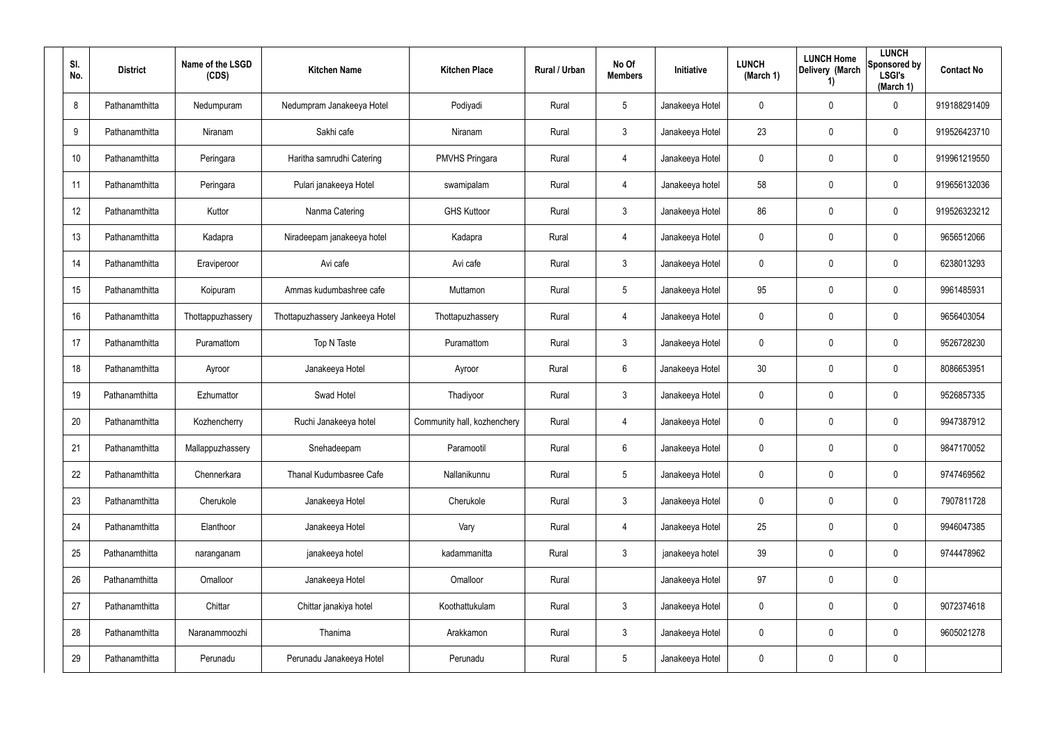| Sl. No. | District | Name of the LSGD (CDS) | Kitchen Name | Kitchen Place | Rural / Urban | No Of Members | Initiative | LUNCH (March 1) | LUNCH Home Delivery (March 1) | LUNCH Sponsored by LSGI's (March 1) | Contact No |
|---|---|---|---|---|---|---|---|---|---|---|---|
| 8 | Pathanamthitta | Nedumpuram | Nedumpram Janakeeya Hotel | Podiyadi | Rural | 5 | Janakeeya Hotel | 0 | 0 | 0 | 919188291409 |
| 9 | Pathanamthitta | Niranam | Sakhi cafe | Niranam | Rural | 3 | Janakeeya Hotel | 23 | 0 | 0 | 919526423710 |
| 10 | Pathanamthitta | Peringara | Haritha samrudhi Catering | PMVHS Pringara | Rural | 4 | Janakeeya Hotel | 0 | 0 | 0 | 919961219550 |
| 11 | Pathanamthitta | Peringara | Pulari janakeeya Hotel | swamipalam | Rural | 4 | Janakeeya hotel | 58 | 0 | 0 | 919656132036 |
| 12 | Pathanamthitta | Kuttor | Nanma Catering | GHS Kuttoor | Rural | 3 | Janakeeya Hotel | 86 | 0 | 0 | 919526323212 |
| 13 | Pathanamthitta | Kadapra | Niradeepam janakeeya hotel | Kadapra | Rural | 4 | Janakeeya Hotel | 0 | 0 | 0 | 9656512066 |
| 14 | Pathanamthitta | Eraviperoor | Avi cafe | Avi cafe | Rural | 3 | Janakeeya Hotel | 0 | 0 | 0 | 6238013293 |
| 15 | Pathanamthitta | Koipuram | Ammas kudumbashree cafe | Muttamon | Rural | 5 | Janakeeya Hotel | 95 | 0 | 0 | 9961485931 |
| 16 | Pathanamthitta | Thottappuzhassery | Thottapuzhassery Jankeeya Hotel | Thottapuzhassery | Rural | 4 | Janakeeya Hotel | 0 | 0 | 0 | 9656403054 |
| 17 | Pathanamthitta | Puramattom | Top N Taste | Puramattom | Rural | 3 | Janakeeya Hotel | 0 | 0 | 0 | 9526728230 |
| 18 | Pathanamthitta | Ayroor | Janakeeya Hotel | Ayroor | Rural | 6 | Janakeeya Hotel | 30 | 0 | 0 | 8086653951 |
| 19 | Pathanamthitta | Ezhumattor | Swad Hotel | Thadiyoor | Rural | 3 | Janakeeya Hotel | 0 | 0 | 0 | 9526857335 |
| 20 | Pathanamthitta | Kozhencherry | Ruchi Janakeeya hotel | Community hall, kozhenchery | Rural | 4 | Janakeeya Hotel | 0 | 0 | 0 | 9947387912 |
| 21 | Pathanamthitta | Mallappuzhassery | Snehadeepam | Paramootil | Rural | 6 | Janakeeya Hotel | 0 | 0 | 0 | 9847170052 |
| 22 | Pathanamthitta | Chennerkara | Thanal Kudumbasree Cafe | Nallanikunnu | Rural | 5 | Janakeeya Hotel | 0 | 0 | 0 | 9747469562 |
| 23 | Pathanamthitta | Cherukole | Janakeeya Hotel | Cherukole | Rural | 3 | Janakeeya Hotel | 0 | 0 | 0 | 7907811728 |
| 24 | Pathanamthitta | Elanthoor | Janakeeya Hotel | Vary | Rural | 4 | Janakeeya Hotel | 25 | 0 | 0 | 9946047385 |
| 25 | Pathanamthitta | naranganam | janakeeya hotel | kadammanitta | Rural | 3 | janakeeya hotel | 39 | 0 | 0 | 9744478962 |
| 26 | Pathanamthitta | Omalloor | Janakeeya Hotel | Omalloor | Rural | | Janakeeya Hotel | 97 | 0 | 0 | |
| 27 | Pathanamthitta | Chittar | Chittar janakiya hotel | Koothattukulam | Rural | 3 | Janakeeya Hotel | 0 | 0 | 0 | 9072374618 |
| 28 | Pathanamthitta | Naranammoozhi | Thanima | Arakkamon | Rural | 3 | Janakeeya Hotel | 0 | 0 | 0 | 9605021278 |
| 29 | Pathanamthitta | Perunadu | Perunadu Janakeeya Hotel | Perunadu | Rural | 5 | Janakeeya Hotel | 0 | 0 | 0 | |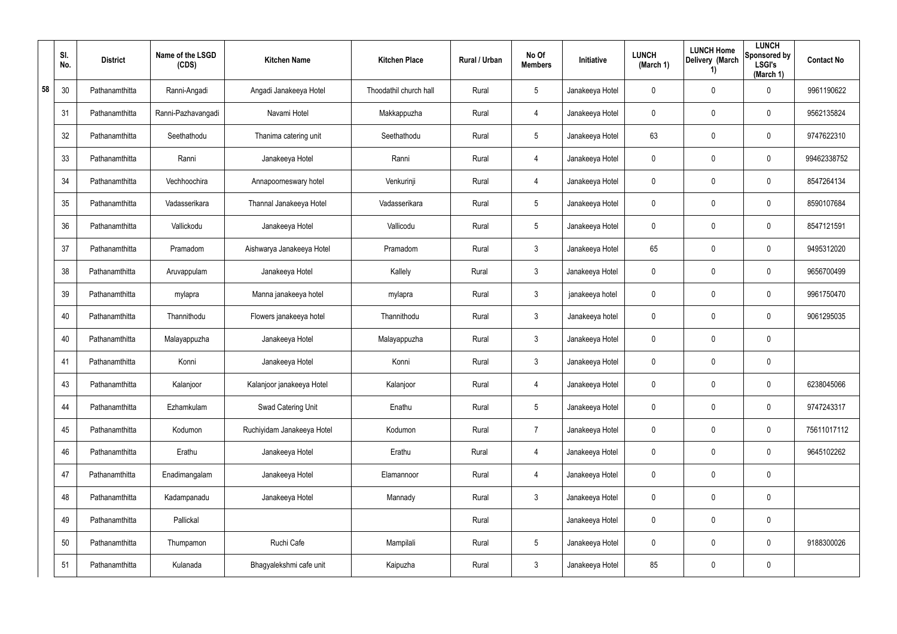| | Sl. No. | District | Name of the LSGD (CDS) | Kitchen Name | Kitchen Place | Rural / Urban | No Of Members | Initiative | LUNCH (March 1) | LUNCH Home Delivery (March 1) | LUNCH Sponsored by LSGI's (March 1) | Contact No |
|---|---|---|---|---|---|---|---|---|---|---|---|---|
| 58 | 30 | Pathanamthitta | Ranni-Angadi | Angadi Janakeeya Hotel | Thoodathil church hall | Rural | 5 | Janakeeya Hotel | 0 | 0 | 0 | 9961190622 |
| | 31 | Pathanamthitta | Ranni-Pazhavangadi | Navami Hotel | Makkappuzha | Rural | 4 | Janakeeya Hotel | 0 | 0 | 0 | 9562135824 |
| | 32 | Pathanamthitta | Seethathodu | Thanima catering unit | Seethathodu | Rural | 5 | Janakeeya Hotel | 63 | 0 | 0 | 9747622310 |
| | 33 | Pathanamthitta | Ranni | Janakeeya Hotel | Ranni | Rural | 4 | Janakeeya Hotel | 0 | 0 | 0 | 99462338752 |
| | 34 | Pathanamthitta | Vechhoochira | Annapoorneswary hotel | Venkurinji | Rural | 4 | Janakeeya Hotel | 0 | 0 | 0 | 8547264134 |
| | 35 | Pathanamthitta | Vadasserikara | Thannal Janakeeya Hotel | Vadasserikara | Rural | 5 | Janakeeya Hotel | 0 | 0 | 0 | 8590107684 |
| | 36 | Pathanamthitta | Vallickodu | Janakeeya Hotel | Vallicodu | Rural | 5 | Janakeeya Hotel | 0 | 0 | 0 | 8547121591 |
| | 37 | Pathanamthitta | Pramadom | Aishwarya Janakeeya Hotel | Pramadom | Rural | 3 | Janakeeya Hotel | 65 | 0 | 0 | 9495312020 |
| | 38 | Pathanamthitta | Aruvappulam | Janakeeya Hotel | Kallely | Rural | 3 | Janakeeya Hotel | 0 | 0 | 0 | 9656700499 |
| | 39 | Pathanamthitta | mylapra | Manna janakeeya hotel | mylapra | Rural | 3 | janakeeya hotel | 0 | 0 | 0 | 9961750470 |
| | 40 | Pathanamthitta | Thannithodu | Flowers janakeeya hotel | Thannithodu | Rural | 3 | Janakeeya hotel | 0 | 0 | 0 | 9061295035 |
| | 40 | Pathanamthitta | Malayappuzha | Janakeeya Hotel | Malayappuzha | Rural | 3 | Janakeeya Hotel | 0 | 0 | 0 | |
| | 41 | Pathanamthitta | Konni | Janakeeya Hotel | Konni | Rural | 3 | Janakeeya Hotel | 0 | 0 | 0 | |
| | 43 | Pathanamthitta | Kalanjoor | Kalanjoor janakeeya Hotel | Kalanjoor | Rural | 4 | Janakeeya Hotel | 0 | 0 | 0 | 6238045066 |
| | 44 | Pathanamthitta | Ezhamkulam | Swad Catering Unit | Enathu | Rural | 5 | Janakeeya Hotel | 0 | 0 | 0 | 9747243317 |
| | 45 | Pathanamthitta | Kodumon | Ruchiyidam Janakeeya Hotel | Kodumon | Rural | 7 | Janakeeya Hotel | 0 | 0 | 0 | 75611017112 |
| | 46 | Pathanamthitta | Erathu | Janakeeya Hotel | Erathu | Rural | 4 | Janakeeya Hotel | 0 | 0 | 0 | 9645102262 |
| | 47 | Pathanamthitta | Enadimangalam | Janakeeya Hotel | Elamannoor | Rural | 4 | Janakeeya Hotel | 0 | 0 | 0 | |
| | 48 | Pathanamthitta | Kadampanadu | Janakeeya Hotel | Mannady | Rural | 3 | Janakeeya Hotel | 0 | 0 | 0 | |
| | 49 | Pathanamthitta | Pallickal | | | Rural | | Janakeeya Hotel | 0 | 0 | 0 | |
| | 50 | Pathanamthitta | Thumpamon | Ruchi Cafe | Mampilali | Rural | 5 | Janakeeya Hotel | 0 | 0 | 0 | 9188300026 |
| | 51 | Pathanamthitta | Kulanada | Bhagyalekshmi cafe unit | Kaipuzha | Rural | 3 | Janakeeya Hotel | 85 | 0 | 0 | |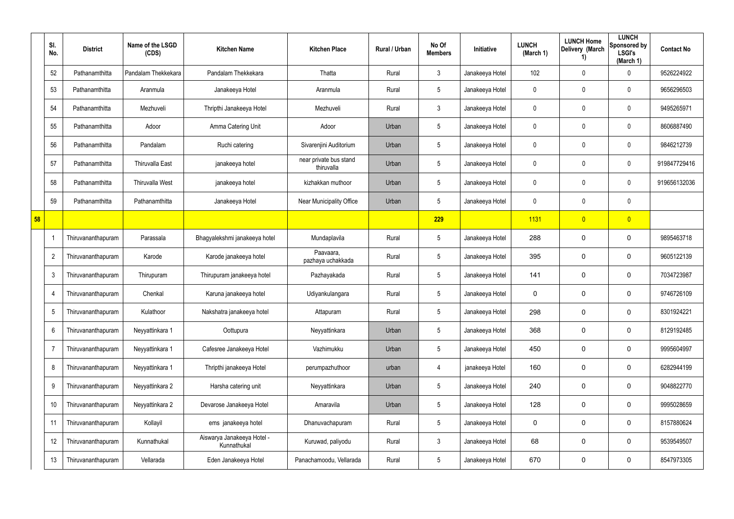| | Sl. No. | District | Name of the LSGD (CDS) | Kitchen Name | Kitchen Place | Rural / Urban | No Of Members | Initiative | LUNCH (March 1) | LUNCH Home Delivery (March 1) | LUNCH Sponsored by LSGI's (March 1) | Contact No |
|---|---|---|---|---|---|---|---|---|---|---|---|---|
| | 52 | Pathanamthitta | Pandalam Thekkekara | Pandalam Thekkekara | Thatta | Rural | 3 | Janakeeya Hotel | 102 | 0 | 0 | 9526224922 |
| | 53 | Pathanamthitta | Aranmula | Janakeeya Hotel | Aranmula | Rural | 5 | Janakeeya Hotel | 0 | 0 | 0 | 9656296503 |
| | 54 | Pathanamthitta | Mezhuveli | Thripthi Janakeeya Hotel | Mezhuveli | Rural | 3 | Janakeeya Hotel | 0 | 0 | 0 | 9495265971 |
| | 55 | Pathanamthitta | Adoor | Amma Catering Unit | Adoor | Urban | 5 | Janakeeya Hotel | 0 | 0 | 0 | 8606887490 |
| | 56 | Pathanamthitta | Pandalam | Ruchi catering | Sivarenjini Auditorium | Urban | 5 | Janakeeya Hotel | 0 | 0 | 0 | 9846212739 |
| | 57 | Pathanamthitta | Thiruvalla East | janakeeya hotel | near private bus stand thiruvalla | Urban | 5 | Janakeeya Hotel | 0 | 0 | 0 | 919847729416 |
| | 58 | Pathanamthitta | Thiruvalla West | janakeeya hotel | kizhakkan muthoor | Urban | 5 | Janakeeya Hotel | 0 | 0 | 0 | 919656132036 |
| | 59 | Pathanamthitta | Pathanamthitta | Janakeeya Hotel | Near Municipality Office | Urban | 5 | Janakeeya Hotel | 0 | 0 | 0 | |
| 58 | | | | | | | 229 | | 1131 | 0 | 0 | |
| | 1 | Thiruvananthapuram | Parassala | Bhagyalekshmi janakeeya hotel | Mundaplavila | Rural | 5 | Janakeeya Hotel | 288 | 0 | 0 | 9895463718 |
| | 2 | Thiruvananthapuram | Karode | Karode janakeeya hotel | Paavaara, pazhaya uchakkada | Rural | 5 | Janakeeya Hotel | 395 | 0 | 0 | 9605122139 |
| | 3 | Thiruvananthapuram | Thirupuram | Thirupuram janakeeya hotel | Pazhayakada | Rural | 5 | Janakeeya Hotel | 141 | 0 | 0 | 7034723987 |
| | 4 | Thiruvananthapuram | Chenkal | Karuna janakeeya hotel | Udiyankulangara | Rural | 5 | Janakeeya Hotel | 0 | 0 | 0 | 9746726109 |
| | 5 | Thiruvananthapuram | Kulathoor | Nakshatra janakeeya hotel | Attapuram | Rural | 5 | Janakeeya Hotel | 298 | 0 | 0 | 8301924221 |
| | 6 | Thiruvananthapuram | Neyyattinkara 1 | Oottupura | Neyyattinkara | Urban | 5 | Janakeeya Hotel | 368 | 0 | 0 | 8129192485 |
| | 7 | Thiruvananthapuram | Neyyattinkara 1 | Cafesree Janakeeya Hotel | Vazhimukku | Urban | 5 | Janakeeya Hotel | 450 | 0 | 0 | 9995604997 |
| | 8 | Thiruvananthapuram | Neyyattinkara 1 | Thripthi janakeeya Hotel | perumpazhuthoor | urban | 4 | janakeeya Hotel | 160 | 0 | 0 | 6282944199 |
| | 9 | Thiruvananthapuram | Neyyattinkara 2 | Harsha catering unit | Neyyattinkara | Urban | 5 | Janakeeya Hotel | 240 | 0 | 0 | 9048822770 |
| | 10 | Thiruvananthapuram | Neyyattinkara 2 | Devarose Janakeeya Hotel | Amaravila | Urban | 5 | Janakeeya Hotel | 128 | 0 | 0 | 9995028659 |
| | 11 | Thiruvananthapuram | Kollayil | ems janakeeya hotel | Dhanuvachapuram | Rural | 5 | Janakeeya Hotel | 0 | 0 | 0 | 8157880624 |
| | 12 | Thiruvananthapuram | Kunnathukal | Aiswarya Janakeeya Hotel - Kunnathukal | Kuruwad, paliyodu | Rural | 3 | Janakeeya Hotel | 68 | 0 | 0 | 9539549507 |
| | 13 | Thiruvananthapuram | Vellarada | Eden Janakeeya Hotel | Panachamoodu, Vellarada | Rural | 5 | Janakeeya Hotel | 670 | 0 | 0 | 8547973305 |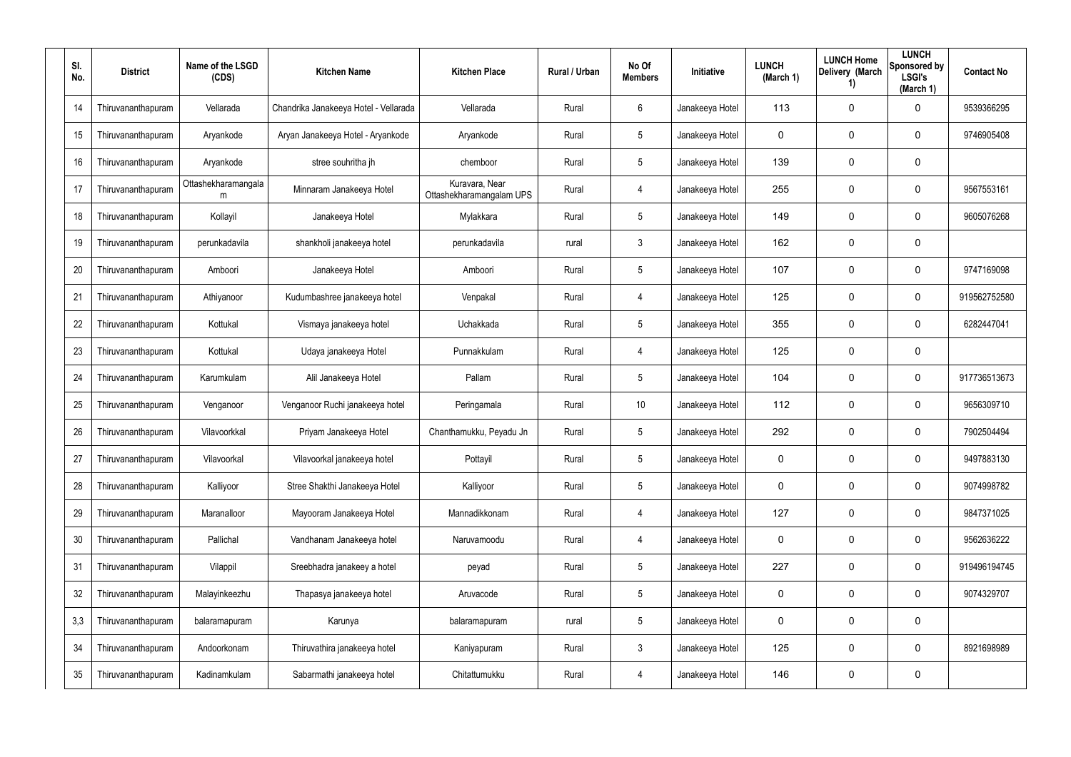| Sl. No. | District | Name of the LSGD (CDS) | Kitchen Name | Kitchen Place | Rural / Urban | No Of Members | Initiative | LUNCH (March 1) | LUNCH Home Delivery (March 1) | LUNCH Sponsored by LSGI's (March 1) | Contact No |
|---|---|---|---|---|---|---|---|---|---|---|---|
| 14 | Thiruvananthapuram | Vellarada | Chandrika Janakeeya Hotel - Vellarada | Vellarada | Rural | 6 | Janakeeya Hotel | 113 | 0 | 0 | 9539366295 |
| 15 | Thiruvananthapuram | Aryankode | Aryan Janakeeya Hotel - Aryankode | Aryankode | Rural | 5 | Janakeeya Hotel | 0 | 0 | 0 | 9746905408 |
| 16 | Thiruvananthapuram | Aryankode | stree souhritha jh | chemboor | Rural | 5 | Janakeeya Hotel | 139 | 0 | 0 | |
| 17 | Thiruvananthapuram | Ottashekharamangalam | Minnaram Janakeeya Hotel | Kuravara, Near Ottashekharamangalam UPS | Rural | 4 | Janakeeya Hotel | 255 | 0 | 0 | 9567553161 |
| 18 | Thiruvananthapuram | Kollayil | Janakeeya Hotel | Mylakkara | Rural | 5 | Janakeeya Hotel | 149 | 0 | 0 | 9605076268 |
| 19 | Thiruvananthapuram | perunkadavila | shankholi janakeeya hotel | perunkadavila | rural | 3 | Janakeeya Hotel | 162 | 0 | 0 | |
| 20 | Thiruvananthapuram | Amboori | Janakeeya Hotel | Amboori | Rural | 5 | Janakeeya Hotel | 107 | 0 | 0 | 9747169098 |
| 21 | Thiruvananthapuram | Athiyanoor | Kudumbashree janakeeya hotel | Venpakal | Rural | 4 | Janakeeya Hotel | 125 | 0 | 0 | 919562752580 |
| 22 | Thiruvananthapuram | Kottukal | Vismaya janakeeya hotel | Uchakkada | Rural | 5 | Janakeeya Hotel | 355 | 0 | 0 | 6282447041 |
| 23 | Thiruvananthapuram | Kottukal | Udaya janakeeya Hotel | Punnakkulam | Rural | 4 | Janakeeya Hotel | 125 | 0 | 0 | |
| 24 | Thiruvananthapuram | Karumkulam | Alil Janakeeya Hotel | Pallam | Rural | 5 | Janakeeya Hotel | 104 | 0 | 0 | 917736513673 |
| 25 | Thiruvananthapuram | Venganoor | Venganoor Ruchi janakeeya hotel | Peringamala | Rural | 10 | Janakeeya Hotel | 112 | 0 | 0 | 9656309710 |
| 26 | Thiruvananthapuram | Vilavoorkkal | Priyam Janakeeya Hotel | Chanthamukku, Peyadu Jn | Rural | 5 | Janakeeya Hotel | 292 | 0 | 0 | 7902504494 |
| 27 | Thiruvananthapuram | Vilavoorkal | Vilavoorkal janakeeya hotel | Pottayil | Rural | 5 | Janakeeya Hotel | 0 | 0 | 0 | 9497883130 |
| 28 | Thiruvananthapuram | Kalliyoor | Stree Shakthi Janakeeya Hotel | Kalliyoor | Rural | 5 | Janakeeya Hotel | 0 | 0 | 0 | 9074998782 |
| 29 | Thiruvananthapuram | Maranalloor | Mayooram Janakeeya Hotel | Mannadikkonam | Rural | 4 | Janakeeya Hotel | 127 | 0 | 0 | 9847371025 |
| 30 | Thiruvananthapuram | Pallichal | Vandhanam Janakeeya hotel | Naruvamoodu | Rural | 4 | Janakeeya Hotel | 0 | 0 | 0 | 9562636222 |
| 31 | Thiruvananthapuram | Vilappil | Sreebhadra janakey a hotel | peyad | Rural | 5 | Janakeeya Hotel | 227 | 0 | 0 | 919496194745 |
| 32 | Thiruvananthapuram | Malayinkeezhu | Thapasya janakeeya hotel | Aruvacode | Rural | 5 | Janakeeya Hotel | 0 | 0 | 0 | 9074329707 |
| 3,3 | Thiruvananthapuram | balaramapuram | Karunya | balaramapuram | rural | 5 | Janakeeya Hotel | 0 | 0 | 0 | |
| 34 | Thiruvananthapuram | Andoorkonam | Thiruvathira janakeeya hotel | Kaniyapuram | Rural | 3 | Janakeeya Hotel | 125 | 0 | 0 | 8921698989 |
| 35 | Thiruvananthapuram | Kadinamkulam | Sabarmathi janakeeya hotel | Chitattumukku | Rural | 4 | Janakeeya Hotel | 146 | 0 | 0 | |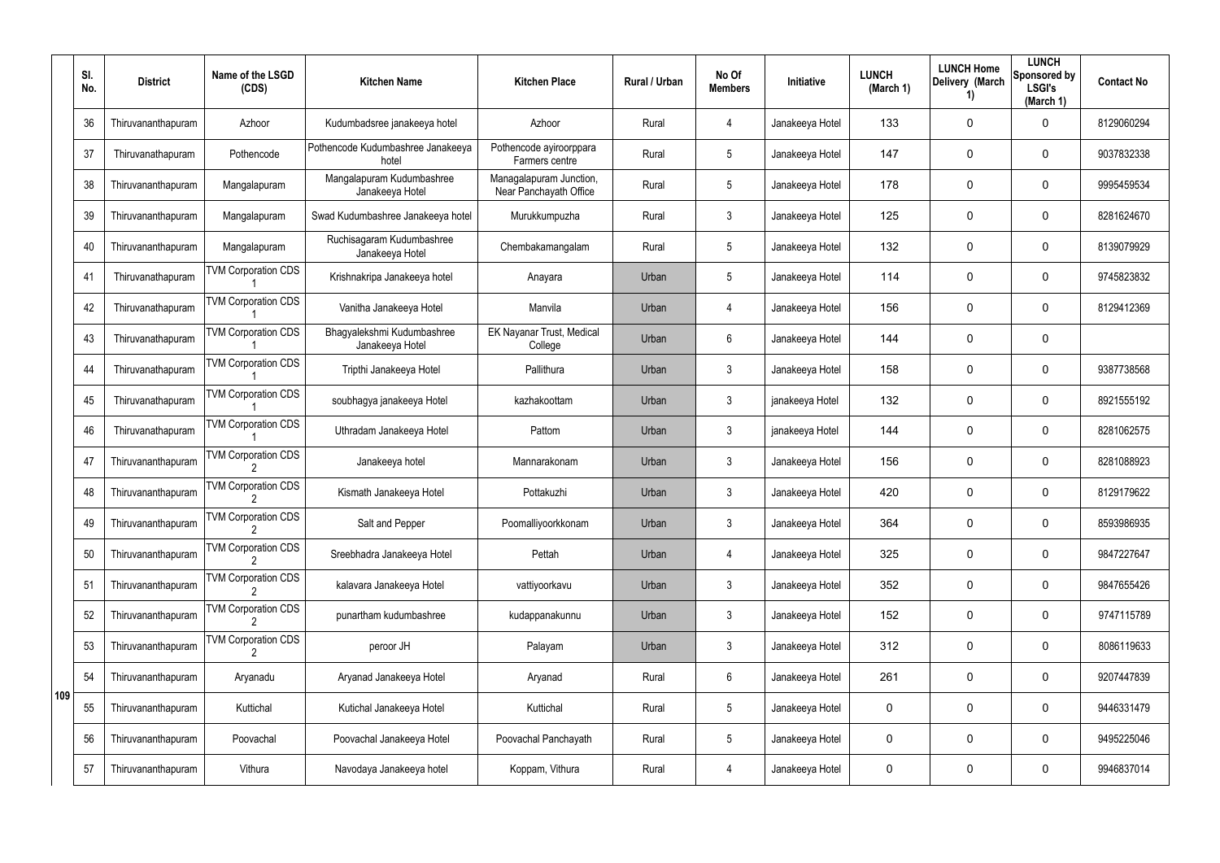| | Sl. No. | District | Name of the LSGD (CDS) | Kitchen Name | Kitchen Place | Rural / Urban | No Of Members | Initiative | LUNCH (March 1) | LUNCH Home Delivery (March 1) | LUNCH Sponsored by LSGI's (March 1) | Contact No |
|---|---|---|---|---|---|---|---|---|---|---|---|---|
| 109 | 36 | Thiruvananthapuram | Azhoor | Kudumbadsree janakeeya hotel | Azhoor | Rural | 4 | Janakeeya Hotel | 133 | 0 | 0 | 8129060294 |
| | 37 | Thiruvanathapuram | Pothencode | Pothencode Kudumbashree Janakeeya hotel | Pothencode ayiroorppara Farmers centre | Rural | 5 | Janakeeya Hotel | 147 | 0 | 0 | 9037832338 |
| | 38 | Thiruvananthapuram | Mangalapuram | Mangalapuram Kudumbashree Janakeeya Hotel | Managalapuram Junction, Near Panchayath Office | Rural | 5 | Janakeeya Hotel | 178 | 0 | 0 | 9995459534 |
| | 39 | Thiruvananthapuram | Mangalapuram | Swad Kudumbashree Janakeeya hotel | Murukkumpuzha | Rural | 3 | Janakeeya Hotel | 125 | 0 | 0 | 8281624670 |
| | 40 | Thiruvananthapuram | Mangalapuram | Ruchisagaram Kudumbashree Janakeeya Hotel | Chembakamangalam | Rural | 5 | Janakeeya Hotel | 132 | 0 | 0 | 8139079929 |
| | 41 | Thiruvanathapuram | TVM Corporation CDS 1 | Krishnakripa Janakeeya hotel | Anayara | Urban | 5 | Janakeeya Hotel | 114 | 0 | 0 | 9745823832 |
| | 42 | Thiruvanathapuram | TVM Corporation CDS 1 | Vanitha Janakeeya Hotel | Manvila | Urban | 4 | Janakeeya Hotel | 156 | 0 | 0 | 8129412369 |
| | 43 | Thiruvanathapuram | TVM Corporation CDS 1 | Bhagyalekshmi Kudumbashree Janakeeya Hotel | EK Nayanar Trust, Medical College | Urban | 6 | Janakeeya Hotel | 144 | 0 | 0 | |
| | 44 | Thiruvanathapuram | TVM Corporation CDS 1 | Tripthi Janakeeya Hotel | Pallithura | Urban | 3 | Janakeeya Hotel | 158 | 0 | 0 | 9387738568 |
| | 45 | Thiruvanathapuram | TVM Corporation CDS 1 | soubhagya janakeeya Hotel | kazhakoottam | Urban | 3 | janakeeya Hotel | 132 | 0 | 0 | 8921555192 |
| | 46 | Thiruvanathapuram | TVM Corporation CDS 1 | Uthradam Janakeeya Hotel | Pattom | Urban | 3 | janakeeya Hotel | 144 | 0 | 0 | 8281062575 |
| | 47 | Thiruvananthapuram | TVM Corporation CDS 2 | Janakeeya hotel | Mannarakonam | Urban | 3 | Janakeeya Hotel | 156 | 0 | 0 | 8281088923 |
| | 48 | Thiruvananthapuram | TVM Corporation CDS 2 | Kismath Janakeeya Hotel | Pottakuzhi | Urban | 3 | Janakeeya Hotel | 420 | 0 | 0 | 8129179622 |
| | 49 | Thiruvananthapuram | TVM Corporation CDS 2 | Salt and Pepper | Poomalliyoorkkonam | Urban | 3 | Janakeeya Hotel | 364 | 0 | 0 | 8593986935 |
| | 50 | Thiruvananthapuram | TVM Corporation CDS 2 | Sreebhadra Janakeeya Hotel | Pettah | Urban | 4 | Janakeeya Hotel | 325 | 0 | 0 | 9847227647 |
| | 51 | Thiruvananthapuram | TVM Corporation CDS 2 | kalavara Janakeeya Hotel | vattiyoorkavu | Urban | 3 | Janakeeya Hotel | 352 | 0 | 0 | 9847655426 |
| | 52 | Thiruvananthapuram | TVM Corporation CDS 2 | punartham kudumbashree | kudappanakunnu | Urban | 3 | Janakeeya Hotel | 152 | 0 | 0 | 9747115789 |
| | 53 | Thiruvananthapuram | TVM Corporation CDS 2 | peroor JH | Palayam | Urban | 3 | Janakeeya Hotel | 312 | 0 | 0 | 8086119633 |
| | 54 | Thiruvananthapuram | Aryanadu | Aryanad Janakeeya Hotel | Aryanad | Rural | 6 | Janakeeya Hotel | 261 | 0 | 0 | 9207447839 |
| | 55 | Thiruvananthapuram | Kuttichal | Kutichal Janakeeya Hotel | Kuttichal | Rural | 5 | Janakeeya Hotel | 0 | 0 | 0 | 9446331479 |
| | 56 | Thiruvananthapuram | Poovachal | Poovachal Janakeeya Hotel | Poovachal Panchayath | Rural | 5 | Janakeeya Hotel | 0 | 0 | 0 | 9495225046 |
| | 57 | Thiruvananthapuram | Vithura | Navodaya Janakeeya hotel | Koppam, Vithura | Rural | 4 | Janakeeya Hotel | 0 | 0 | 0 | 9946837014 |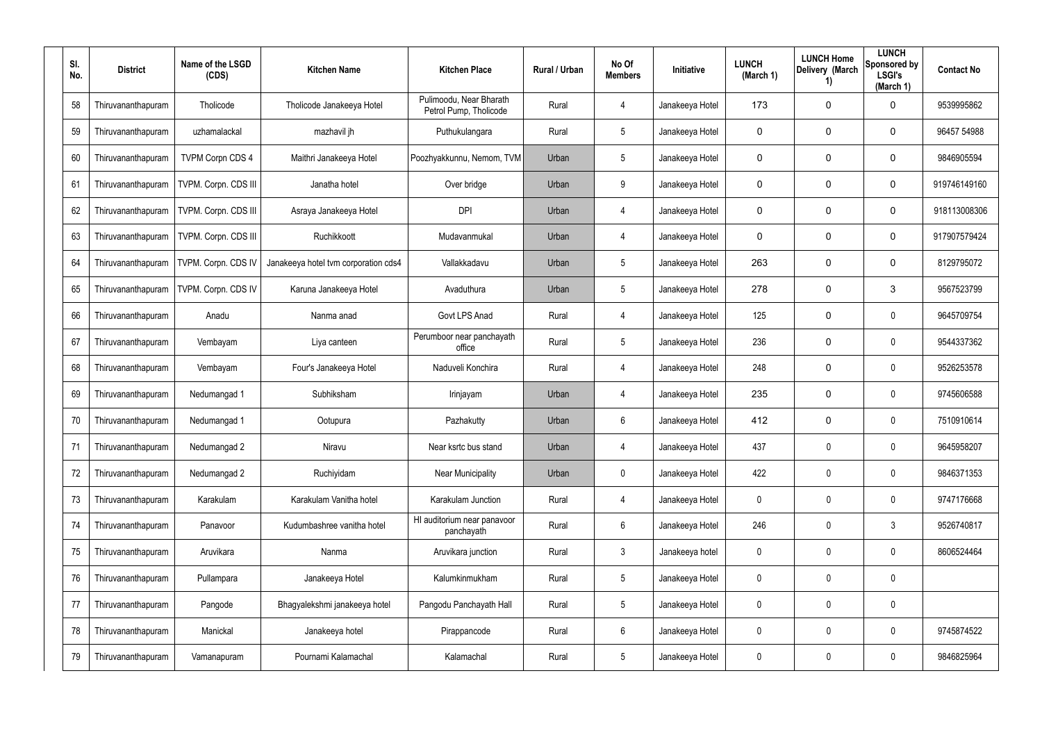| Sl. No. | District | Name of the LSGD (CDS) | Kitchen Name | Kitchen Place | Rural / Urban | No Of Members | Initiative | LUNCH (March 1) | LUNCH Home Delivery (March 1) | LUNCH Sponsored by LSGI's (March 1) | Contact No |
|---|---|---|---|---|---|---|---|---|---|---|---|
| 58 | Thiruvananthapuram | Tholicode | Tholicode Janakeeya Hotel | Pulimoodu, Near Bharath Petrol Pump, Tholicode | Rural | 4 | Janakeeya Hotel | 173 | 0 | 0 | 9539995862 |
| 59 | Thiruvananthapuram | uzhamalackal | mazhavil jh | Puthukulangara | Rural | 5 | Janakeeya Hotel | 0 | 0 | 0 | 96457 54988 |
| 60 | Thiruvananthapuram | TVPM Corpn CDS 4 | Maithri Janakeeya Hotel | Poozhyakkunnu, Nemom, TVM | Urban | 5 | Janakeeya Hotel | 0 | 0 | 0 | 9846905594 |
| 61 | Thiruvananthapuram | TVPM. Corpn. CDS III | Janatha hotel | Over bridge | Urban | 9 | Janakeeya Hotel | 0 | 0 | 0 | 919746149160 |
| 62 | Thiruvananthapuram | TVPM. Corpn. CDS III | Asraya Janakeeya Hotel | DPI | Urban | 4 | Janakeeya Hotel | 0 | 0 | 0 | 918113008306 |
| 63 | Thiruvananthapuram | TVPM. Corpn. CDS III | Ruchikkoott | Mudavanmukal | Urban | 4 | Janakeeya Hotel | 0 | 0 | 0 | 917907579424 |
| 64 | Thiruvananthapuram | TVPM. Corpn. CDS IV | Janakeeya hotel tvm corporation cds4 | Vallakkadavu | Urban | 5 | Janakeeya Hotel | 263 | 0 | 0 | 8129795072 |
| 65 | Thiruvananthapuram | TVPM. Corpn. CDS IV | Karuna Janakeeya Hotel | Avaduthura | Urban | 5 | Janakeeya Hotel | 278 | 0 | 3 | 9567523799 |
| 66 | Thiruvananthapuram | Anadu | Nanma anad | Govt LPS Anad | Rural | 4 | Janakeeya Hotel | 125 | 0 | 0 | 9645709754 |
| 67 | Thiruvananthapuram | Vembayam | Liya canteen | Perumboor near panchayath office | Rural | 5 | Janakeeya Hotel | 236 | 0 | 0 | 9544337362 |
| 68 | Thiruvananthapuram | Vembayam | Four's Janakeeya Hotel | Naduveli Konchira | Rural | 4 | Janakeeya Hotel | 248 | 0 | 0 | 9526253578 |
| 69 | Thiruvananthapuram | Nedumangad 1 | Subhiksham | Irinjayam | Urban | 4 | Janakeeya Hotel | 235 | 0 | 0 | 9745606588 |
| 70 | Thiruvananthapuram | Nedumangad 1 | Ootupura | Pazhakutty | Urban | 6 | Janakeeya Hotel | 412 | 0 | 0 | 7510910614 |
| 71 | Thiruvananthapuram | Nedumangad 2 | Niravu | Near ksrtc bus stand | Urban | 4 | Janakeeya Hotel | 437 | 0 | 0 | 9645958207 |
| 72 | Thiruvananthapuram | Nedumangad 2 | Ruchiyidam | Near Municipality | Urban | 0 | Janakeeya Hotel | 422 | 0 | 0 | 9846371353 |
| 73 | Thiruvananthapuram | Karakulam | Karakulam Vanitha hotel | Karakulam Junction | Rural | 4 | Janakeeya Hotel | 0 | 0 | 0 | 9747176668 |
| 74 | Thiruvananthapuram | Panavoor | Kudumbashree vanitha hotel | HI auditorium near panavoor panchayath | Rural | 6 | Janakeeya Hotel | 246 | 0 | 3 | 9526740817 |
| 75 | Thiruvananthapuram | Aruvikara | Nanma | Aruvikara junction | Rural | 3 | Janakeeya hotel | 0 | 0 | 0 | 8606524464 |
| 76 | Thiruvananthapuram | Pullampara | Janakeeya Hotel | Kalumkinmukham | Rural | 5 | Janakeeya Hotel | 0 | 0 | 0 | |
| 77 | Thiruvananthapuram | Pangode | Bhagyalekshmi janakeeya hotel | Pangodu Panchayath Hall | Rural | 5 | Janakeeya Hotel | 0 | 0 | 0 | |
| 78 | Thiruvananthapuram | Manickal | Janakeeya hotel | Pirappancode | Rural | 6 | Janakeeya Hotel | 0 | 0 | 0 | 9745874522 |
| 79 | Thiruvananthapuram | Vamanapuram | Pournami Kalamachal | Kalamachal | Rural | 5 | Janakeeya Hotel | 0 | 0 | 0 | 9846825964 |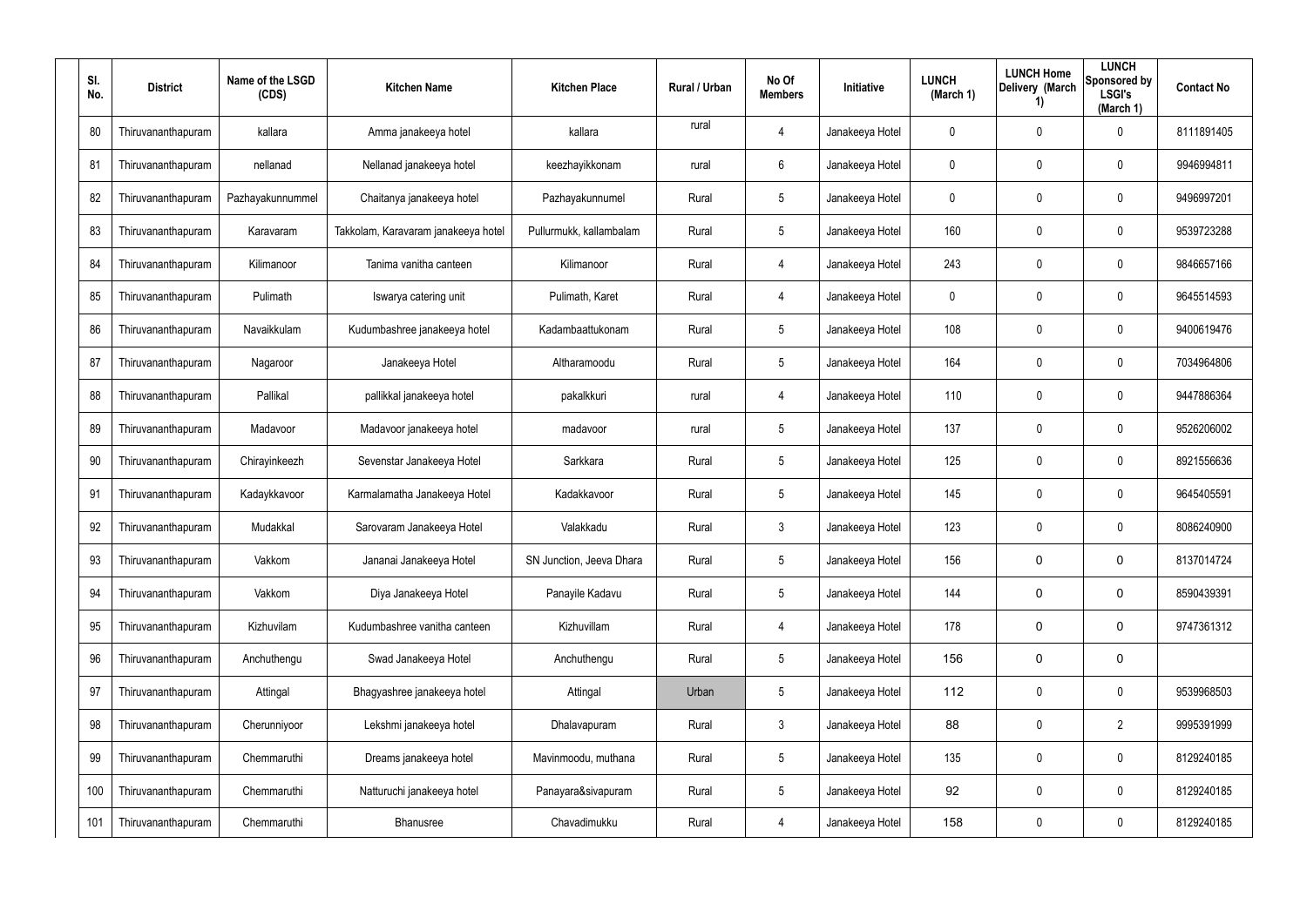| Sl. No. | District | Name of the LSGD (CDS) | Kitchen Name | Kitchen Place | Rural / Urban | No Of Members | Initiative | LUNCH (March 1) | LUNCH Home Delivery (March 1) | LUNCH Sponsored by LSGI's (March 1) | Contact No |
|---|---|---|---|---|---|---|---|---|---|---|---|
| 80 | Thiruvananthapuram | kallara | Amma janakeeya hotel | kallara | rural | 4 | Janakeeya Hotel | 0 | 0 | 0 | 8111891405 |
| 81 | Thiruvananthapuram | nellanad | Nellanad janakeeya hotel | keezhayikkonam | rural | 6 | Janakeeya Hotel | 0 | 0 | 0 | 9946994811 |
| 82 | Thiruvananthapuram | Pazhayakunnummel | Chaitanya janakeeya hotel | Pazhayakunnumel | Rural | 5 | Janakeeya Hotel | 0 | 0 | 0 | 9496997201 |
| 83 | Thiruvananthapuram | Karavaram | Takkolam, Karavaram janakeeya hotel | Pullurmukk, kallambalam | Rural | 5 | Janakeeya Hotel | 160 | 0 | 0 | 9539723288 |
| 84 | Thiruvananthapuram | Kilimanoor | Tanima vanitha canteen | Kilimanoor | Rural | 4 | Janakeeya Hotel | 243 | 0 | 0 | 9846657166 |
| 85 | Thiruvananthapuram | Pulimath | Iswarya catering unit | Pulimath, Karet | Rural | 4 | Janakeeya Hotel | 0 | 0 | 0 | 9645514593 |
| 86 | Thiruvananthapuram | Navaikkulam | Kudumbashree janakeeya hotel | Kadambaattukonam | Rural | 5 | Janakeeya Hotel | 108 | 0 | 0 | 9400619476 |
| 87 | Thiruvananthapuram | Nagaroor | Janakeeya Hotel | Altharamoodu | Rural | 5 | Janakeeya Hotel | 164 | 0 | 0 | 7034964806 |
| 88 | Thiruvananthapuram | Pallikal | pallikkal janakeeya hotel | pakalkkuri | rural | 4 | Janakeeya Hotel | 110 | 0 | 0 | 9447886364 |
| 89 | Thiruvananthapuram | Madavoor | Madavoor janakeeya hotel | madavoor | rural | 5 | Janakeeya Hotel | 137 | 0 | 0 | 9526206002 |
| 90 | Thiruvananthapuram | Chirayinkeezh | Sevenstar Janakeeya Hotel | Sarkkara | Rural | 5 | Janakeeya Hotel | 125 | 0 | 0 | 8921556636 |
| 91 | Thiruvananthapuram | Kadaykkavoor | Karmalamatha Janakeeya Hotel | Kadakkavoor | Rural | 5 | Janakeeya Hotel | 145 | 0 | 0 | 9645405591 |
| 92 | Thiruvananthapuram | Mudakkal | Sarovaram Janakeeya Hotel | Valakkadu | Rural | 3 | Janakeeya Hotel | 123 | 0 | 0 | 8086240900 |
| 93 | Thiruvananthapuram | Vakkom | Jananai Janakeeya Hotel | SN Junction, Jeeva Dhara | Rural | 5 | Janakeeya Hotel | 156 | 0 | 0 | 8137014724 |
| 94 | Thiruvananthapuram | Vakkom | Diya Janakeeya Hotel | Panayile Kadavu | Rural | 5 | Janakeeya Hotel | 144 | 0 | 0 | 8590439391 |
| 95 | Thiruvananthapuram | Kizhuvilam | Kudumbashree vanitha canteen | Kizhuvillam | Rural | 4 | Janakeeya Hotel | 178 | 0 | 0 | 9747361312 |
| 96 | Thiruvananthapuram | Anchuthengu | Swad Janakeeya Hotel | Anchuthengu | Rural | 5 | Janakeeya Hotel | 156 | 0 | 0 | |
| 97 | Thiruvananthapuram | Attingal | Bhagyashree janakeeya hotel | Attingal | Urban | 5 | Janakeeya Hotel | 112 | 0 | 0 | 9539968503 |
| 98 | Thiruvananthapuram | Cherunniyoor | Lekshmi janakeeya hotel | Dhalavapuram | Rural | 3 | Janakeeya Hotel | 88 | 0 | 2 | 9995391999 |
| 99 | Thiruvananthapuram | Chemmaruthi | Dreams janakeeya hotel | Mavinmoodu, muthana | Rural | 5 | Janakeeya Hotel | 135 | 0 | 0 | 8129240185 |
| 100 | Thiruvananthapuram | Chemmaruthi | Natturuchi janakeeya hotel | Panayara&sivapuram | Rural | 5 | Janakeeya Hotel | 92 | 0 | 0 | 8129240185 |
| 101 | Thiruvananthapuram | Chemmaruthi | Bhanusree | Chavadimukku | Rural | 4 | Janakeeya Hotel | 158 | 0 | 0 | 8129240185 |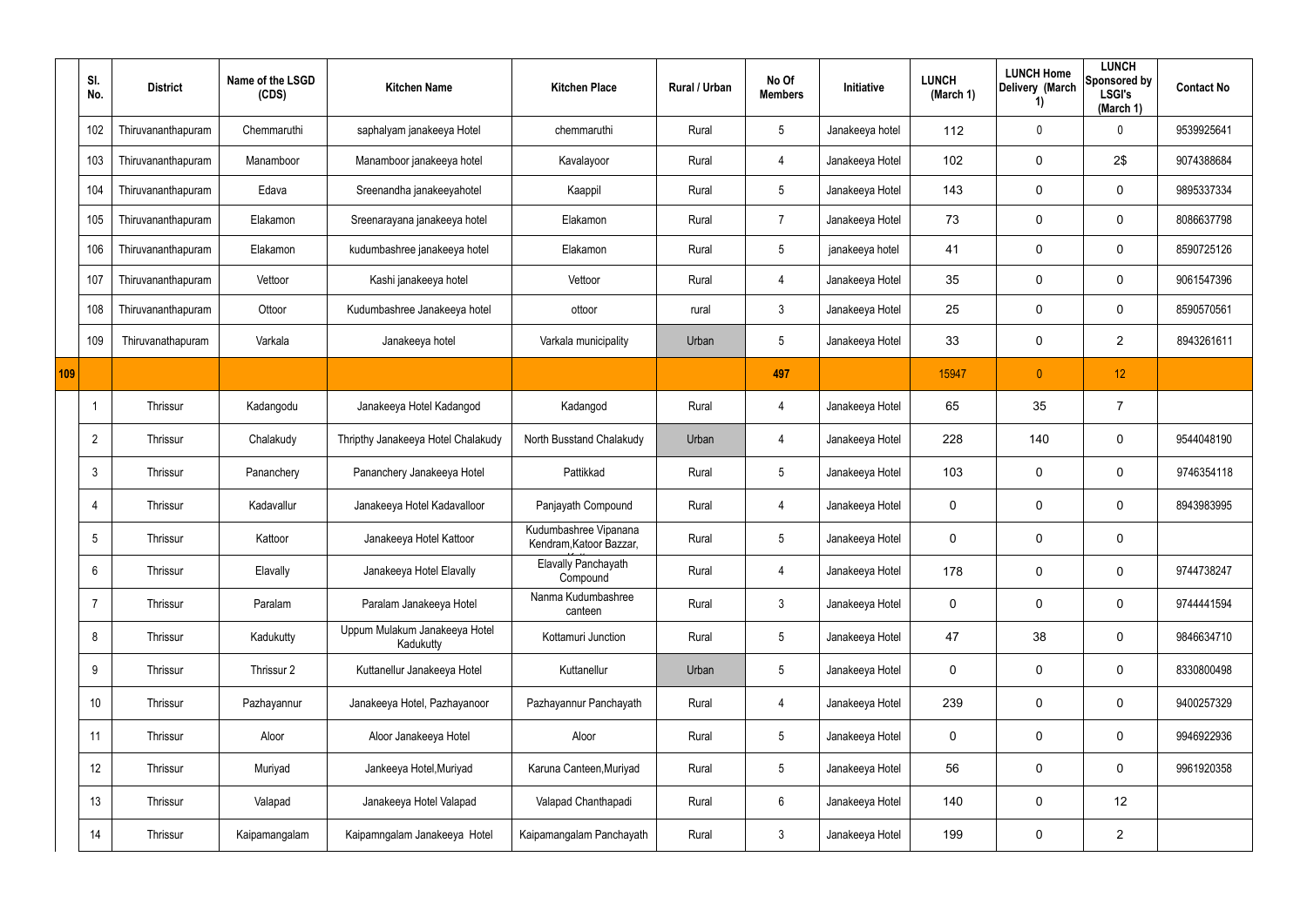| | Sl. No. | District | Name of the LSGD (CDS) | Kitchen Name | Kitchen Place | Rural / Urban | No Of Members | Initiative | LUNCH (March 1) | LUNCH Home Delivery (March 1) | LUNCH Sponsored by LSGI's (March 1) | Contact No |
|---|---|---|---|---|---|---|---|---|---|---|---|---|
| | 102 | Thiruvananthapuram | Chemmaruthi | saphalyam janakeeya Hotel | chemmaruthi | Rural | 5 | Janakeeya hotel | 112 | 0 | 0 | 9539925641 |
| | 103 | Thiruvananthapuram | Manamboor | Manamboor janakeeya hotel | Kavalayoor | Rural | 4 | Janakeeya Hotel | 102 | 0 | 2$ | 9074388684 |
| | 104 | Thiruvananthapuram | Edava | Sreenandha janakeeyahotel | Kaappil | Rural | 5 | Janakeeya Hotel | 143 | 0 | 0 | 9895337334 |
| | 105 | Thiruvananthapuram | Elakamon | Sreenarayana janakeeya hotel | Elakamon | Rural | 7 | Janakeeya Hotel | 73 | 0 | 0 | 8086637798 |
| | 106 | Thiruvananthapuram | Elakamon | kudumbashree janakeeya hotel | Elakamon | Rural | 5 | janakeeya hotel | 41 | 0 | 0 | 8590725126 |
| | 107 | Thiruvananthapuram | Vettoor | Kashi janakeeya hotel | Vettoor | Rural | 4 | Janakeeya Hotel | 35 | 0 | 0 | 9061547396 |
| | 108 | Thiruvananthapuram | Ottoor | Kudumbashree Janakeeya hotel | ottoor | rural | 3 | Janakeeya Hotel | 25 | 0 | 0 | 8590570561 |
| | 109 | Thiruvanathapuram | Varkala | Janakeeya hotel | Varkala municipality | Urban | 5 | Janakeeya Hotel | 33 | 0 | 2 | 8943261611 |
| 109 | | | | | | | 497 | | 15947 | 0 | 12 | |
| | 1 | Thrissur | Kadangodu | Janakeeya Hotel Kadangod | Kadangod | Rural | 4 | Janakeeya Hotel | 65 | 35 | 7 | |
| | 2 | Thrissur | Chalakudy | Thripthy Janakeeya Hotel Chalakudy | North Busstand Chalakudy | Urban | 4 | Janakeeya Hotel | 228 | 140 | 0 | 9544048190 |
| | 3 | Thrissur | Pananchery | Pananchery Janakeeya Hotel | Pattikkad | Rural | 5 | Janakeeya Hotel | 103 | 0 | 0 | 9746354118 |
| | 4 | Thrissur | Kadavallur | Janakeeya Hotel Kadavalloor | Panjayath Compound | Rural | 4 | Janakeeya Hotel | 0 | 0 | 0 | 8943983995 |
| | 5 | Thrissur | Kattoor | Janakeeya Hotel Kattoor | Kudumbashree Vipanana Kendram,Katoor Bazzar, | Rural | 5 | Janakeeya Hotel | 0 | 0 | 0 | |
| | 6 | Thrissur | Elavally | Janakeeya Hotel Elavally | Elavally Panchayath Compound | Rural | 4 | Janakeeya Hotel | 178 | 0 | 0 | 9744738247 |
| | 7 | Thrissur | Paralam | Paralam Janakeeya Hotel | Nanma Kudumbashree canteen | Rural | 3 | Janakeeya Hotel | 0 | 0 | 0 | 9744441594 |
| | 8 | Thrissur | Kadukutty | Uppum Mulakum Janakeeya Hotel Kadukutty | Kottamuri Junction | Rural | 5 | Janakeeya Hotel | 47 | 38 | 0 | 9846634710 |
| | 9 | Thrissur | Thrissur 2 | Kuttanellur Janakeeya Hotel | Kuttanellur | Urban | 5 | Janakeeya Hotel | 0 | 0 | 0 | 8330800498 |
| | 10 | Thrissur | Pazhayannur | Janakeeya Hotel, Pazhayanoor | Pazhayannur Panchayath | Rural | 4 | Janakeeya Hotel | 239 | 0 | 0 | 9400257329 |
| | 11 | Thrissur | Aloor | Aloor Janakeeya Hotel | Aloor | Rural | 5 | Janakeeya Hotel | 0 | 0 | 0 | 9946922936 |
| | 12 | Thrissur | Muriyad | Jankeeya Hotel,Muriyad | Karuna Canteen,Muriyad | Rural | 5 | Janakeeya Hotel | 56 | 0 | 0 | 9961920358 |
| | 13 | Thrissur | Valapad | Janakeeya Hotel Valapad | Valapad Chanthapadi | Rural | 6 | Janakeeya Hotel | 140 | 0 | 12 | |
| | 14 | Thrissur | Kaipamangalam | Kaipamngalam Janakeeya Hotel | Kaipamangalam Panchayath | Rural | 3 | Janakeeya Hotel | 199 | 0 | 2 | |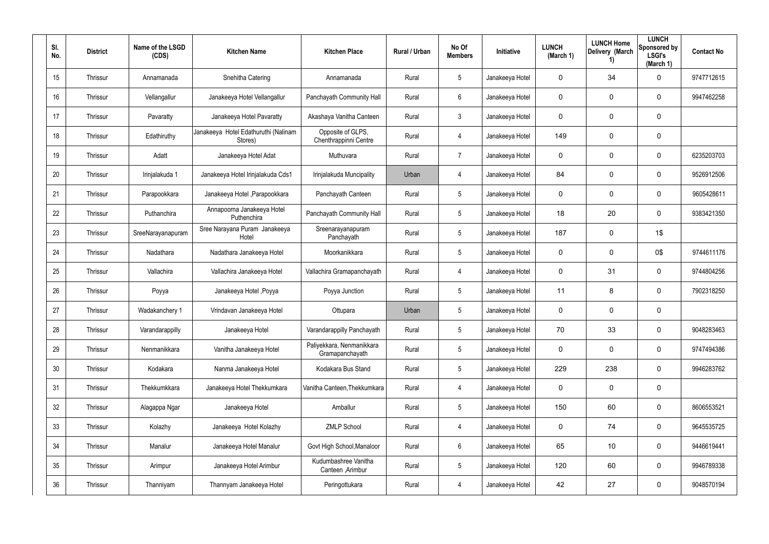| Sl. No. | District | Name of the LSGD (CDS) | Kitchen Name | Kitchen Place | Rural / Urban | No Of Members | Initiative | LUNCH (March 1) | LUNCH Home Delivery (March 1) | LUNCH Sponsored by LSGI's (March 1) | Contact No |
|---|---|---|---|---|---|---|---|---|---|---|---|
| 15 | Thrissur | Annamanada | Snehitha Catering | Annamanada | Rural | 5 | Janakeeya Hotel | 0 | 34 | 0 | 9747712615 |
| 16 | Thrissur | Vellangallur | Janakeeya Hotel Vellangallur | Panchayath Community Hall | Rural | 6 | Janakeeya Hotel | 0 | 0 | 0 | 9947462258 |
| 17 | Thrissur | Pavaratty | Janakeeya Hotel Pavaratty | Akashaya Vanitha Canteen | Rural | 3 | Janakeeya Hotel | 0 | 0 | 0 | |
| 18 | Thrissur | Edathiruthy | Janakeeya Hotel Edathuruthi (Nalinam Stores) | Opposite of GLPS, Chenthrappinni Centre | Rural | 4 | Janakeeya Hotel | 149 | 0 | 0 | |
| 19 | Thrissur | Adatt | Janakeeya Hotel Adat | Muthuvara | Rural | 7 | Janakeeya Hotel | 0 | 0 | 0 | 6235203703 |
| 20 | Thrissur | Irinjalakuda 1 | Janakeeya Hotel Irinjalakuda Cds1 | Irinjalakuda Muncipality | Urban | 4 | Janakeeya Hotel | 84 | 0 | 0 | 9526912506 |
| 21 | Thrissur | Parapookkara | Janakeeya Hotel ,Parapookkara | Panchayath Canteen | Rural | 5 | Janakeeya Hotel | 0 | 0 | 0 | 9605428611 |
| 22 | Thrissur | Puthanchira | Annapoorna Janakeeya Hotel Puthenchira | Panchayath Community Hall | Rural | 5 | Janakeeya Hotel | 18 | 20 | 0 | 9383421350 |
| 23 | Thrissur | SreeNarayanapuram | Sree Narayana Puram Janakeeya Hotel | Sreenarayanapuram Panchayath | Rural | 5 | Janakeeya Hotel | 187 | 0 | 1$ | |
| 24 | Thrissur | Nadathara | Nadathara Janakeeya Hotel | Moorkanikkara | Rural | 5 | Janakeeya Hotel | 0 | 0 | 0$ | 9744611176 |
| 25 | Thrissur | Vallachira | Vallachira Janakeeya Hotel | Vallachira Gramapanchayath | Rural | 4 | Janakeeya Hotel | 0 | 31 | 0 | 9744804256 |
| 26 | Thrissur | Poyya | Janakeeya Hotel ,Poyya | Poyya Junction | Rural | 5 | Janakeeya Hotel | 11 | 8 | 0 | 7902318250 |
| 27 | Thrissur | Wadakanchery 1 | Vrindavan Janakeeya Hotel | Ottupara | Urban | 5 | Janakeeya Hotel | 0 | 0 | 0 | |
| 28 | Thrissur | Varandarappilly | Janakeeya Hotel | Varandarappilly Panchayath | Rural | 5 | Janakeeya Hotel | 70 | 33 | 0 | 9048283463 |
| 29 | Thrissur | Nenmanikkara | Vanitha Janakeeya Hotel | Paliyekkara, Nenmanikkara Gramapanchayath | Rural | 5 | Janakeeya Hotel | 0 | 0 | 0 | 9747494386 |
| 30 | Thrissur | Kodakara | Nanma Janakeeya Hotel | Kodakara Bus Stand | Rural | 5 | Janakeeya Hotel | 229 | 238 | 0 | 9946283762 |
| 31 | Thrissur | Thekkumkkara | Janakeeya Hotel Thekkumkara | Vanitha Canteen,Thekkumkara | Rural | 4 | Janakeeya Hotel | 0 | 0 | 0 | |
| 32 | Thrissur | Alagappa Ngar | Janakeeya Hotel | Amballur | Rural | 5 | Janakeeya Hotel | 150 | 60 | 0 | 8606553521 |
| 33 | Thrissur | Kolazhy | Janakeeya Hotel Kolazhy | ZMLP School | Rural | 4 | Janakeeya Hotel | 0 | 74 | 0 | 9645535725 |
| 34 | Thrissur | Manalur | Janakeeya Hotel Manalur | Govt High School,Manaloor | Rural | 6 | Janakeeya Hotel | 65 | 10 | 0 | 9446619441 |
| 35 | Thrissur | Arimpur | Janakeeya Hotel Arimbur | Kudumbashree Vanitha Canteen ,Arimbur | Rural | 5 | Janakeeya Hotel | 120 | 60 | 0 | 9946789338 |
| 36 | Thrissur | Thanniyam | Thannyam Janakeeya Hotel | Peringottukara | Rural | 4 | Janakeeya Hotel | 42 | 27 | 0 | 9048570194 |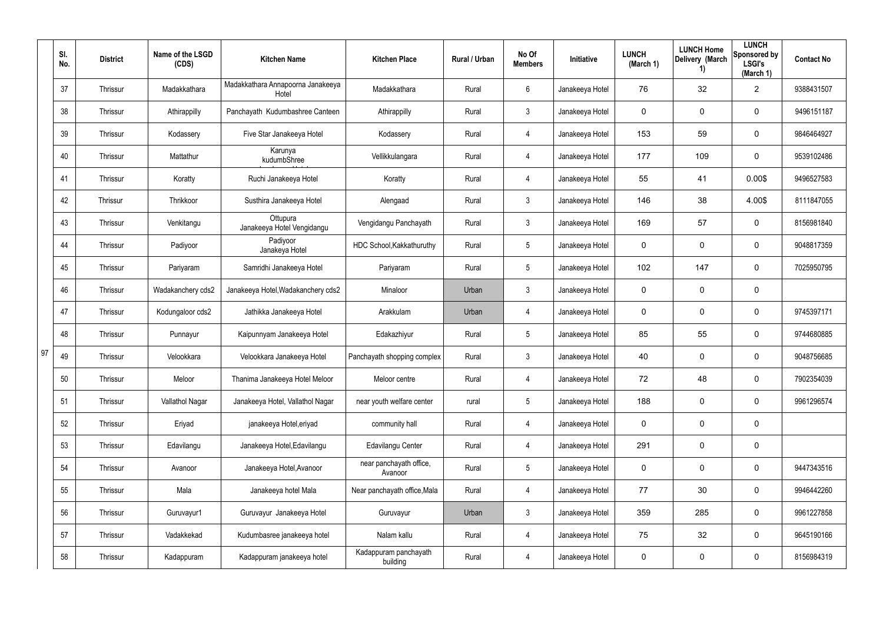|  | Sl. No. | District | Name of the LSGD (CDS) | Kitchen Name | Kitchen Place | Rural / Urban | No Of Members | Initiative | LUNCH (March 1) | LUNCH Home Delivery (March 1) | LUNCH Sponsored by LSGI's (March 1) | Contact No |
|---|---|---|---|---|---|---|---|---|---|---|---|---|
| 97 | 37 | Thrissur | Madakkathara | Madakkathara Annapoorna Janakeeya Hotel | Madakkathara | Rural | 6 | Janakeeya Hotel | 76 | 32 | 2 | 9388431507 |
|  | 38 | Thrissur | Athirappilly | Panchayath Kudumbashree Canteen | Athirappilly | Rural | 3 | Janakeeya Hotel | 0 | 0 | 0 | 9496151187 |
|  | 39 | Thrissur | Kodassery | Five Star Janakeeya Hotel | Kodassery | Rural | 4 | Janakeeya Hotel | 153 | 59 | 0 | 9846464927 |
|  | 40 | Thrissur | Mattathur | Karunya kudumbShree | Vellikkulangara | Rural | 4 | Janakeeya Hotel | 177 | 109 | 0 | 9539102486 |
|  | 41 | Thrissur | Koratty | Ruchi Janakeeya Hotel | Koratty | Rural | 4 | Janakeeya Hotel | 55 | 41 | 0.00$ | 9496527583 |
|  | 42 | Thrissur | Thrikkoor | Susthira Janakeeya Hotel | Alengaad | Rural | 3 | Janakeeya Hotel | 146 | 38 | 4.00$ | 8111847055 |
|  | 43 | Thrissur | Venkitangu | Ottupura Janakeeya Hotel Vengidangu | Vengidangu Panchayath | Rural | 3 | Janakeeya Hotel | 169 | 57 | 0 | 8156981840 |
|  | 44 | Thrissur | Padiyoor | Padiyoor Janakeya Hotel | HDC School,Kakkathuruthy | Rural | 5 | Janakeeya Hotel | 0 | 0 | 0 | 9048817359 |
|  | 45 | Thrissur | Pariyaram | Samridhi Janakeeya Hotel | Pariyaram | Rural | 5 | Janakeeya Hotel | 102 | 147 | 0 | 7025950795 |
|  | 46 | Thrissur | Wadakanchery cds2 | Janakeeya Hotel,Wadakanchery cds2 | Minaloor | Urban | 3 | Janakeeya Hotel | 0 | 0 | 0 |  |
|  | 47 | Thrissur | Kodungaloor cds2 | Jathikka Janakeeya Hotel | Arakkulam | Urban | 4 | Janakeeya Hotel | 0 | 0 | 0 | 9745397171 |
|  | 48 | Thrissur | Punnayur | Kaipunnyam Janakeeya Hotel | Edakazhiyur | Rural | 5 | Janakeeya Hotel | 85 | 55 | 0 | 9744680885 |
|  | 49 | Thrissur | Velookkara | Velookkara Janakeeya Hotel | Panchayath shopping complex | Rural | 3 | Janakeeya Hotel | 40 | 0 | 0 | 9048756685 |
|  | 50 | Thrissur | Meloor | Thanima Janakeeya Hotel Meloor | Meloor centre | Rural | 4 | Janakeeya Hotel | 72 | 48 | 0 | 7902354039 |
|  | 51 | Thrissur | Vallathol Nagar | Janakeeya Hotel, Vallathol Nagar | near youth welfare center | rural | 5 | Janakeeya Hotel | 188 | 0 | 0 | 9961296574 |
|  | 52 | Thrissur | Eriyad | janakeeya Hotel,eriyad | community hall | Rural | 4 | Janakeeya Hotel | 0 | 0 | 0 |  |
|  | 53 | Thrissur | Edavilangu | Janakeeya Hotel,Edavilangu | Edavilangu Center | Rural | 4 | Janakeeya Hotel | 291 | 0 | 0 |  |
|  | 54 | Thrissur | Avanoor | Janakeeya Hotel,Avanoor | near panchayath office, Avanoor | Rural | 5 | Janakeeya Hotel | 0 | 0 | 0 | 9447343516 |
|  | 55 | Thrissur | Mala | Janakeeya hotel Mala | Near panchayath office,Mala | Rural | 4 | Janakeeya Hotel | 77 | 30 | 0 | 9946442260 |
|  | 56 | Thrissur | Guruvayur1 | Guruvayur Janakeeya Hotel | Guruvayur | Urban | 3 | Janakeeya Hotel | 359 | 285 | 0 | 9961227858 |
|  | 57 | Thrissur | Vadakkekad | Kudumbasree janakeeya hotel | Nalam kallu | Rural | 4 | Janakeeya Hotel | 75 | 32 | 0 | 9645190166 |
|  | 58 | Thrissur | Kadappuram | Kadappuram janakeeya hotel | Kadappuram panchayath building | Rural | 4 | Janakeeya Hotel | 0 | 0 | 0 | 8156984319 |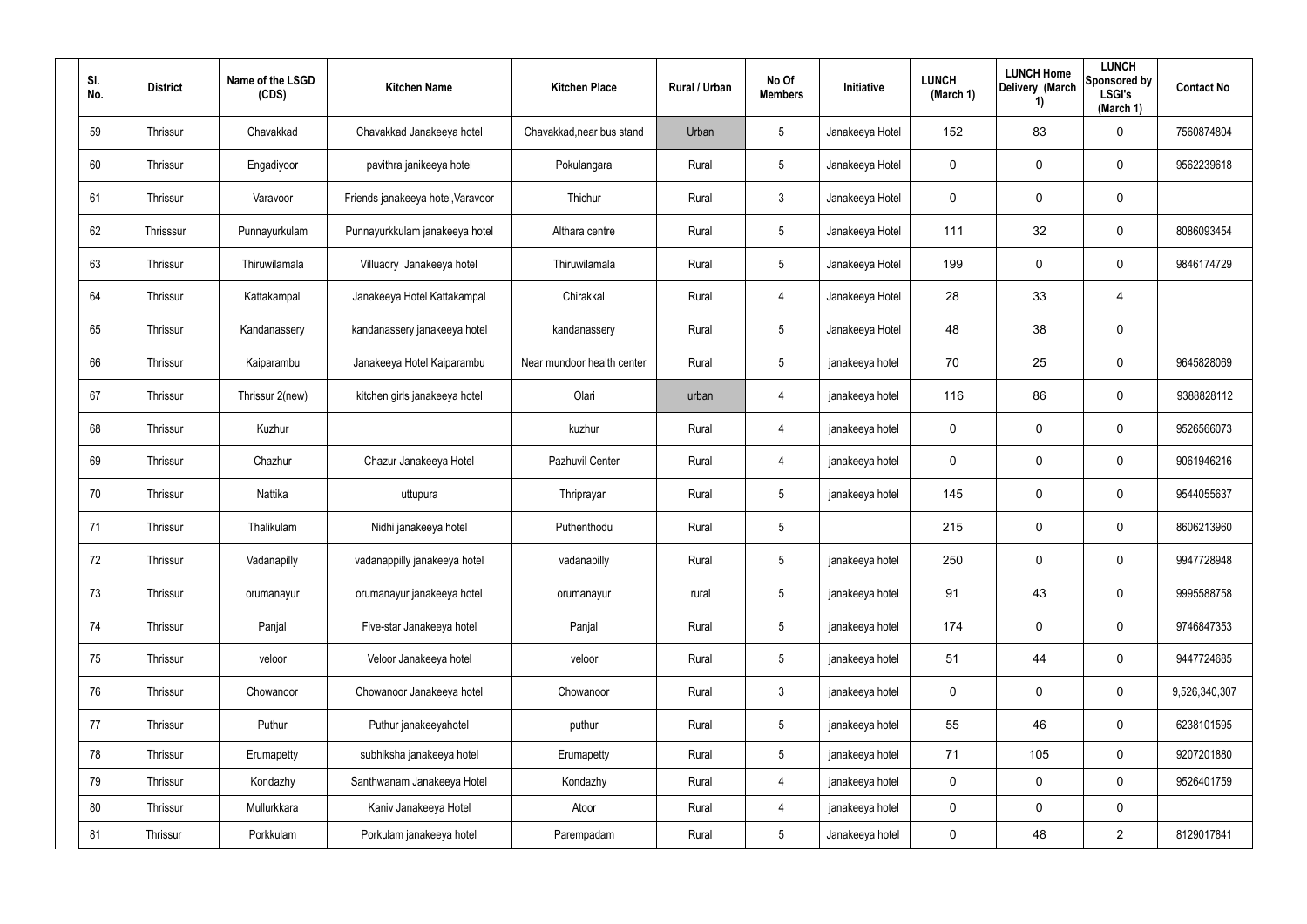| Sl. No. | District | Name of the LSGD (CDS) | Kitchen Name | Kitchen Place | Rural / Urban | No Of Members | Initiative | LUNCH (March 1) | LUNCH Home Delivery (March 1) | LUNCH Sponsored by LSGI's (March 1) | Contact No |
|---|---|---|---|---|---|---|---|---|---|---|---|
| 59 | Thrissur | Chavakkad | Chavakkad Janakeeya hotel | Chavakkad,near bus stand | Urban | 5 | Janakeeya Hotel | 152 | 83 | 0 | 7560874804 |
| 60 | Thrissur | Engadiyoor | pavithra janikeeya hotel | Pokulangara | Rural | 5 | Janakeeya Hotel | 0 | 0 | 0 | 9562239618 |
| 61 | Thrissur | Varavoor | Friends janakeeya hotel,Varavoor | Thichur | Rural | 3 | Janakeeya Hotel | 0 | 0 | 0 | |
| 62 | Thrisssur | Punnayurkulam | Punnayurkkulam janakeeya hotel | Althara centre | Rural | 5 | Janakeeya Hotel | 111 | 32 | 0 | 8086093454 |
| 63 | Thrissur | Thiruwilamala | Villuadry Janakeeya hotel | Thiruwilamala | Rural | 5 | Janakeeya Hotel | 199 | 0 | 0 | 9846174729 |
| 64 | Thrissur | Kattakampal | Janakeeya Hotel Kattakampal | Chirakkal | Rural | 4 | Janakeeya Hotel | 28 | 33 | 4 | |
| 65 | Thrissur | Kandanassery | kandanassery janakeeya hotel | kandanassery | Rural | 5 | Janakeeya Hotel | 48 | 38 | 0 | |
| 66 | Thrissur | Kaiparambu | Janakeeya Hotel Kaiparambu | Near mundoor health center | Rural | 5 | janakeeya hotel | 70 | 25 | 0 | 9645828069 |
| 67 | Thrissur | Thrissur 2(new) | kitchen girls janakeeya hotel | Olari | urban | 4 | janakeeya hotel | 116 | 86 | 0 | 9388828112 |
| 68 | Thrissur | Kuzhur | | kuzhur | Rural | 4 | janakeeya hotel | 0 | 0 | 0 | 9526566073 |
| 69 | Thrissur | Chazhur | Chazur Janakeeya Hotel | Pazhuvil Center | Rural | 4 | janakeeya hotel | 0 | 0 | 0 | 9061946216 |
| 70 | Thrissur | Nattika | uttupura | Thriprayar | Rural | 5 | janakeeya hotel | 145 | 0 | 0 | 9544055637 |
| 71 | Thrissur | Thalikulam | Nidhi janakeeya hotel | Puthenthodu | Rural | 5 | | 215 | 0 | 0 | 8606213960 |
| 72 | Thrissur | Vadanapilly | vadanappilly janakeeya hotel | vadanapilly | Rural | 5 | janakeeya hotel | 250 | 0 | 0 | 9947728948 |
| 73 | Thrissur | orumanayur | orumanayur janakeeya hotel | orumanayur | rural | 5 | janakeeya hotel | 91 | 43 | 0 | 9995588758 |
| 74 | Thrissur | Panjal | Five-star Janakeeya hotel | Panjal | Rural | 5 | janakeeya hotel | 174 | 0 | 0 | 9746847353 |
| 75 | Thrissur | veloor | Veloor Janakeeya hotel | veloor | Rural | 5 | janakeeya hotel | 51 | 44 | 0 | 9447724685 |
| 76 | Thrissur | Chowanoor | Chowanoor Janakeeya hotel | Chowanoor | Rural | 3 | janakeeya hotel | 0 | 0 | 0 | 9,526,340,307 |
| 77 | Thrissur | Puthur | Puthur janakeeyahotel | puthur | Rural | 5 | janakeeya hotel | 55 | 46 | 0 | 6238101595 |
| 78 | Thrissur | Erumapetty | subhiksha janakeeya hotel | Erumapetty | Rural | 5 | janakeeya hotel | 71 | 105 | 0 | 9207201880 |
| 79 | Thrissur | Kondazhy | Santhwanam Janakeeya Hotel | Kondazhy | Rural | 4 | janakeeya hotel | 0 | 0 | 0 | 9526401759 |
| 80 | Thrissur | Mullurkkara | Kaniv Janakeeya Hotel | Atoor | Rural | 4 | janakeeya hotel | 0 | 0 | 0 | |
| 81 | Thrissur | Porkkulam | Porkulam janakeeya hotel | Parempadam | Rural | 5 | Janakeeya hotel | 0 | 48 | 2 | 8129017841 |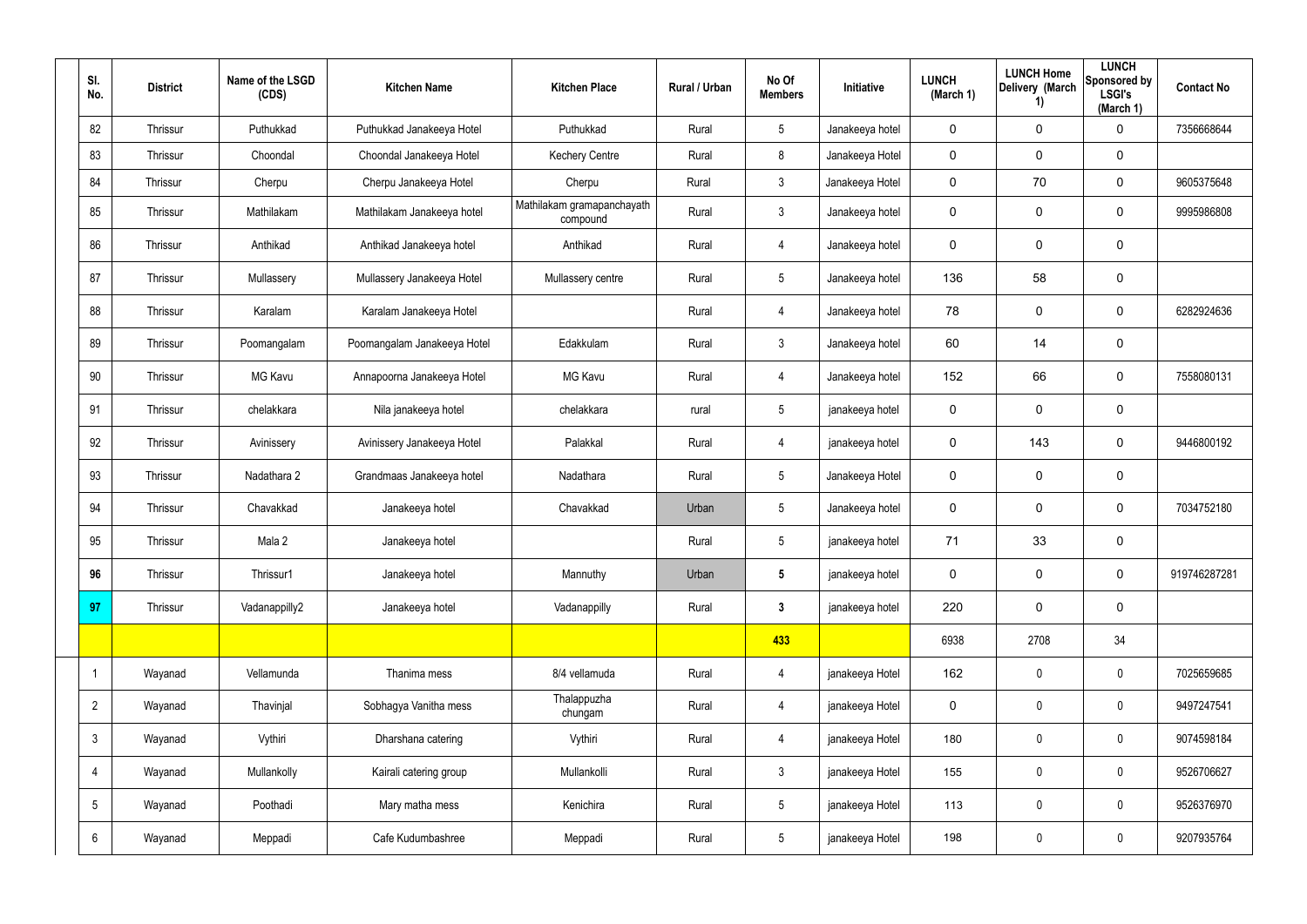| Sl. No. | District | Name of the LSGD (CDS) | Kitchen Name | Kitchen Place | Rural / Urban | No Of Members | Initiative | LUNCH (March 1) | LUNCH Home Delivery (March 1) | LUNCH Sponsored by LSGI's (March 1) | Contact No |
|---|---|---|---|---|---|---|---|---|---|---|---|
| 82 | Thrissur | Puthukkad | Puthukkad Janakeeya Hotel | Puthukkad | Rural | 5 | Janakeeya hotel | 0 | 0 | 0 | 7356668644 |
| 83 | Thrissur | Choondal | Choondal Janakeeya Hotel | Kechery Centre | Rural | 8 | Janakeeya Hotel | 0 | 0 | 0 | |
| 84 | Thrissur | Cherpu | Cherpu Janakeeya Hotel | Cherpu | Rural | 3 | Janakeeya Hotel | 0 | 70 | 0 | 9605375648 |
| 85 | Thrissur | Mathilakam | Mathilakam Janakeeya hotel | Mathilakam gramapanchayath compound | Rural | 3 | Janakeeya hotel | 0 | 0 | 0 | 9995986808 |
| 86 | Thrissur | Anthikad | Anthikad Janakeeya hotel | Anthikad | Rural | 4 | Janakeeya hotel | 0 | 0 | 0 | |
| 87 | Thrissur | Mullassery | Mullassery Janakeeya Hotel | Mullassery centre | Rural | 5 | Janakeeya hotel | 136 | 58 | 0 | |
| 88 | Thrissur | Karalam | Karalam Janakeeya Hotel | | Rural | 4 | Janakeeya hotel | 78 | 0 | 0 | 6282924636 |
| 89 | Thrissur | Poomangalam | Poomangalam Janakeeya Hotel | Edakkulam | Rural | 3 | Janakeeya hotel | 60 | 14 | 0 | |
| 90 | Thrissur | MG Kavu | Annapoorna Janakeeya Hotel | MG Kavu | Rural | 4 | Janakeeya hotel | 152 | 66 | 0 | 7558080131 |
| 91 | Thrissur | chelakkara | Nila janakeeya hotel | chelakkara | rural | 5 | janakeeya hotel | 0 | 0 | 0 | |
| 92 | Thrissur | Avinissery | Avinissery Janakeeya Hotel | Palakkal | Rural | 4 | janakeeya hotel | 0 | 143 | 0 | 9446800192 |
| 93 | Thrissur | Nadathara 2 | Grandmaas Janakeeya hotel | Nadathara | Rural | 5 | Janakeeya Hotel | 0 | 0 | 0 | |
| 94 | Thrissur | Chavakkad | Janakeeya hotel | Chavakkad | Urban | 5 | Janakeeya hotel | 0 | 0 | 0 | 7034752180 |
| 95 | Thrissur | Mala 2 | Janakeeya hotel | | Rural | 5 | janakeeya hotel | 71 | 33 | 0 | |
| **96** | Thrissur | Thrissur1 | Janakeeya hotel | Mannuthy | Urban | **5** | janakeeya hotel | 0 | 0 | 0 | 919746287281 |
| **97** | Thrissur | Vadanappilly2 | Janakeeya hotel | Vadanappilly | Rural | **3** | janakeeya hotel | 220 | 0 | 0 | |
| | | | | | | **433** | | 6938 | 2708 | 34 | |
| 1 | Wayanad | Vellamunda | Thanima mess | 8/4 vellamuda | Rural | 4 | janakeeya Hotel | 162 | 0 | 0 | 7025659685 |
| 2 | Wayanad | Thavinjal | Sobhagya Vanitha mess | Thalappuzha chungam | Rural | 4 | janakeeya Hotel | 0 | 0 | 0 | 9497247541 |
| 3 | Wayanad | Vythiri | Dharshana catering | Vythiri | Rural | 4 | janakeeya Hotel | 180 | 0 | 0 | 9074598184 |
| 4 | Wayanad | Mullankolly | Kairali catering group | Mullankolli | Rural | 3 | janakeeya Hotel | 155 | 0 | 0 | 9526706627 |
| 5 | Wayanad | Poothadi | Mary matha mess | Kenichira | Rural | 5 | janakeeya Hotel | 113 | 0 | 0 | 9526376970 |
| 6 | Wayanad | Meppadi | Cafe Kudumbashree | Meppadi | Rural | 5 | janakeeya Hotel | 198 | 0 | 0 | 9207935764 |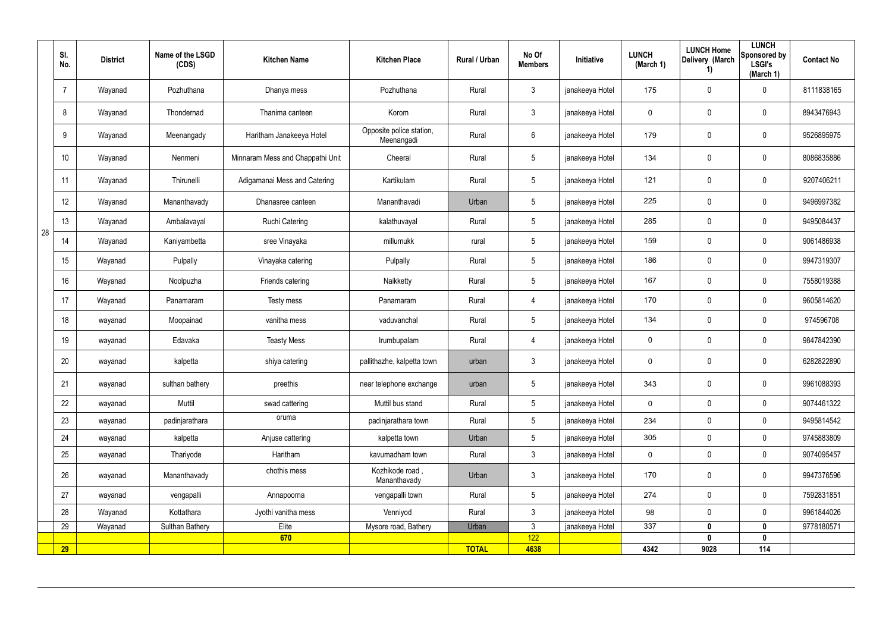| | Sl. No. | District | Name of the LSGD (CDS) | Kitchen Name | Kitchen Place | Rural / Urban | No Of Members | Initiative | LUNCH (March 1) | LUNCH Home Delivery (March 1) | LUNCH Sponsored by LSGI's (March 1) | Contact No |
|---|---|---|---|---|---|---|---|---|---|---|---|---|
| 28 | 7 | Wayanad | Pozhuthana | Dhanya mess | Pozhuthana | Rural | 3 | janakeeya Hotel | 175 | 0 | 0 | 8111838165 |
| | 8 | Wayanad | Thondernad | Thanima canteen | Korom | Rural | 3 | janakeeya Hotel | 0 | 0 | 0 | 8943476943 |
| | 9 | Wayanad | Meenangady | Haritham Janakeeya Hotel | Opposite police station, Meenangadi | Rural | 6 | janakeeya Hotel | 179 | 0 | 0 | 9526895975 |
| | 10 | Wayanad | Nenmeni | Minnaram Mess and Chappathi Unit | Cheeral | Rural | 5 | janakeeya Hotel | 134 | 0 | 0 | 8086835886 |
| | 11 | Wayanad | Thirunelli | Adigamanai Mess and Catering | Kartikulam | Rural | 5 | janakeeya Hotel | 121 | 0 | 0 | 9207406211 |
| | 12 | Wayanad | Mananthavady | Dhanasree canteen | Mananthavadi | Urban | 5 | janakeeya Hotel | 225 | 0 | 0 | 9496997382 |
| | 13 | Wayanad | Ambalavayal | Ruchi Catering | kalathuvayal | Rural | 5 | janakeeya Hotel | 285 | 0 | 0 | 9495084437 |
| | 14 | Wayanad | Kaniyambetta | sree Vinayaka | millumukk | rural | 5 | janakeeya Hotel | 159 | 0 | 0 | 9061486938 |
| | 15 | Wayanad | Pulpally | Vinayaka catering | Pulpally | Rural | 5 | janakeeya Hotel | 186 | 0 | 0 | 9947319307 |
| | 16 | Wayanad | Noolpuzha | Friends catering | Naikketty | Rural | 5 | janakeeya Hotel | 167 | 0 | 0 | 7558019388 |
| | 17 | Wayanad | Panamaram | Testy mess | Panamaram | Rural | 4 | janakeeya Hotel | 170 | 0 | 0 | 9605814620 |
| | 18 | wayanad | Moopainad | vanitha mess | vaduvanchal | Rural | 5 | janakeeya Hotel | 134 | 0 | 0 | 974596708 |
| | 19 | wayanad | Edavaka | Teasty Mess | Irumbupalam | Rural | 4 | janakeeya Hotel | 0 | 0 | 0 | 9847842390 |
| | 20 | wayanad | kalpetta | shiya catering | pallithazhe, kalpetta town | urban | 3 | janakeeya Hotel | 0 | 0 | 0 | 6282822890 |
| | 21 | wayanad | sulthan bathery | preethis | near telephone exchange | urban | 5 | janakeeya Hotel | 343 | 0 | 0 | 9961088393 |
| | 22 | wayanad | Muttil | swad cattering | Muttil bus stand | Rural | 5 | janakeeya Hotel | 0 | 0 | 0 | 9074461322 |
| | 23 | wayanad | padinjarathara | oruma | padinjarathara town | Rural | 5 | janakeeya Hotel | 234 | 0 | 0 | 9495814542 |
| | 24 | wayanad | kalpetta | Anjuse cattering | kalpetta town | Urban | 5 | janakeeya Hotel | 305 | 0 | 0 | 9745883809 |
| | 25 | wayanad | Thariyode | Haritham | kavumadham town | Rural | 3 | janakeeya Hotel | 0 | 0 | 0 | 9074095457 |
| | 26 | wayanad | Mananthavady | chothis mess | Kozhikode road , Mananthavady | Urban | 3 | janakeeya Hotel | 170 | 0 | 0 | 9947376596 |
| | 27 | wayanad | vengapalli | Annapoorna | vengapalli town | Rural | 5 | janakeeya Hotel | 274 | 0 | 0 | 7592831851 |
| | 28 | Wayanad | Kottathara | Jyothi vanitha mess | Venniyod | Rural | 3 | janakeeya Hotel | 98 | 0 | 0 | 9961844026 |
| | 29 | Wayanad | Sulthan Bathery | Elite | Mysore road, Bathery | Urban | 3 | janakeeya Hotel | 337 | **0** | **0** | 9778180571 |
| | | | | **670** | | | **122** | | | **0** | **0** | |
| **29** | | | | | | **TOTAL** | **4638** | | **4342** | **9028** | **114** | |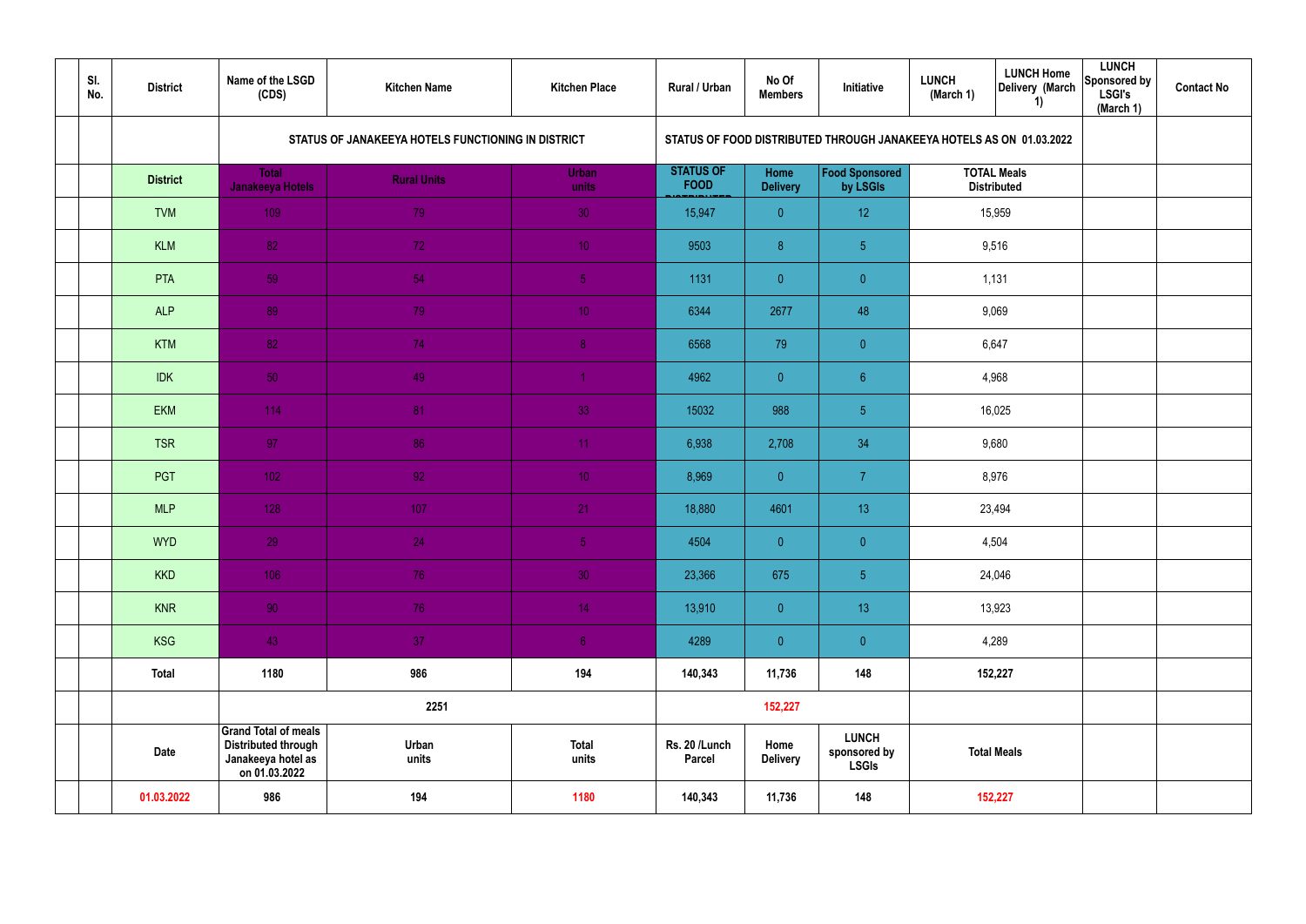|  | Sl. No. | District | Name of the LSGD (CDS) | Kitchen Name | Kitchen Place | Rural / Urban | No Of Members | Initiative | LUNCH (March 1) | LUNCH Home Delivery (March 1) | LUNCH Sponsored by LSGI's (March 1) | Contact No |
|---|---|---|---|---|---|---|---|---|---|---|---|---|
|  |  |  | STATUS OF JANAKEEYA HOTELS FUNCTIONING IN DISTRICT | | | STATUS OF FOOD DISTRIBUTED THROUGH JANAKEEYA HOTELS AS ON 01.03.2022 | | | | | | |
|  |  | District | Total Janakeeya Hotels | Rural Units | Urban units | STATUS OF FOOD DISTRIBUTED | Home Delivery | Food Sponsored by LSGIs | TOTAL Meals Distributed | | | |
|  |  | TVM | 109 | 79 | 30 | 15,947 | 0 | 12 | 15,959 | | | |
|  |  | KLM | 82 | 72 | 10 | 9503 | 8 | 5 | 9,516 | | | |
|  |  | PTA | 59 | 54 | 5 | 1131 | 0 | 0 | 1,131 | | | |
|  |  | ALP | 89 | 79 | 10 | 6344 | 2677 | 48 | 9,069 | | | |
|  |  | KTM | 82 | 74 | 8 | 6568 | 79 | 0 | 6,647 | | | |
|  |  | IDK | 50 | 49 | 1 | 4962 | 0 | 6 | 4,968 | | | |
|  |  | EKM | 114 | 81 | 33 | 15032 | 988 | 5 | 16,025 | | | |
|  |  | TSR | 97 | 86 | 11 | 6,938 | 2,708 | 34 | 9,680 | | | |
|  |  | PGT | 102 | 92 | 10 | 8,969 | 0 | 7 | 8,976 | | | |
|  |  | MLP | 128 | 107 | 21 | 18,880 | 4601 | 13 | 23,494 | | | |
|  |  | WYD | 29 | 24 | 5 | 4504 | 0 | 0 | 4,504 | | | |
|  |  | KKD | 106 | 76 | 30 | 23,366 | 675 | 5 | 24,046 | | | |
|  |  | KNR | 90 | 76 | 14 | 13,910 | 0 | 13 | 13,923 | | | |
|  |  | KSG | 43 | 37 | 6 | 4289 | 0 | 0 | 4,289 | | | |
|  |  | Total | 1180 | 986 | 194 | 140,343 | 11,736 | 148 | 152,227 | | | |
|  |  |  | 2251 | | | 152,227 | | |  | | | |
|  |  | Date | Grand Total of meals Distributed through Janakeeya hotel as on 01.03.2022 | Urban units | Total units | Rs. 20 /Lunch Parcel | Home Delivery | LUNCH sponsored by LSGIs | Total Meals | | | |
|  |  | 01.03.2022 | 986 | 194 | 1180 | 140,343 | 11,736 | 148 | 152,227 | | | |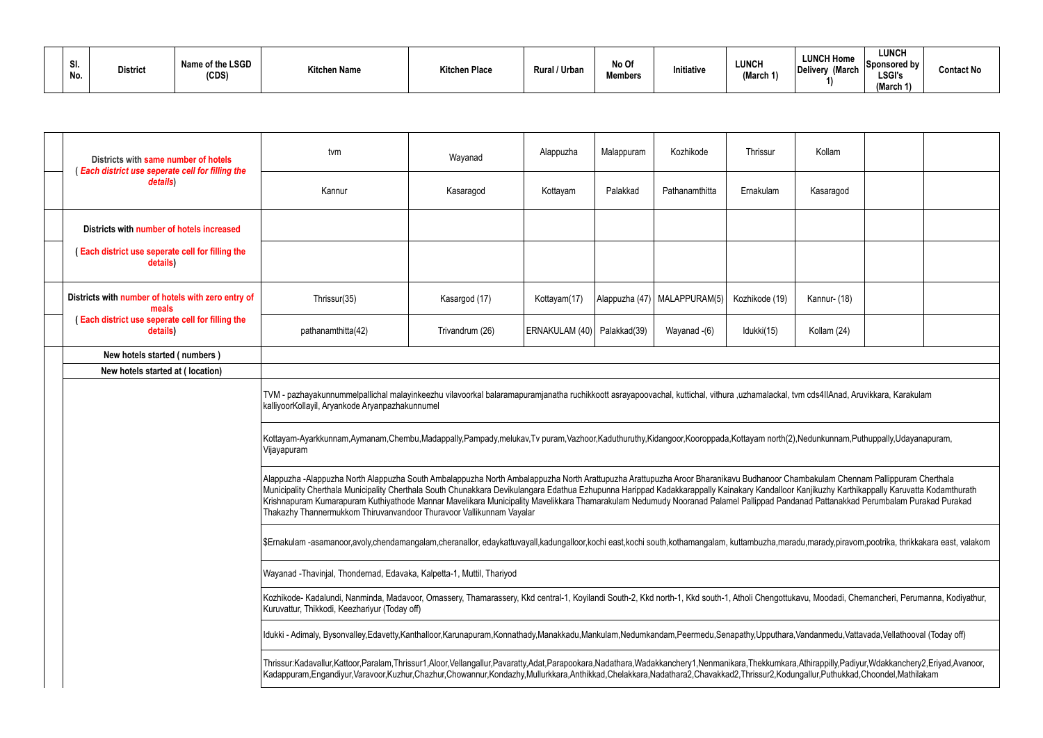| Sl. No. | District | Name of the LSGD (CDS) | Kitchen Name | Kitchen Place | Rural / Urban | No Of Members | Initiative | LUNCH (March 1) | LUNCH Home Delivery (March 1) | LUNCH Sponsored by LSGI's (March 1) | Contact No |
|---|---|---|---|---|---|---|---|---|---|---|---|

| | | | | | | | | | | |
|---|---|---|---|---|---|---|---|---|---|---|
| | Districts with **same number of hotels** ( ***Each district use seperate cell for filling the details***) | tvm | Wayanad | Alappuzha | Malappuram | Kozhikode | Thrissur | Kollam | | |
| | | Kannur | Kasaragod | Kottayam | Palakkad | Pathanamthitta | Ernakulam | Kasaragod | | |
| | Districts with **number of hotels increased** | | | | | | | | | |
| | **( Each district use seperate cell for filling the details)** | | | | | | | | | |
| | Districts with **number of hotels with zero entry of meals** **( Each district use seperate cell for filling the details)** | Thrissur(35) | Kasargod (17) | Kottayam(17) | Alappuzha (47) | MALAPPURAM(5) | Kozhikode (19) | Kannur- (18) | | |
| | | pathanamthitta(42) | Trivandrum (26) | ERNAKULAM (40) | Palakkad(39) | Wayanad -(6) | Idukki(15) | Kollam (24) | | |
| | **New hotels started ( numbers )** | | | | | | | | | |
| | **New hotels started at ( location)** | | | | | | | | | |
| | | TVM - pazhayakunnummelpallichal malayinkeezhu vilavoorkal balaramapuramjanatha ruchikkoott asrayapoovachal, kuttichal, vithura ,uzhamalackal, tvm cds4IIAnad, Aruvikkara, Karakulam kalliyoorKollayil, Aryankode Aryanpazhakunnumel | | | | | | | | |
| | | Kottayam-Ayarkkunnam,Aymanam,Chembu,Madappally,Pampady,melukav,Tv puram,Vazhoor,Kaduthuruthy,Kidangoor,Kooroppada,Kottayam north(2),Nedunkunnam,Puthuppally,Udayanapuram, Vijayapuram | | | | | | | | |
| | | Alappuzha -Alappuzha North Alappuzha South Ambalappuzha North Ambalappuzha North Arattupuzha Arattupuzha Aroor Bharanikavu Budhanoor Chambakulam Chennam Pallippuram Cherthala Municipality Cherthala Municipality Cherthala South Chunakkara Devikulangara Edathua Ezhupunna Harippad Kadakkarappally Kainakary Kandalloor Kanjikuzhy Karthikappally Karuvatta Kodamthurath Krishnapuram Kumarapuram Kuthiyathode Mannar Mavelikara Municipality Mavelikkara Thamarakulam Nedumudy Nooranad Palamel Pallippad Pandanad Pattanakkad Perumbalam Purakad Purakad Thakazhy Thannermukkom Thiruvanvandoor Thuravoor Vallikunnam Vayalar | | | | | | | | |
| | | $Ernakulam -asamanoor,avoly,chendamangalam,cheranallor, edaykattuvayall,kadungalloor,kochi east,kochi south,kothamangalam, kuttambuzha,maradu,marady,piravom,pootrika, thrikkakara east, valakom | | | | | | | | |
| | | Wayanad -Thavinjal, Thondernad, Edavaka, Kalpetta-1, Muttil, Thariyod | | | | | | | | |
| | | Kozhikode- Kadalundi, Nanminda, Madavoor, Omassery, Thamarassery, Kkd central-1, Koyilandi South-2, Kkd north-1, Kkd south-1, Atholi Chengottukavu, Moodadi, Chemancheri, Perumanna, Kodiyathur, Kuruvattur, Thikkodi, Keezhariyur (Today off) | | | | | | | | |
| | | Idukki - Adimaly, Bysonvalley,Edavetty,Kanthalloor,Karunapuram,Konnathady,Manakkadu,Mankulam,Nedumkandam,Peermedu,Senapathy,Upputhara,Vandanmedu,Vattavada,Vellathooval (Today off) | | | | | | | | |
| | | Thrissur:Kadavallur,Kattoor,Paralam,Thrissur1,Aloor,Vellangallur,Pavaratty,Adat,Parapookara,Nadathara,Wadakkanchery1,Nenmanikara,Thekkumkara,Athirappilly,Padiyur,Wdakkanchery2,Eriyad,Avanoor, Kadappuram,Engandiyur,Varavoor,Kuzhur,Chazhur,Chowannur,Kondazhy,Mullurkkara,Anthikkad,Chelakkara,Nadathara2,Chavakkad2,Thrissur2,Kodungallur,Puthukkad,Choondel,Mathilakam | | | | | | | | |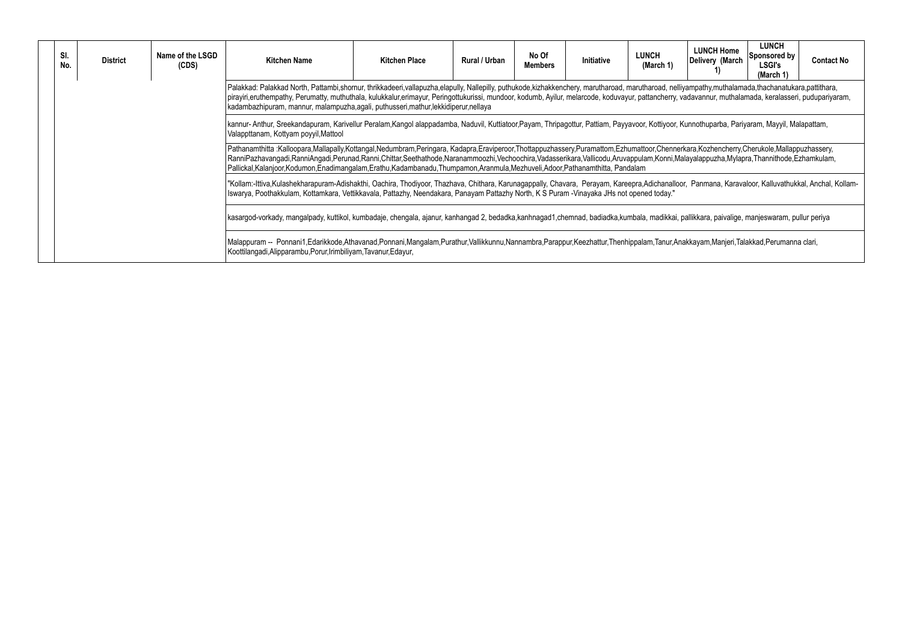| Sl. No. | District | Name of the LSGD (CDS) | Kitchen Name | Kitchen Place | Rural / Urban | No Of Members | Initiative | LUNCH (March 1) | LUNCH Home Delivery (March 1) | LUNCH Sponsored by LSGI's (March 1) | Contact No |
|---|---|---|---|---|---|---|---|---|---|---|---|
| | | | Palakkad: Palakkad North, Pattambi,shornur, thrikkadeeri,vallapuzha,elapully, Nallepilly, puthukode,kizhakkenchery, marutharoad, marutharoad, nelliyampathy,muthalamada,thachanatukara,pattithara, pirayiri,eruthempathy, Perumatty, muthuthala, kulukkalur,erimayur, Peringottukurissi, mundoor, kodumb, Ayilur, melarcode, koduvayur, pattancherry, vadavannur, muthalamada, keralasseri, pudupariyaram, kadambazhipuram, mannur, malampuzha,agali, puthusseri,mathur,lekkidiperur,nellaya | | | | | | | | |
| | | | kannur- Anthur, Sreekandapuram, Karivellur Peralam,Kangol alappadamba, Naduvil, Kuttiatoor,Payam, Thripagottur, Pattiam, Payyavoor, Kottiyoor, Kunnothuparba, Pariyaram, Mayyil, Malapattam, Valappttanam, Kottyam poyyil,Mattool | | | | | | | | |
| | | | Pathanamthitta :Kalloopara,Mallapally,Kottangal,Nedumbram,Peringara, Kadapra,Eraviperoor,Thottappuzhassery,Puramattom,Ezhumattoor,Chennerkara,Kozhencherry,Cherukole,Mallappuzhassery, RanniPazhavangadi,RanniAngadi,Perunad,Ranni,Chittar,Seethathode,Naranammoozhi,Vechoochira,Vadasserikara,Vallicodu,Aruvappulam,Konni,Malayalappuzha,Mylapra,Thannithode,Ezhamkulam, Pallickal,Kalanjoor,Kodumon,Enadimangalam,Erathu,Kadambanadu,Thumpamon,Aranmula,Mezhuveli,Adoor,Pathanamthitta, Pandalam | | | | | | | | |
| | | | "Kollam:-Ittiva,Kulashekharapuram-Adishakthi, Oachira, Thodiyoor, Thazhava, Chithara, Karunagappally, Chavara, Perayam, Kareepra,Adichanalloor, Panmana, Karavaloor, Kalluvathukkal, Anchal, Kollam-Iswarya, Poothakkulam, Kottamkara, Vettikkavala, Pattazhy, Neendakara, Panayam Pattazhy North, K S Puram -Vinayaka JHs not opened today." | | | | | | | | |
| | | | kasargod-vorkady, mangalpady, kuttikol, kumbadaje, chengala, ajanur, kanhangad 2, bedadka,kanhnagad1,chemnad, badiadka,kumbala, madikkai, pallikkara, paivalige, manjeswaram, pullur periya | | | | | | | | |
| | | | Malappuram -- Ponnani1,Edarikkode,Athavanad,Ponnani,Mangalam,Purathur,Vallikkunnu,Nannambra,Parappur,Keezhattur,Thenhippalam,Tanur,Anakkayam,Manjeri,Talakkad,Perumanna clari, Koottilangadi,Alipparambu,Porur,Irimbiliyam,Tavanur,Edayur, | | | | | | | | |